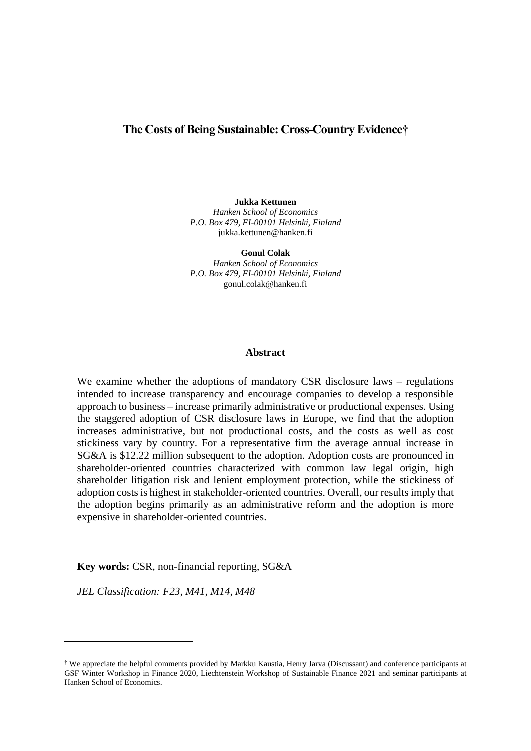# The Costs of Being Sustainable: Cross-Country Evidence†

**Jukka Kettunen**
*Hanken School of Economics*
*P.O. Box 479, FI-00101 Helsinki, Finland*
jukka.kettunen@hanken.fi

**Gonul Colak**
*Hanken School of Economics*
*P.O. Box 479, FI-00101 Helsinki, Finland*
gonul.colak@hanken.fi

## Abstract

We examine whether the adoptions of mandatory CSR disclosure laws – regulations intended to increase transparency and encourage companies to develop a responsible approach to business – increase primarily administrative or productional expenses. Using the staggered adoption of CSR disclosure laws in Europe, we find that the adoption increases administrative, but not productional costs, and the costs as well as cost stickiness vary by country. For a representative firm the average annual increase in SG&A is $12.22 million subsequent to the adoption. Adoption costs are pronounced in shareholder-oriented countries characterized with common law legal origin, high shareholder litigation risk and lenient employment protection, while the stickiness of adoption costs is highest in stakeholder-oriented countries. Overall, our results imply that the adoption begins primarily as an administrative reform and the adoption is more expensive in shareholder-oriented countries.

**Key words:** CSR, non-financial reporting, SG&A

*JEL Classification: F23, M41, M14, M48*

† We appreciate the helpful comments provided by Markku Kaustia, Henry Jarva (Discussant) and conference participants at GSF Winter Workshop in Finance 2020, Liechtenstein Workshop of Sustainable Finance 2021 and seminar participants at Hanken School of Economics.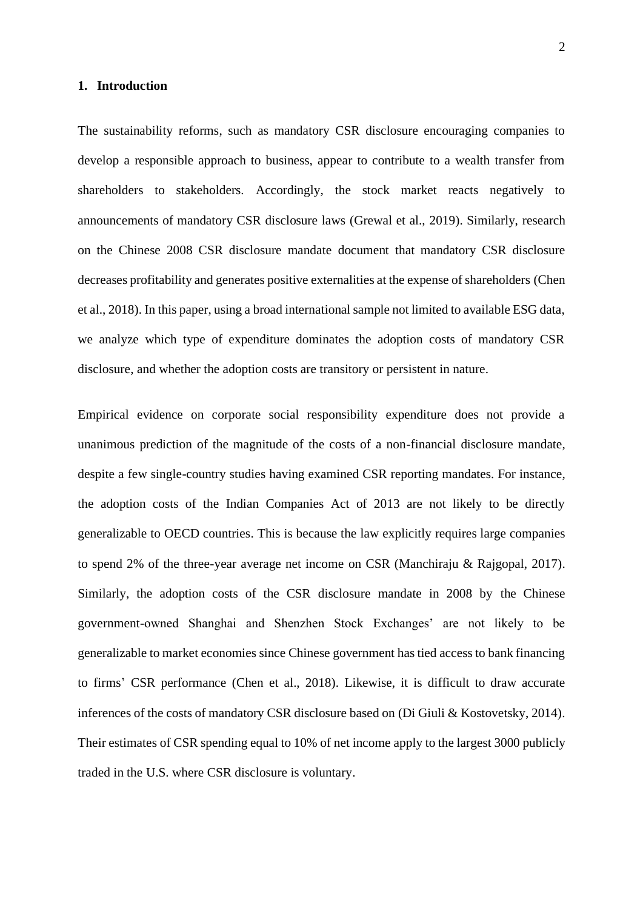## 1. Introduction

The sustainability reforms, such as mandatory CSR disclosure encouraging companies to develop a responsible approach to business, appear to contribute to a wealth transfer from shareholders to stakeholders. Accordingly, the stock market reacts negatively to announcements of mandatory CSR disclosure laws (Grewal et al., 2019). Similarly, research on the Chinese 2008 CSR disclosure mandate document that mandatory CSR disclosure decreases profitability and generates positive externalities at the expense of shareholders (Chen et al., 2018). In this paper, using a broad international sample not limited to available ESG data, we analyze which type of expenditure dominates the adoption costs of mandatory CSR disclosure, and whether the adoption costs are transitory or persistent in nature.

Empirical evidence on corporate social responsibility expenditure does not provide a unanimous prediction of the magnitude of the costs of a non-financial disclosure mandate, despite a few single-country studies having examined CSR reporting mandates. For instance, the adoption costs of the Indian Companies Act of 2013 are not likely to be directly generalizable to OECD countries. This is because the law explicitly requires large companies to spend 2% of the three-year average net income on CSR (Manchiraju & Rajgopal, 2017). Similarly, the adoption costs of the CSR disclosure mandate in 2008 by the Chinese government-owned Shanghai and Shenzhen Stock Exchanges' are not likely to be generalizable to market economies since Chinese government has tied access to bank financing to firms' CSR performance (Chen et al., 2018). Likewise, it is difficult to draw accurate inferences of the costs of mandatory CSR disclosure based on (Di Giuli & Kostovetsky, 2014). Their estimates of CSR spending equal to 10% of net income apply to the largest 3000 publicly traded in the U.S. where CSR disclosure is voluntary.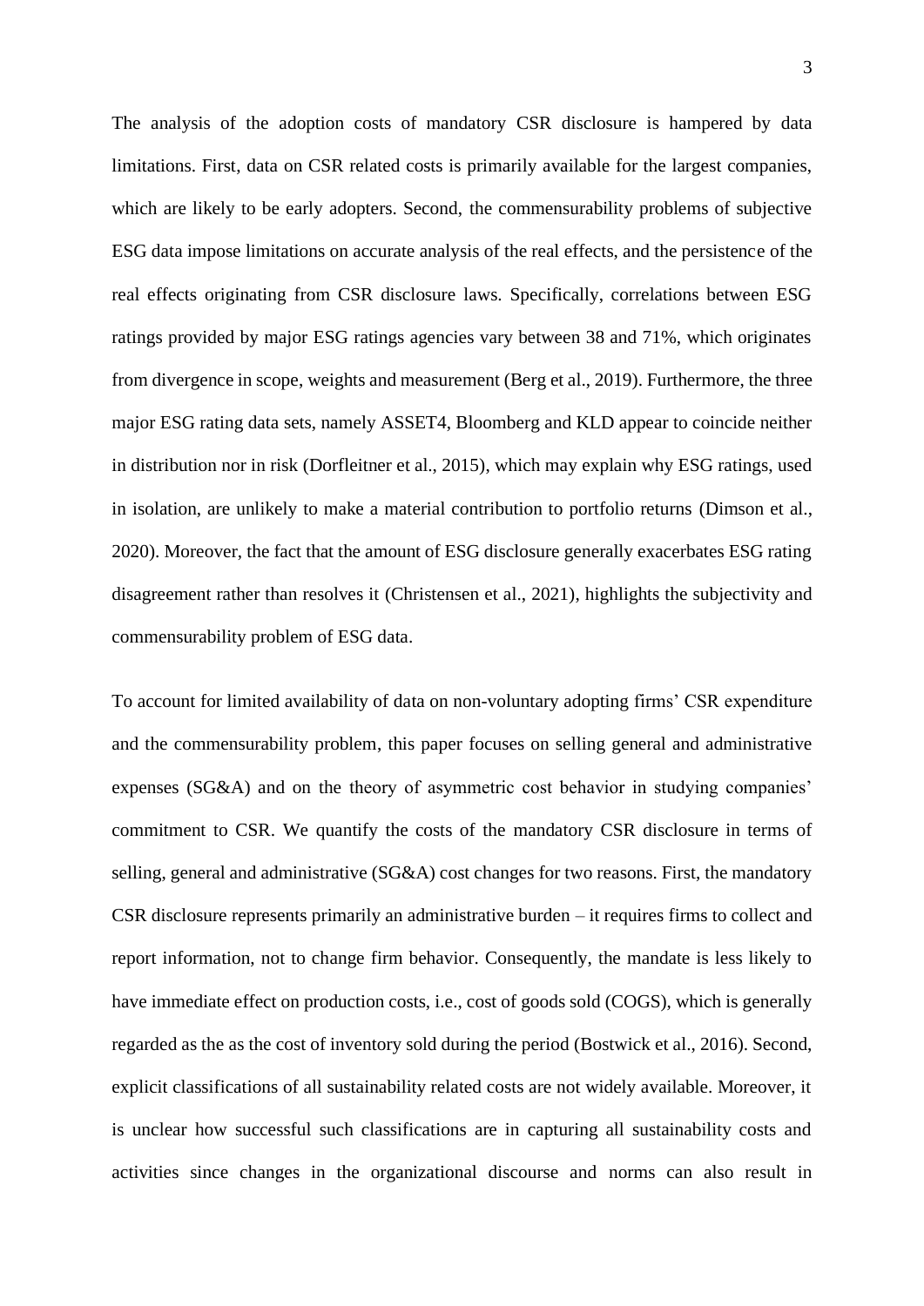The analysis of the adoption costs of mandatory CSR disclosure is hampered by data limitations. First, data on CSR related costs is primarily available for the largest companies, which are likely to be early adopters. Second, the commensurability problems of subjective ESG data impose limitations on accurate analysis of the real effects, and the persistence of the real effects originating from CSR disclosure laws. Specifically, correlations between ESG ratings provided by major ESG ratings agencies vary between 38 and 71%, which originates from divergence in scope, weights and measurement (Berg et al., 2019). Furthermore, the three major ESG rating data sets, namely ASSET4, Bloomberg and KLD appear to coincide neither in distribution nor in risk (Dorfleitner et al., 2015), which may explain why ESG ratings, used in isolation, are unlikely to make a material contribution to portfolio returns (Dimson et al., 2020). Moreover, the fact that the amount of ESG disclosure generally exacerbates ESG rating disagreement rather than resolves it (Christensen et al., 2021), highlights the subjectivity and commensurability problem of ESG data.

To account for limited availability of data on non-voluntary adopting firms' CSR expenditure and the commensurability problem, this paper focuses on selling general and administrative expenses (SG&A) and on the theory of asymmetric cost behavior in studying companies' commitment to CSR. We quantify the costs of the mandatory CSR disclosure in terms of selling, general and administrative (SG&A) cost changes for two reasons. First, the mandatory CSR disclosure represents primarily an administrative burden – it requires firms to collect and report information, not to change firm behavior. Consequently, the mandate is less likely to have immediate effect on production costs, i.e., cost of goods sold (COGS), which is generally regarded as the as the cost of inventory sold during the period (Bostwick et al., 2016). Second, explicit classifications of all sustainability related costs are not widely available. Moreover, it is unclear how successful such classifications are in capturing all sustainability costs and activities since changes in the organizational discourse and norms can also result in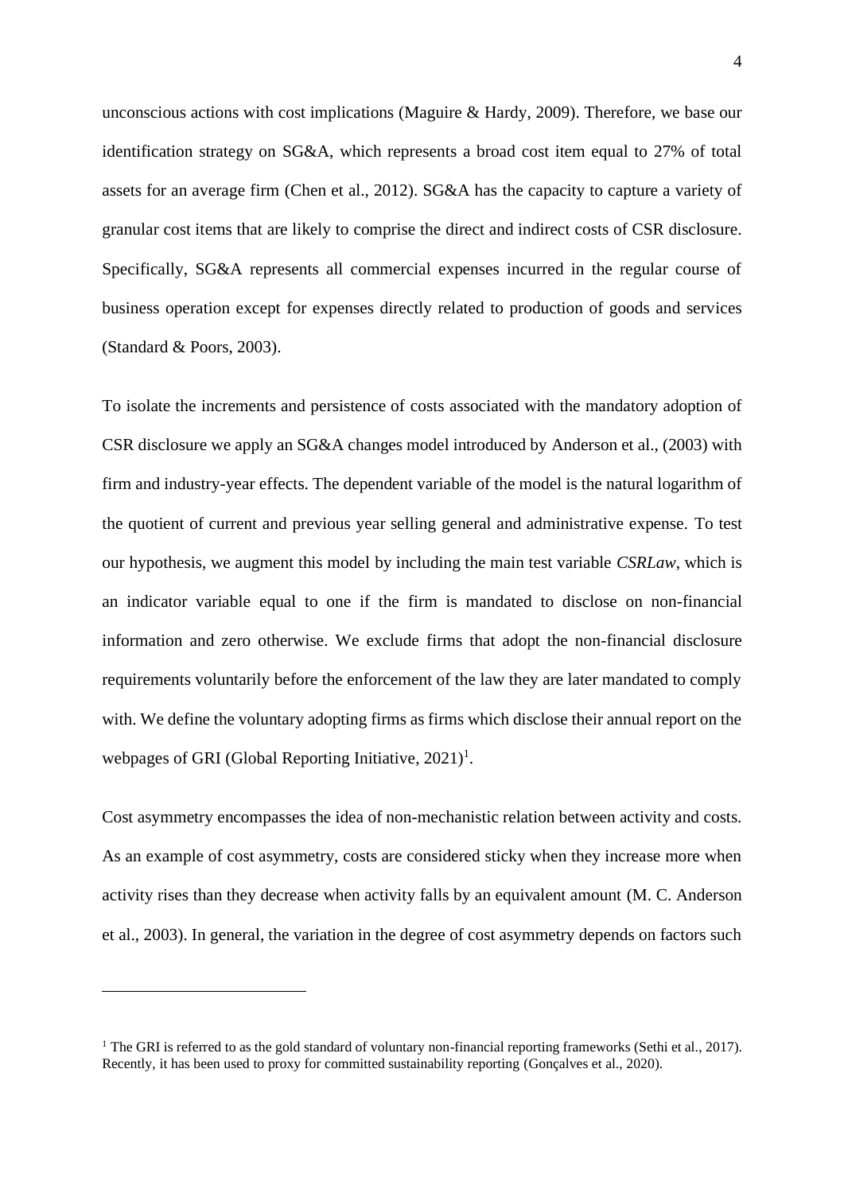unconscious actions with cost implications (Maguire & Hardy, 2009). Therefore, we base our identification strategy on SG&A, which represents a broad cost item equal to 27% of total assets for an average firm (Chen et al., 2012). SG&A has the capacity to capture a variety of granular cost items that are likely to comprise the direct and indirect costs of CSR disclosure. Specifically, SG&A represents all commercial expenses incurred in the regular course of business operation except for expenses directly related to production of goods and services (Standard & Poors, 2003).

To isolate the increments and persistence of costs associated with the mandatory adoption of CSR disclosure we apply an SG&A changes model introduced by Anderson et al., (2003) with firm and industry-year effects. The dependent variable of the model is the natural logarithm of the quotient of current and previous year selling general and administrative expense. To test our hypothesis, we augment this model by including the main test variable *CSRLaw*, which is an indicator variable equal to one if the firm is mandated to disclose on non-financial information and zero otherwise. We exclude firms that adopt the non-financial disclosure requirements voluntarily before the enforcement of the law they are later mandated to comply with. We define the voluntary adopting firms as firms which disclose their annual report on the webpages of GRI (Global Reporting Initiative, 2021)[1].

Cost asymmetry encompasses the idea of non-mechanistic relation between activity and costs. As an example of cost asymmetry, costs are considered sticky when they increase more when activity rises than they decrease when activity falls by an equivalent amount (M. C. Anderson et al., 2003). In general, the variation in the degree of cost asymmetry depends on factors such

[1] The GRI is referred to as the gold standard of voluntary non-financial reporting frameworks (Sethi et al., 2017). Recently, it has been used to proxy for committed sustainability reporting (Gonçalves et al., 2020).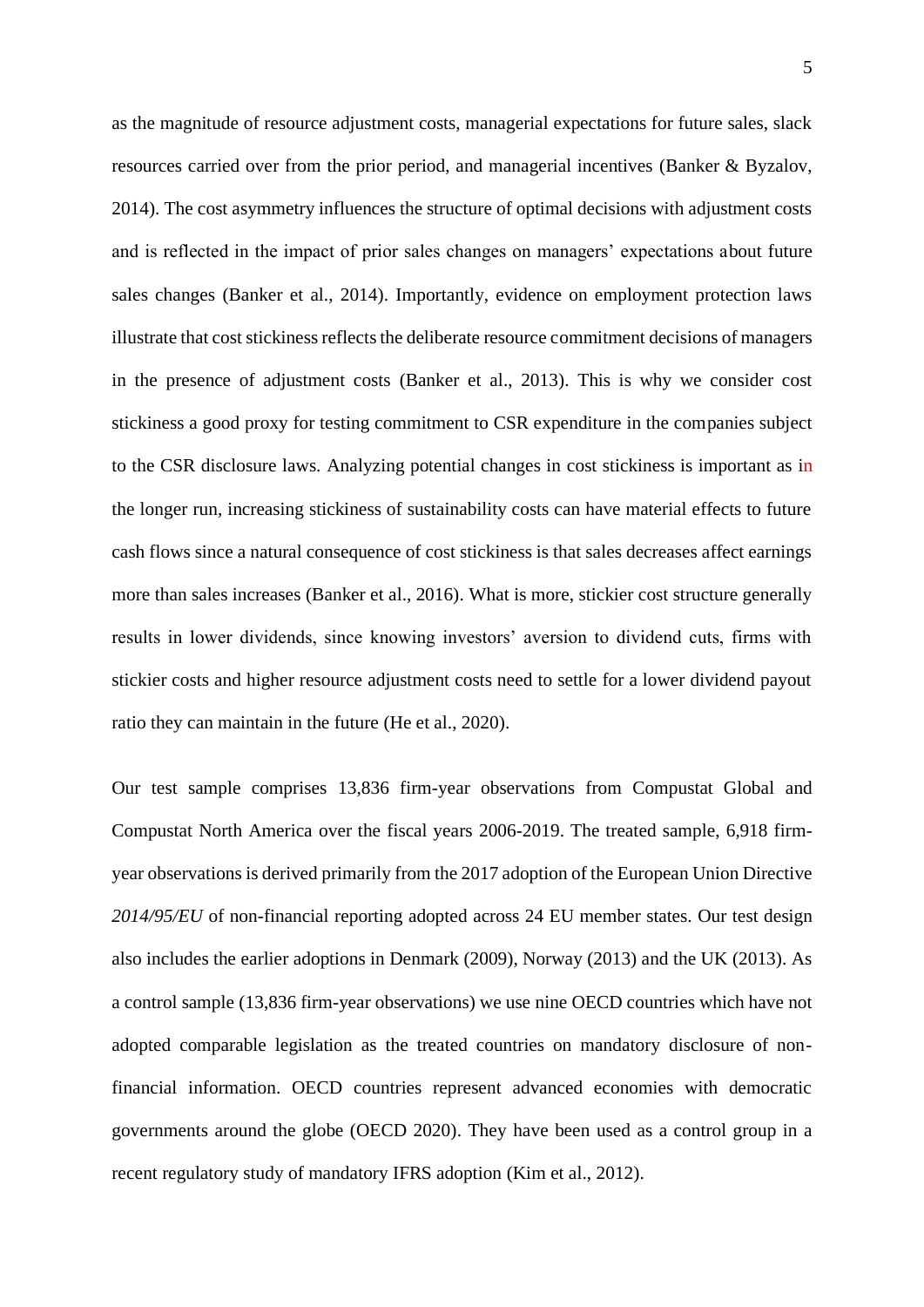as the magnitude of resource adjustment costs, managerial expectations for future sales, slack resources carried over from the prior period, and managerial incentives (Banker & Byzalov, 2014). The cost asymmetry influences the structure of optimal decisions with adjustment costs and is reflected in the impact of prior sales changes on managers' expectations about future sales changes (Banker et al., 2014). Importantly, evidence on employment protection laws illustrate that cost stickiness reflects the deliberate resource commitment decisions of managers in the presence of adjustment costs (Banker et al., 2013). This is why we consider cost stickiness a good proxy for testing commitment to CSR expenditure in the companies subject to the CSR disclosure laws. Analyzing potential changes in cost stickiness is important as in the longer run, increasing stickiness of sustainability costs can have material effects to future cash flows since a natural consequence of cost stickiness is that sales decreases affect earnings more than sales increases (Banker et al., 2016). What is more, stickier cost structure generally results in lower dividends, since knowing investors' aversion to dividend cuts, firms with stickier costs and higher resource adjustment costs need to settle for a lower dividend payout ratio they can maintain in the future (He et al., 2020).

Our test sample comprises 13,836 firm-year observations from Compustat Global and Compustat North America over the fiscal years 2006-2019. The treated sample, 6,918 firm-year observations is derived primarily from the 2017 adoption of the European Union Directive *2014/95/EU* of non-financial reporting adopted across 24 EU member states. Our test design also includes the earlier adoptions in Denmark (2009), Norway (2013) and the UK (2013). As a control sample (13,836 firm-year observations) we use nine OECD countries which have not adopted comparable legislation as the treated countries on mandatory disclosure of non-financial information. OECD countries represent advanced economies with democratic governments around the globe (OECD 2020). They have been used as a control group in a recent regulatory study of mandatory IFRS adoption (Kim et al., 2012).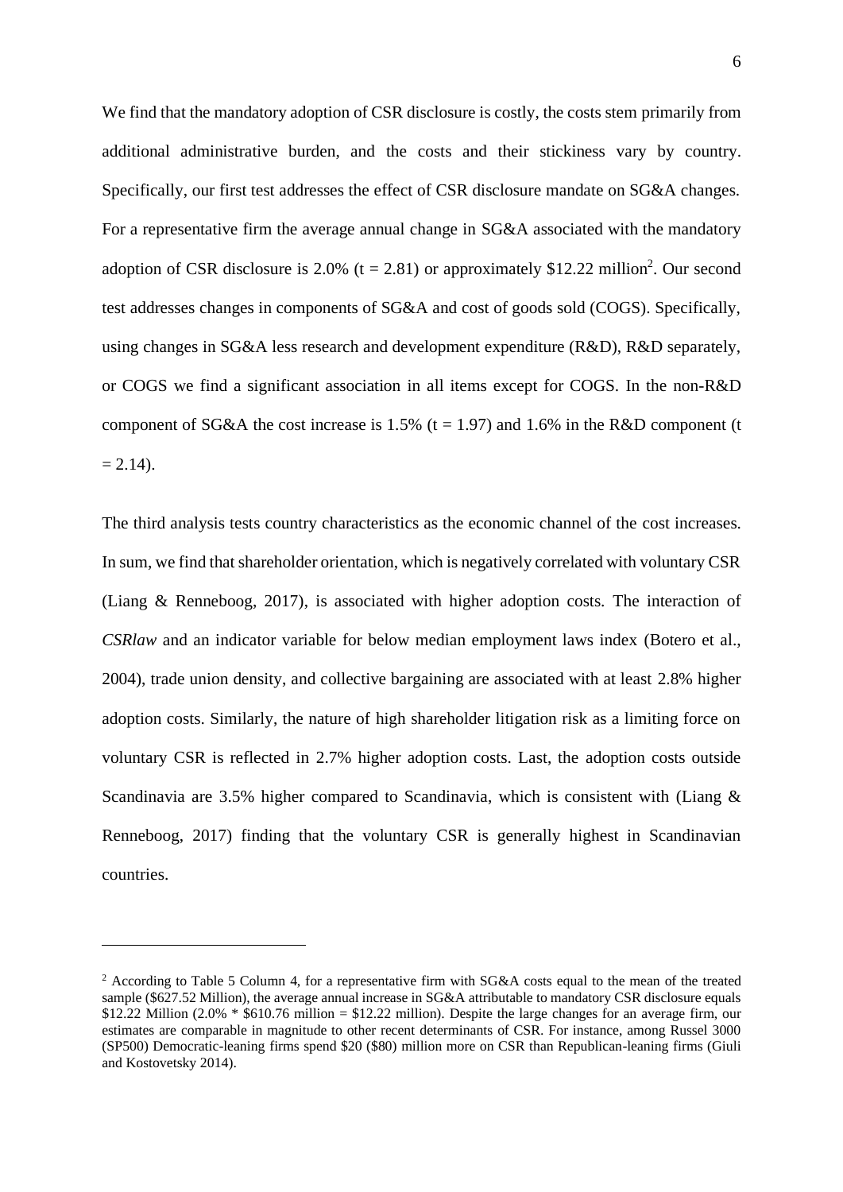We find that the mandatory adoption of CSR disclosure is costly, the costs stem primarily from additional administrative burden, and the costs and their stickiness vary by country. Specifically, our first test addresses the effect of CSR disclosure mandate on SG&A changes. For a representative firm the average annual change in SG&A associated with the mandatory adoption of CSR disclosure is 2.0% ($t = 2.81$) or approximately \$12.22 million[2]. Our second test addresses changes in components of SG&A and cost of goods sold (COGS). Specifically, using changes in SG&A less research and development expenditure (R&D), R&D separately, or COGS we find a significant association in all items except for COGS. In the non-R&D component of SG&A the cost increase is 1.5% ($t = 1.97$) and 1.6% in the R&D component ($t = 2.14$).

The third analysis tests country characteristics as the economic channel of the cost increases. In sum, we find that shareholder orientation, which is negatively correlated with voluntary CSR (Liang & Renneboog, 2017), is associated with higher adoption costs. The interaction of *CSRlaw* and an indicator variable for below median employment laws index (Botero et al., 2004), trade union density, and collective bargaining are associated with at least 2.8% higher adoption costs. Similarly, the nature of high shareholder litigation risk as a limiting force on voluntary CSR is reflected in 2.7% higher adoption costs. Last, the adoption costs outside Scandinavia are 3.5% higher compared to Scandinavia, which is consistent with (Liang & Renneboog, 2017) finding that the voluntary CSR is generally highest in Scandinavian countries.

---

[2] According to Table 5 Column 4, for a representative firm with SG&A costs equal to the mean of the treated sample (\$627.52 Million), the average annual increase in SG&A attributable to mandatory CSR disclosure equals \$12.22 Million (2.0% * \$610.76 million = \$12.22 million). Despite the large changes for an average firm, our estimates are comparable in magnitude to other recent determinants of CSR. For instance, among Russel 3000 (SP500) Democratic-leaning firms spend \$20 (\$80) million more on CSR than Republican-leaning firms (Giuli and Kostovetsky 2014).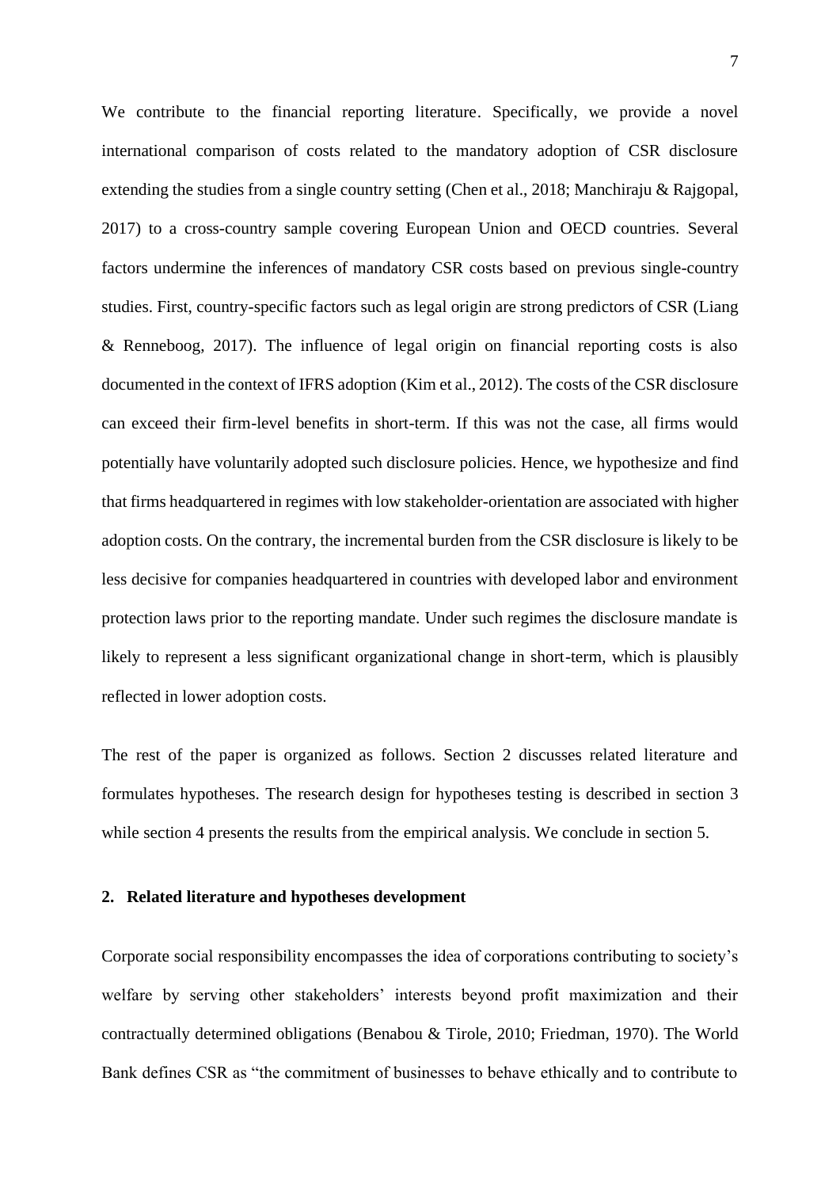We contribute to the financial reporting literature. Specifically, we provide a novel international comparison of costs related to the mandatory adoption of CSR disclosure extending the studies from a single country setting (Chen et al., 2018; Manchiraju & Rajgopal, 2017) to a cross-country sample covering European Union and OECD countries. Several factors undermine the inferences of mandatory CSR costs based on previous single-country studies. First, country-specific factors such as legal origin are strong predictors of CSR (Liang & Renneboog, 2017). The influence of legal origin on financial reporting costs is also documented in the context of IFRS adoption (Kim et al., 2012). The costs of the CSR disclosure can exceed their firm-level benefits in short-term. If this was not the case, all firms would potentially have voluntarily adopted such disclosure policies. Hence, we hypothesize and find that firms headquartered in regimes with low stakeholder-orientation are associated with higher adoption costs. On the contrary, the incremental burden from the CSR disclosure is likely to be less decisive for companies headquartered in countries with developed labor and environment protection laws prior to the reporting mandate. Under such regimes the disclosure mandate is likely to represent a less significant organizational change in short-term, which is plausibly reflected in lower adoption costs.

The rest of the paper is organized as follows. Section 2 discusses related literature and formulates hypotheses. The research design for hypotheses testing is described in section 3 while section 4 presents the results from the empirical analysis. We conclude in section 5.

## 2. Related literature and hypotheses development

Corporate social responsibility encompasses the idea of corporations contributing to society's welfare by serving other stakeholders' interests beyond profit maximization and their contractually determined obligations (Benabou & Tirole, 2010; Friedman, 1970). The World Bank defines CSR as "the commitment of businesses to behave ethically and to contribute to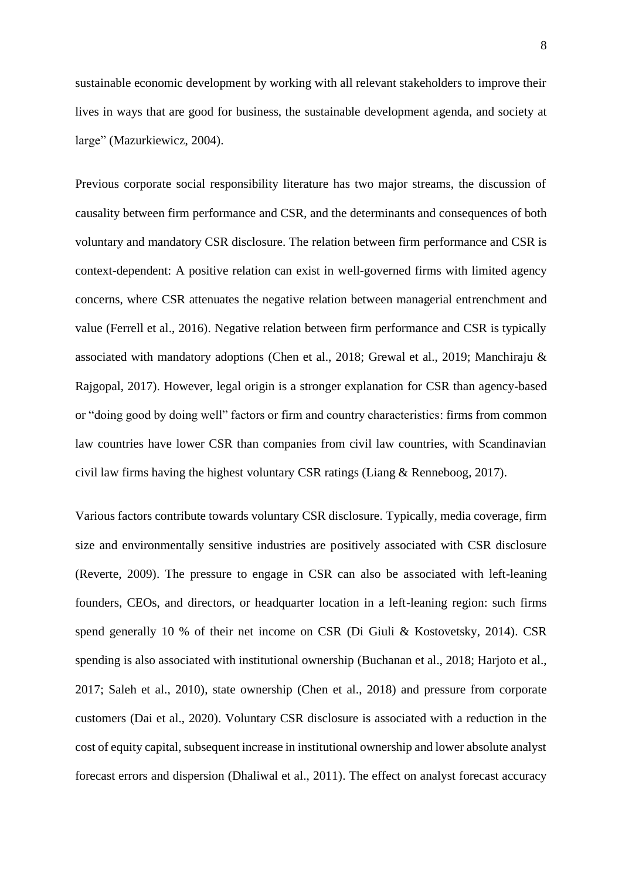sustainable economic development by working with all relevant stakeholders to improve their lives in ways that are good for business, the sustainable development agenda, and society at large" (Mazurkiewicz, 2004).

Previous corporate social responsibility literature has two major streams, the discussion of causality between firm performance and CSR, and the determinants and consequences of both voluntary and mandatory CSR disclosure. The relation between firm performance and CSR is context-dependent: A positive relation can exist in well-governed firms with limited agency concerns, where CSR attenuates the negative relation between managerial entrenchment and value (Ferrell et al., 2016). Negative relation between firm performance and CSR is typically associated with mandatory adoptions (Chen et al., 2018; Grewal et al., 2019; Manchiraju & Rajgopal, 2017). However, legal origin is a stronger explanation for CSR than agency-based or "doing good by doing well" factors or firm and country characteristics: firms from common law countries have lower CSR than companies from civil law countries, with Scandinavian civil law firms having the highest voluntary CSR ratings (Liang & Renneboog, 2017).

Various factors contribute towards voluntary CSR disclosure. Typically, media coverage, firm size and environmentally sensitive industries are positively associated with CSR disclosure (Reverte, 2009). The pressure to engage in CSR can also be associated with left-leaning founders, CEOs, and directors, or headquarter location in a left-leaning region: such firms spend generally 10 % of their net income on CSR (Di Giuli & Kostovetsky, 2014). CSR spending is also associated with institutional ownership (Buchanan et al., 2018; Harjoto et al., 2017; Saleh et al., 2010), state ownership (Chen et al., 2018) and pressure from corporate customers (Dai et al., 2020). Voluntary CSR disclosure is associated with a reduction in the cost of equity capital, subsequent increase in institutional ownership and lower absolute analyst forecast errors and dispersion (Dhaliwal et al., 2011). The effect on analyst forecast accuracy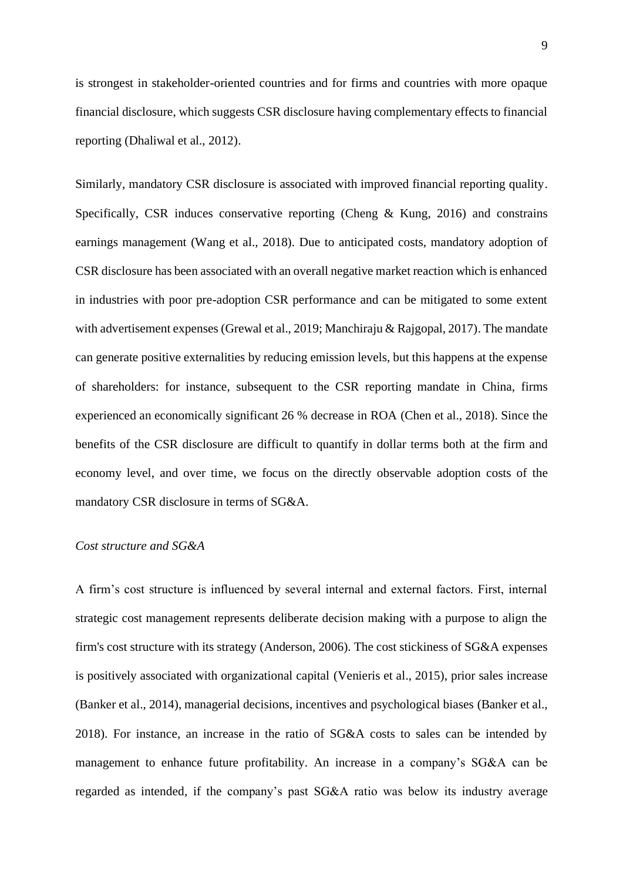is strongest in stakeholder-oriented countries and for firms and countries with more opaque financial disclosure, which suggests CSR disclosure having complementary effects to financial reporting (Dhaliwal et al., 2012).

Similarly, mandatory CSR disclosure is associated with improved financial reporting quality. Specifically, CSR induces conservative reporting (Cheng & Kung, 2016) and constrains earnings management (Wang et al., 2018). Due to anticipated costs, mandatory adoption of CSR disclosure has been associated with an overall negative market reaction which is enhanced in industries with poor pre-adoption CSR performance and can be mitigated to some extent with advertisement expenses (Grewal et al., 2019; Manchiraju & Rajgopal, 2017). The mandate can generate positive externalities by reducing emission levels, but this happens at the expense of shareholders: for instance, subsequent to the CSR reporting mandate in China, firms experienced an economically significant 26 % decrease in ROA (Chen et al., 2018). Since the benefits of the CSR disclosure are difficult to quantify in dollar terms both at the firm and economy level, and over time, we focus on the directly observable adoption costs of the mandatory CSR disclosure in terms of SG&A.

*Cost structure and SG&A*

A firm's cost structure is influenced by several internal and external factors. First, internal strategic cost management represents deliberate decision making with a purpose to align the firm's cost structure with its strategy (Anderson, 2006). The cost stickiness of SG&A expenses is positively associated with organizational capital (Venieris et al., 2015), prior sales increase (Banker et al., 2014), managerial decisions, incentives and psychological biases (Banker et al., 2018). For instance, an increase in the ratio of SG&A costs to sales can be intended by management to enhance future profitability. An increase in a company's SG&A can be regarded as intended, if the company's past SG&A ratio was below its industry average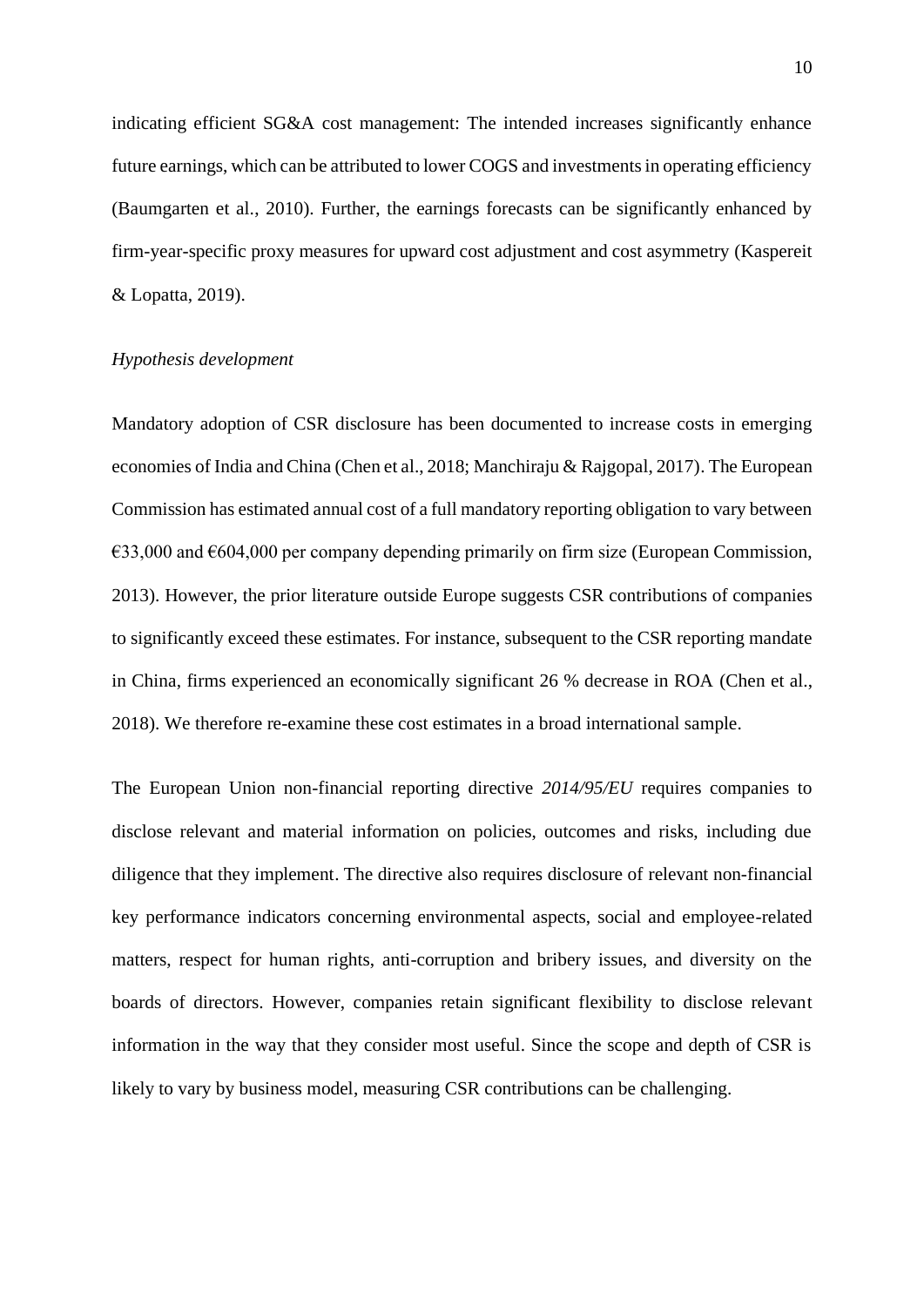indicating efficient SG&A cost management: The intended increases significantly enhance future earnings, which can be attributed to lower COGS and investments in operating efficiency (Baumgarten et al., 2010). Further, the earnings forecasts can be significantly enhanced by firm-year-specific proxy measures for upward cost adjustment and cost asymmetry (Kaspereit & Lopatta, 2019).

### *Hypothesis development*

Mandatory adoption of CSR disclosure has been documented to increase costs in emerging economies of India and China (Chen et al., 2018; Manchiraju & Rajgopal, 2017). The European Commission has estimated annual cost of a full mandatory reporting obligation to vary between €33,000 and €604,000 per company depending primarily on firm size (European Commission, 2013). However, the prior literature outside Europe suggests CSR contributions of companies to significantly exceed these estimates. For instance, subsequent to the CSR reporting mandate in China, firms experienced an economically significant 26 % decrease in ROA (Chen et al., 2018). We therefore re-examine these cost estimates in a broad international sample.

The European Union non-financial reporting directive *2014/95/EU* requires companies to disclose relevant and material information on policies, outcomes and risks, including due diligence that they implement. The directive also requires disclosure of relevant non-financial key performance indicators concerning environmental aspects, social and employee-related matters, respect for human rights, anti-corruption and bribery issues, and diversity on the boards of directors. However, companies retain significant flexibility to disclose relevant information in the way that they consider most useful. Since the scope and depth of CSR is likely to vary by business model, measuring CSR contributions can be challenging.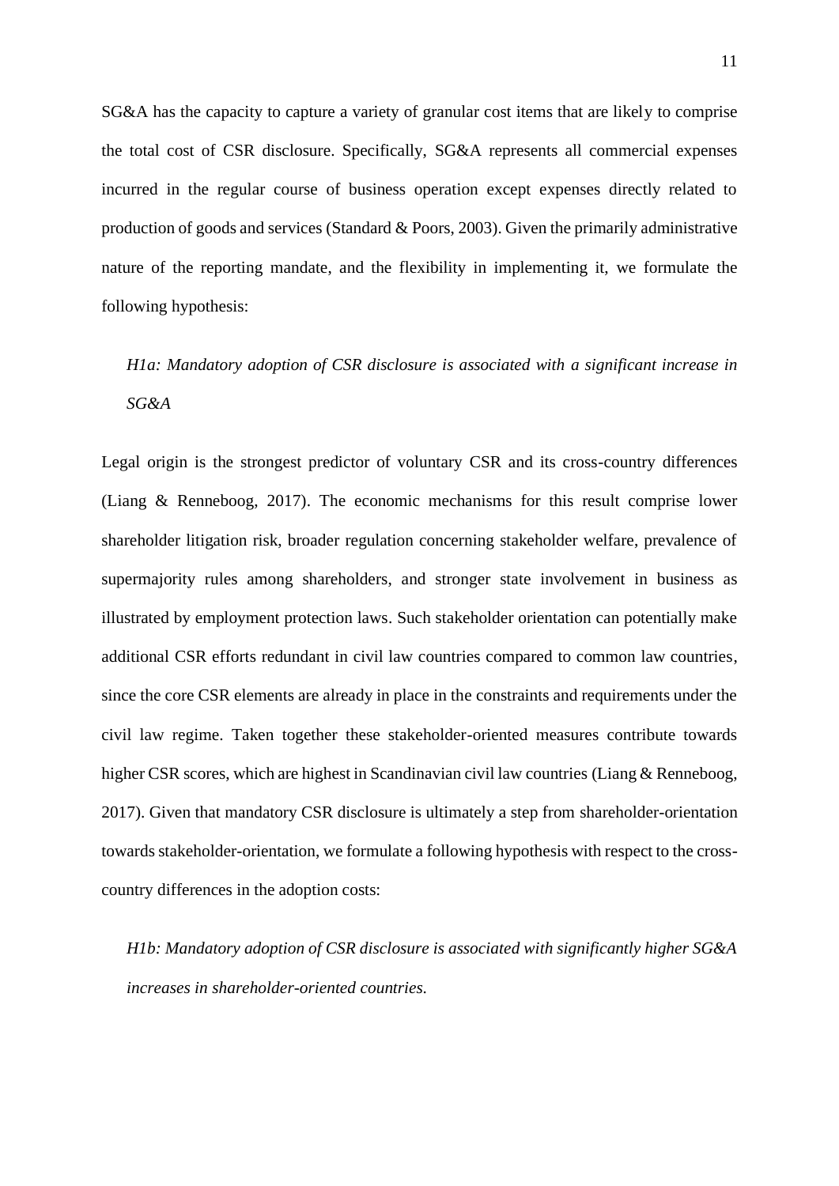SG&A has the capacity to capture a variety of granular cost items that are likely to comprise the total cost of CSR disclosure. Specifically, SG&A represents all commercial expenses incurred in the regular course of business operation except expenses directly related to production of goods and services (Standard & Poors, 2003). Given the primarily administrative nature of the reporting mandate, and the flexibility in implementing it, we formulate the following hypothesis:

> *H1a: Mandatory adoption of CSR disclosure is associated with a significant increase in SG&A*

Legal origin is the strongest predictor of voluntary CSR and its cross-country differences (Liang & Renneboog, 2017). The economic mechanisms for this result comprise lower shareholder litigation risk, broader regulation concerning stakeholder welfare, prevalence of supermajority rules among shareholders, and stronger state involvement in business as illustrated by employment protection laws. Such stakeholder orientation can potentially make additional CSR efforts redundant in civil law countries compared to common law countries, since the core CSR elements are already in place in the constraints and requirements under the civil law regime. Taken together these stakeholder-oriented measures contribute towards higher CSR scores, which are highest in Scandinavian civil law countries (Liang & Renneboog, 2017). Given that mandatory CSR disclosure is ultimately a step from shareholder-orientation towards stakeholder-orientation, we formulate a following hypothesis with respect to the cross-country differences in the adoption costs:

> *H1b: Mandatory adoption of CSR disclosure is associated with significantly higher SG&A increases in shareholder-oriented countries.*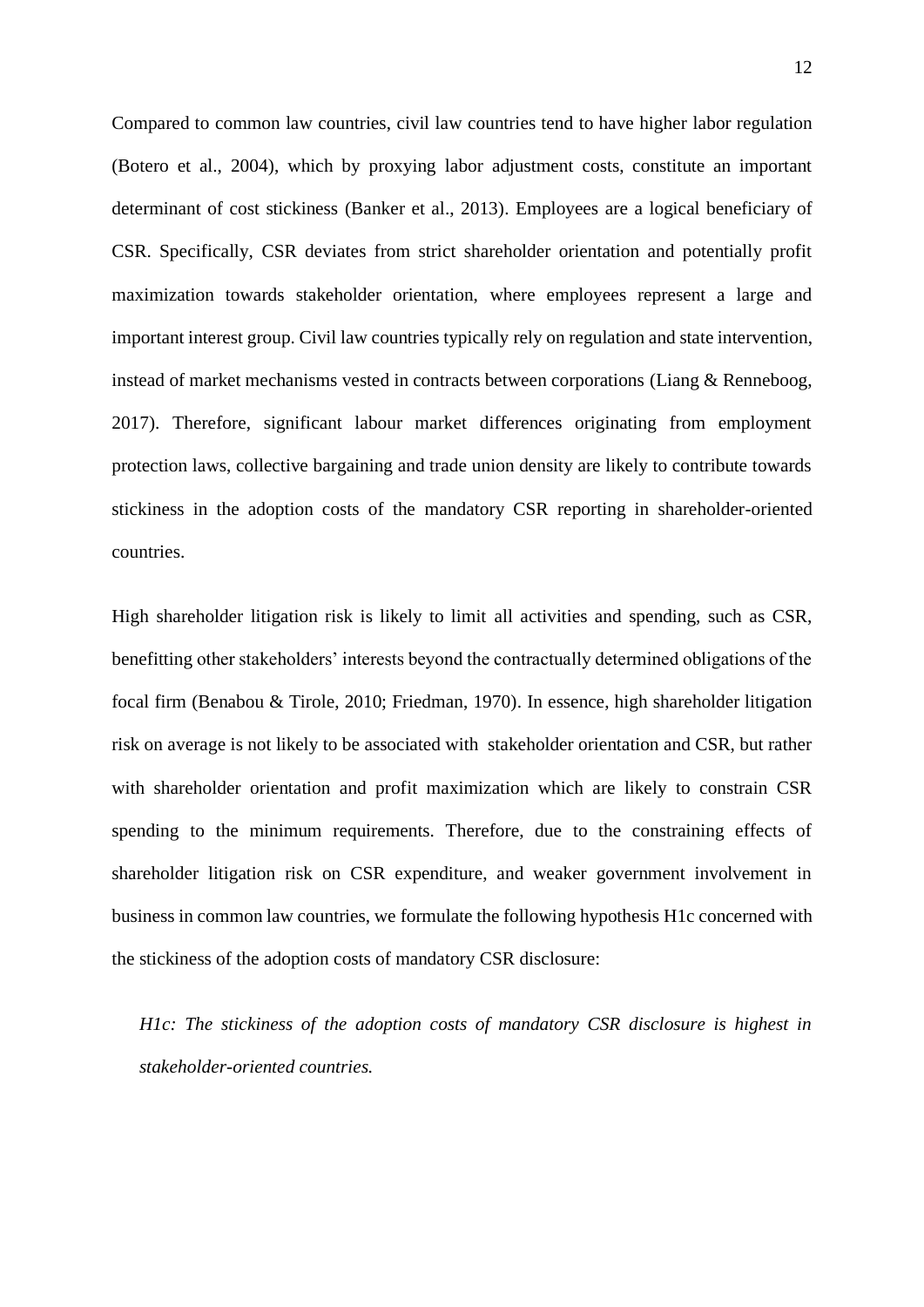Compared to common law countries, civil law countries tend to have higher labor regulation (Botero et al., 2004), which by proxying labor adjustment costs, constitute an important determinant of cost stickiness (Banker et al., 2013). Employees are a logical beneficiary of CSR. Specifically, CSR deviates from strict shareholder orientation and potentially profit maximization towards stakeholder orientation, where employees represent a large and important interest group. Civil law countries typically rely on regulation and state intervention, instead of market mechanisms vested in contracts between corporations (Liang & Renneboog, 2017). Therefore, significant labour market differences originating from employment protection laws, collective bargaining and trade union density are likely to contribute towards stickiness in the adoption costs of the mandatory CSR reporting in shareholder-oriented countries.

High shareholder litigation risk is likely to limit all activities and spending, such as CSR, benefitting other stakeholders' interests beyond the contractually determined obligations of the focal firm (Benabou & Tirole, 2010; Friedman, 1970). In essence, high shareholder litigation risk on average is not likely to be associated with stakeholder orientation and CSR, but rather with shareholder orientation and profit maximization which are likely to constrain CSR spending to the minimum requirements. Therefore, due to the constraining effects of shareholder litigation risk on CSR expenditure, and weaker government involvement in business in common law countries, we formulate the following hypothesis H1c concerned with the stickiness of the adoption costs of mandatory CSR disclosure:

*H1c: The stickiness of the adoption costs of mandatory CSR disclosure is highest in stakeholder-oriented countries.*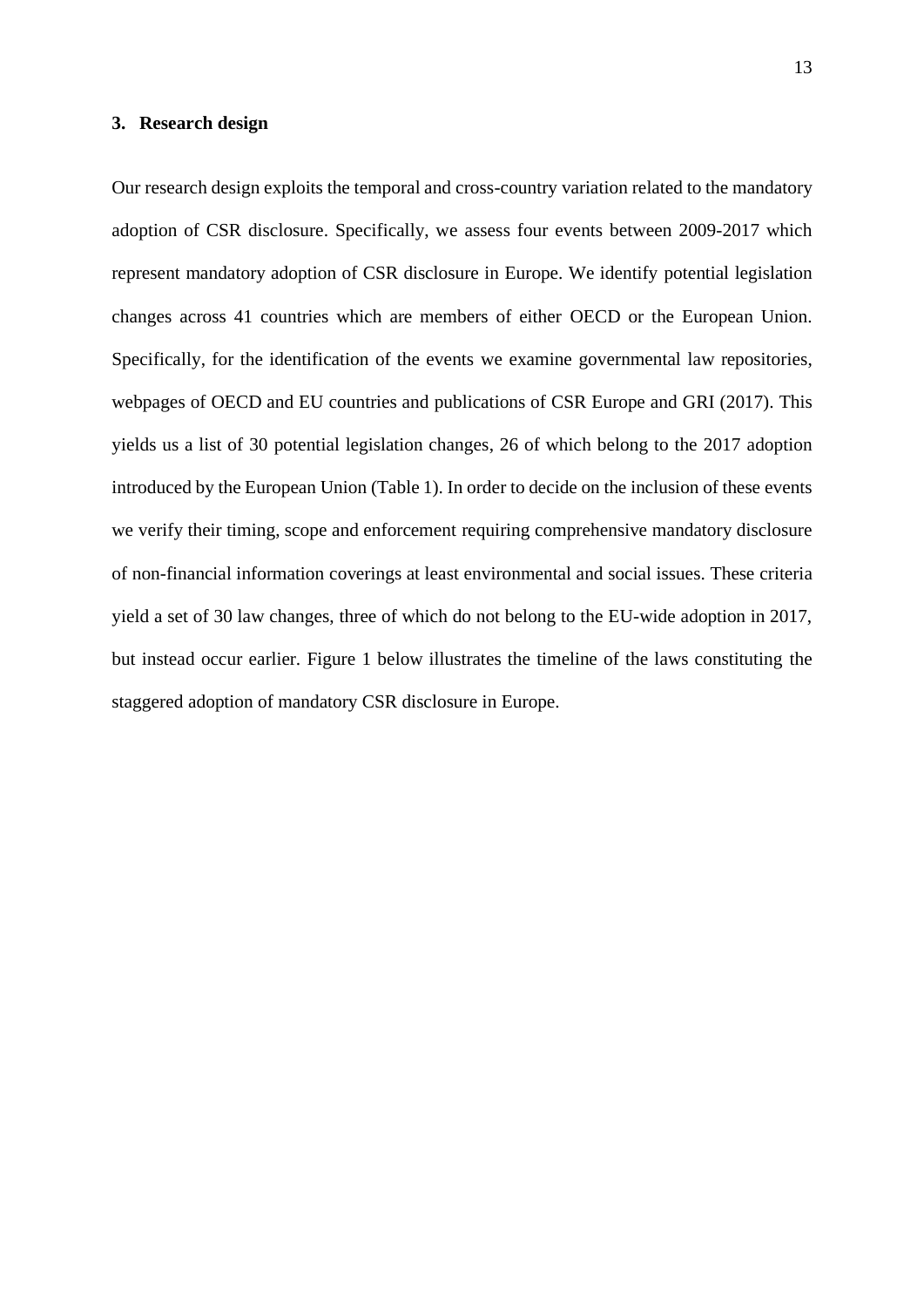## 3. Research design

Our research design exploits the temporal and cross-country variation related to the mandatory adoption of CSR disclosure. Specifically, we assess four events between 2009-2017 which represent mandatory adoption of CSR disclosure in Europe. We identify potential legislation changes across 41 countries which are members of either OECD or the European Union. Specifically, for the identification of the events we examine governmental law repositories, webpages of OECD and EU countries and publications of CSR Europe and GRI (2017). This yields us a list of 30 potential legislation changes, 26 of which belong to the 2017 adoption introduced by the European Union (Table 1). In order to decide on the inclusion of these events we verify their timing, scope and enforcement requiring comprehensive mandatory disclosure of non-financial information coverings at least environmental and social issues. These criteria yield a set of 30 law changes, three of which do not belong to the EU-wide adoption in 2017, but instead occur earlier. Figure 1 below illustrates the timeline of the laws constituting the staggered adoption of mandatory CSR disclosure in Europe.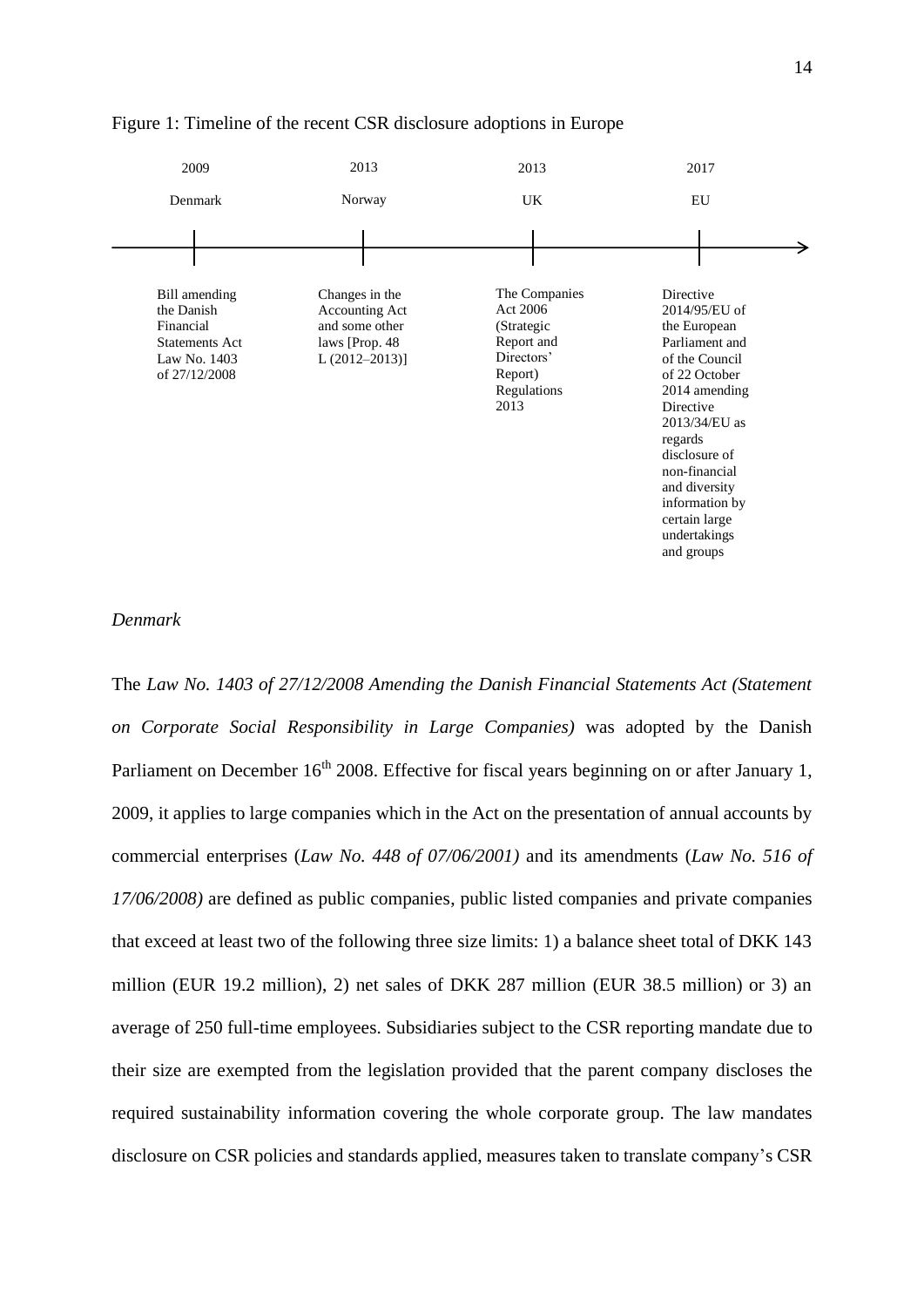Figure 1: Timeline of the recent CSR disclosure adoptions in Europe

| 2009 | 2013 | 2013 | 2017 |
|---|---|---|---|
| Denmark | Norway | UK | EU |
| Bill amending the Danish Financial Statements Act Law No. 1403 of 27/12/2008 | Changes in the Accounting Act and some other laws [Prop. 48 L (2012–2013)] | The Companies Act 2006 (Strategic Report and Directors' Report) Regulations 2013 | Directive 2014/95/EU of the European Parliament and of the Council of 22 October 2014 amending Directive 2013/34/EU as regards disclosure of non-financial and diversity information by certain large undertakings and groups |

*Denmark*

The *Law No. 1403 of 27/12/2008 Amending the Danish Financial Statements Act (Statement on Corporate Social Responsibility in Large Companies)* was adopted by the Danish Parliament on December 16th 2008. Effective for fiscal years beginning on or after January 1, 2009, it applies to large companies which in the Act on the presentation of annual accounts by commercial enterprises (*Law No. 448 of 07/06/2001)* and its amendments (*Law No. 516 of 17/06/2008)* are defined as public companies, public listed companies and private companies that exceed at least two of the following three size limits: 1) a balance sheet total of DKK 143 million (EUR 19.2 million), 2) net sales of DKK 287 million (EUR 38.5 million) or 3) an average of 250 full-time employees. Subsidiaries subject to the CSR reporting mandate due to their size are exempted from the legislation provided that the parent company discloses the required sustainability information covering the whole corporate group. The law mandates disclosure on CSR policies and standards applied, measures taken to translate company's CSR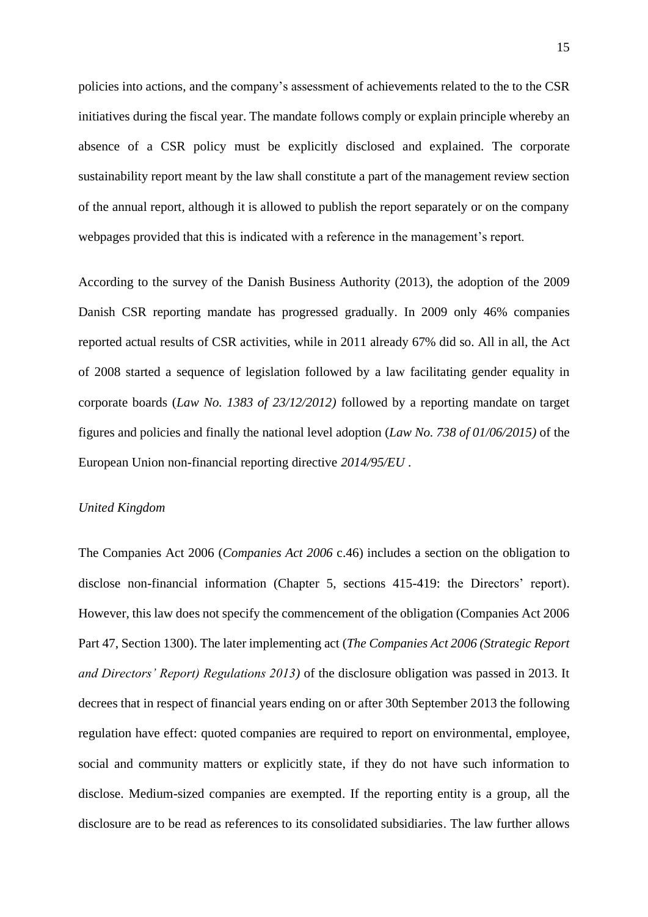policies into actions, and the company's assessment of achievements related to the to the CSR initiatives during the fiscal year. The mandate follows comply or explain principle whereby an absence of a CSR policy must be explicitly disclosed and explained. The corporate sustainability report meant by the law shall constitute a part of the management review section of the annual report, although it is allowed to publish the report separately or on the company webpages provided that this is indicated with a reference in the management's report.

According to the survey of the Danish Business Authority (2013), the adoption of the 2009 Danish CSR reporting mandate has progressed gradually. In 2009 only 46% companies reported actual results of CSR activities, while in 2011 already 67% did so. All in all, the Act of 2008 started a sequence of legislation followed by a law facilitating gender equality in corporate boards (*Law No. 1383 of 23/12/2012)* followed by a reporting mandate on target figures and policies and finally the national level adoption (*Law No. 738 of 01/06/2015)* of the European Union non-financial reporting directive *2014/95/EU* .

*United Kingdom*

The Companies Act 2006 (*Companies Act 2006* c.46) includes a section on the obligation to disclose non-financial information (Chapter 5, sections 415-419: the Directors' report). However, this law does not specify the commencement of the obligation (Companies Act 2006 Part 47, Section 1300). The later implementing act (*The Companies Act 2006 (Strategic Report and Directors' Report) Regulations 2013)* of the disclosure obligation was passed in 2013. It decrees that in respect of financial years ending on or after 30th September 2013 the following regulation have effect: quoted companies are required to report on environmental, employee, social and community matters or explicitly state, if they do not have such information to disclose. Medium-sized companies are exempted. If the reporting entity is a group, all the disclosure are to be read as references to its consolidated subsidiaries. The law further allows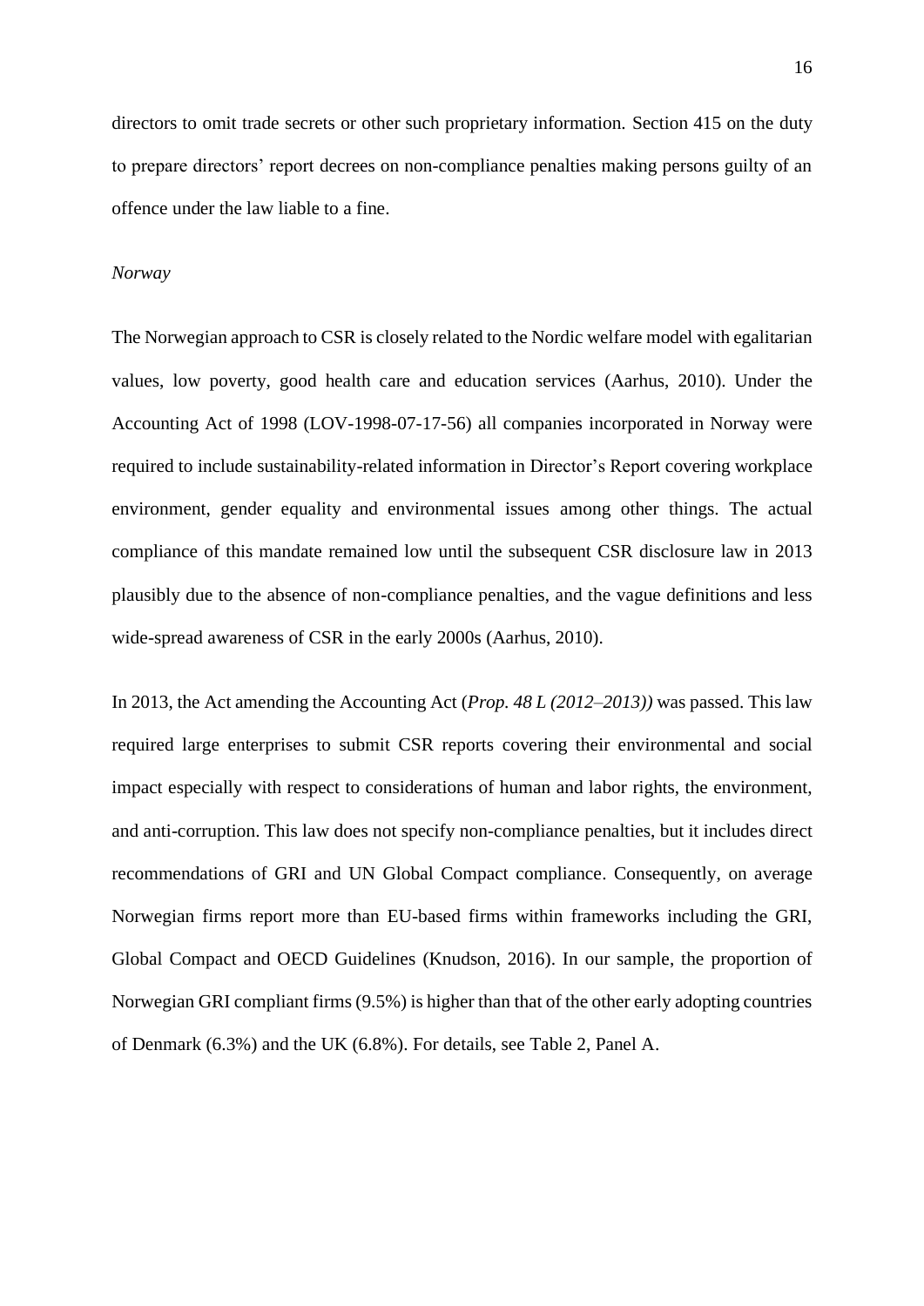directors to omit trade secrets or other such proprietary information. Section 415 on the duty to prepare directors' report decrees on non-compliance penalties making persons guilty of an offence under the law liable to a fine.

*Norway*

The Norwegian approach to CSR is closely related to the Nordic welfare model with egalitarian values, low poverty, good health care and education services (Aarhus, 2010). Under the Accounting Act of 1998 (LOV-1998-07-17-56) all companies incorporated in Norway were required to include sustainability-related information in Director's Report covering workplace environment, gender equality and environmental issues among other things. The actual compliance of this mandate remained low until the subsequent CSR disclosure law in 2013 plausibly due to the absence of non-compliance penalties, and the vague definitions and less wide-spread awareness of CSR in the early 2000s (Aarhus, 2010).

In 2013, the Act amending the Accounting Act (*Prop. 48 L (2012–2013))* was passed. This law required large enterprises to submit CSR reports covering their environmental and social impact especially with respect to considerations of human and labor rights, the environment, and anti-corruption. This law does not specify non-compliance penalties, but it includes direct recommendations of GRI and UN Global Compact compliance. Consequently, on average Norwegian firms report more than EU-based firms within frameworks including the GRI, Global Compact and OECD Guidelines (Knudson, 2016). In our sample, the proportion of Norwegian GRI compliant firms (9.5%) is higher than that of the other early adopting countries of Denmark (6.3%) and the UK (6.8%). For details, see Table 2, Panel A.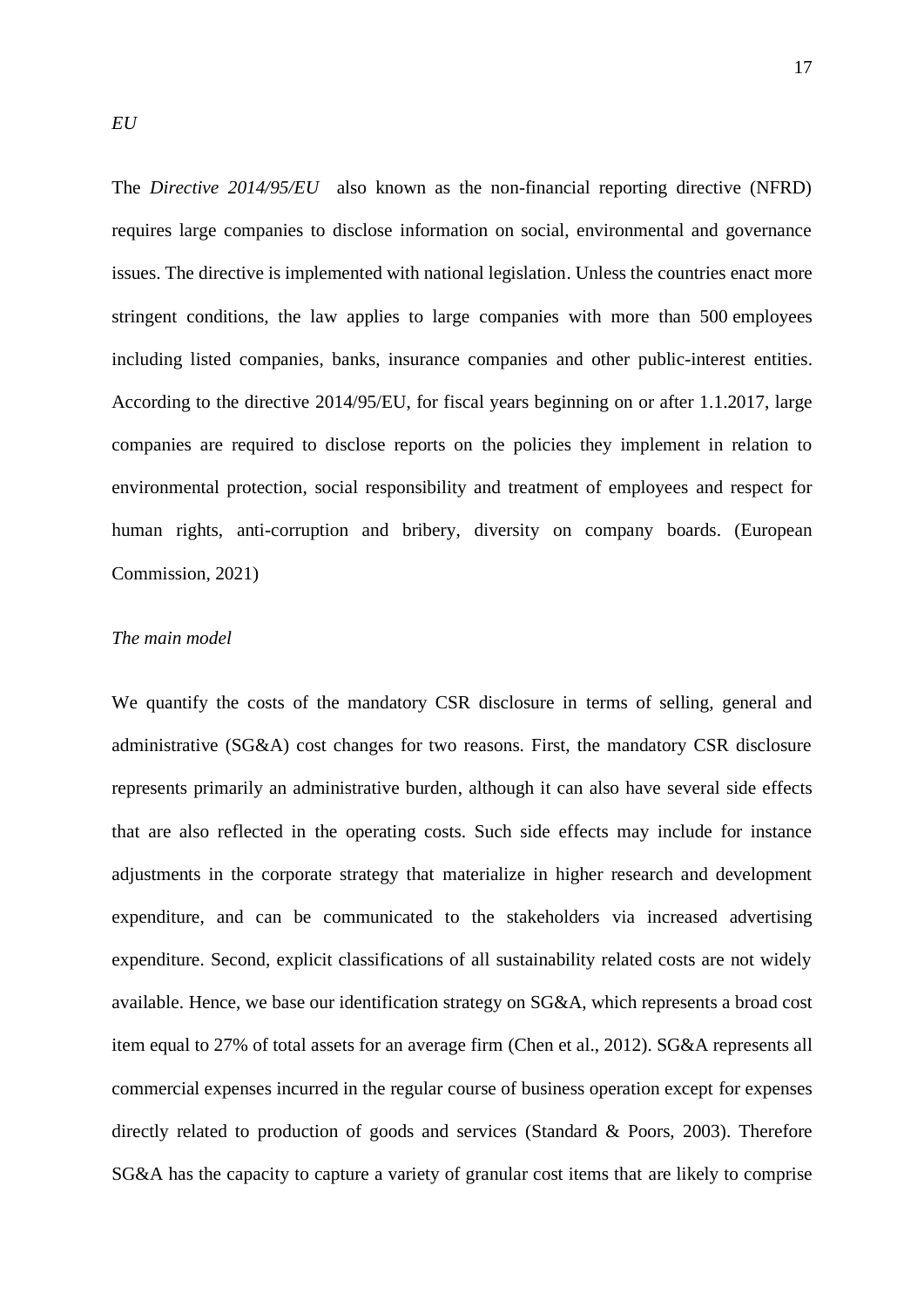*EU*

The *Directive 2014/95/EU* also known as the non-financial reporting directive (NFRD) requires large companies to disclose information on social, environmental and governance issues. The directive is implemented with national legislation. Unless the countries enact more stringent conditions, the law applies to large companies with more than 500 employees including listed companies, banks, insurance companies and other public-interest entities. According to the directive 2014/95/EU, for fiscal years beginning on or after 1.1.2017, large companies are required to disclose reports on the policies they implement in relation to environmental protection, social responsibility and treatment of employees and respect for human rights, anti-corruption and bribery, diversity on company boards. (European Commission, 2021)

*The main model*

We quantify the costs of the mandatory CSR disclosure in terms of selling, general and administrative (SG&A) cost changes for two reasons. First, the mandatory CSR disclosure represents primarily an administrative burden, although it can also have several side effects that are also reflected in the operating costs. Such side effects may include for instance adjustments in the corporate strategy that materialize in higher research and development expenditure, and can be communicated to the stakeholders via increased advertising expenditure. Second, explicit classifications of all sustainability related costs are not widely available. Hence, we base our identification strategy on SG&A, which represents a broad cost item equal to 27% of total assets for an average firm (Chen et al., 2012). SG&A represents all commercial expenses incurred in the regular course of business operation except for expenses directly related to production of goods and services (Standard & Poors, 2003). Therefore SG&A has the capacity to capture a variety of granular cost items that are likely to comprise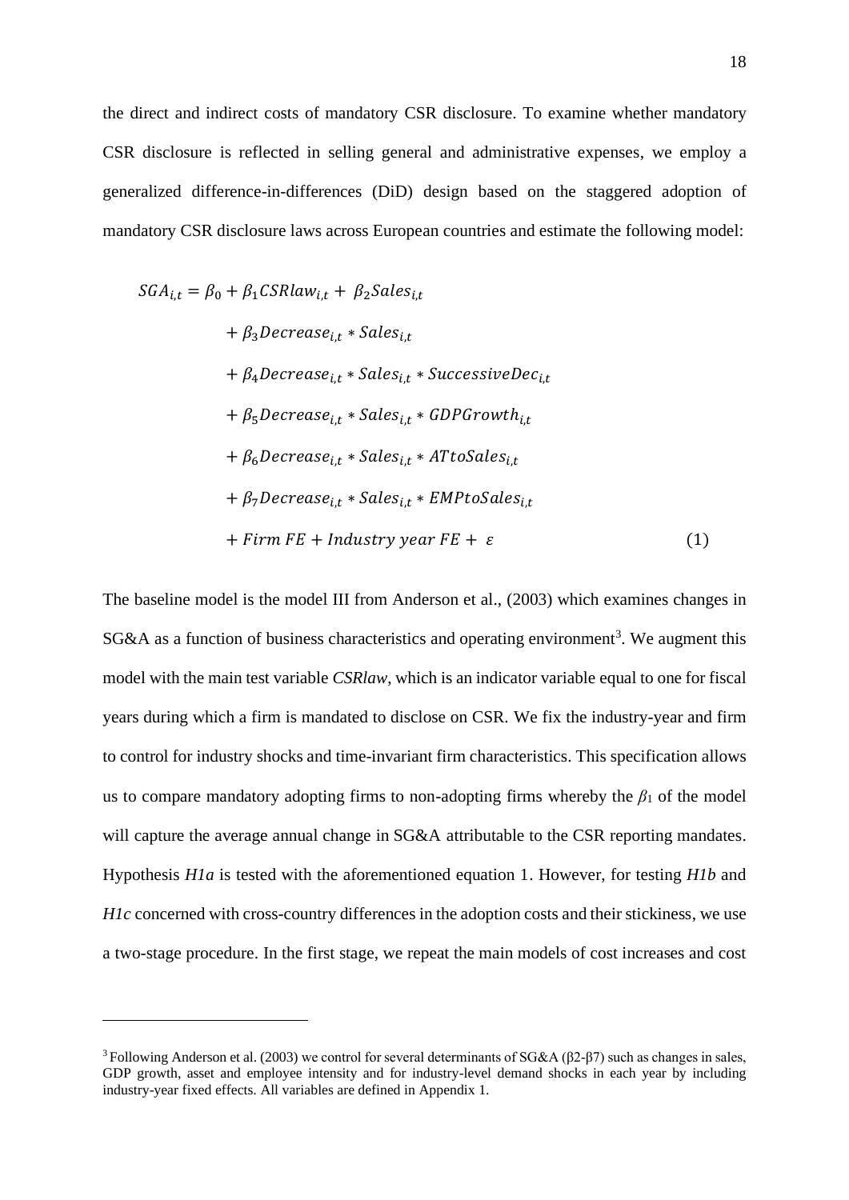the direct and indirect costs of mandatory CSR disclosure. To examine whether mandatory CSR disclosure is reflected in selling general and administrative expenses, we employ a generalized difference-in-differences (DiD) design based on the staggered adoption of mandatory CSR disclosure laws across European countries and estimate the following model:

$$
\begin{aligned}
SGA_{i,t} = \beta_0 + \beta_1 CSRlaw_{i,t} + \beta_2 Sales_{i,t} \\
+ \beta_3 Decrease_{i,t} * Sales_{i,t} \\
+ \beta_4 Decrease_{i,t} * Sales_{i,t} * SuccessiveDec_{i,t} \\
+ \beta_5 Decrease_{i,t} * Sales_{i,t} * GDPGrowth_{i,t} \\
+ \beta_6 Decrease_{i,t} * Sales_{i,t} * ATtoSales_{i,t} \\
+ \beta_7 Decrease_{i,t} * Sales_{i,t} * EMPtoSales_{i,t} \\
+ Firm\ FE + Industry\ year\ FE + \varepsilon \qquad (1)
\end{aligned}
$$

The baseline model is the model III from Anderson et al., (2003) which examines changes in SG&A as a function of business characteristics and operating environment[3]. We augment this model with the main test variable *CSRlaw*, which is an indicator variable equal to one for fiscal years during which a firm is mandated to disclose on CSR. We fix the industry-year and firm to control for industry shocks and time-invariant firm characteristics. This specification allows us to compare mandatory adopting firms to non-adopting firms whereby the $\beta_1$ of the model will capture the average annual change in SG&A attributable to the CSR reporting mandates. Hypothesis *H1a* is tested with the aforementioned equation 1. However, for testing *H1b* and *H1c* concerned with cross-country differences in the adoption costs and their stickiness, we use a two-stage procedure. In the first stage, we repeat the main models of cost increases and cost

[3] Following Anderson et al. (2003) we control for several determinants of SG&A ($\beta$2-$\beta$7) such as changes in sales, GDP growth, asset and employee intensity and for industry-level demand shocks in each year by including industry-year fixed effects. All variables are defined in Appendix 1.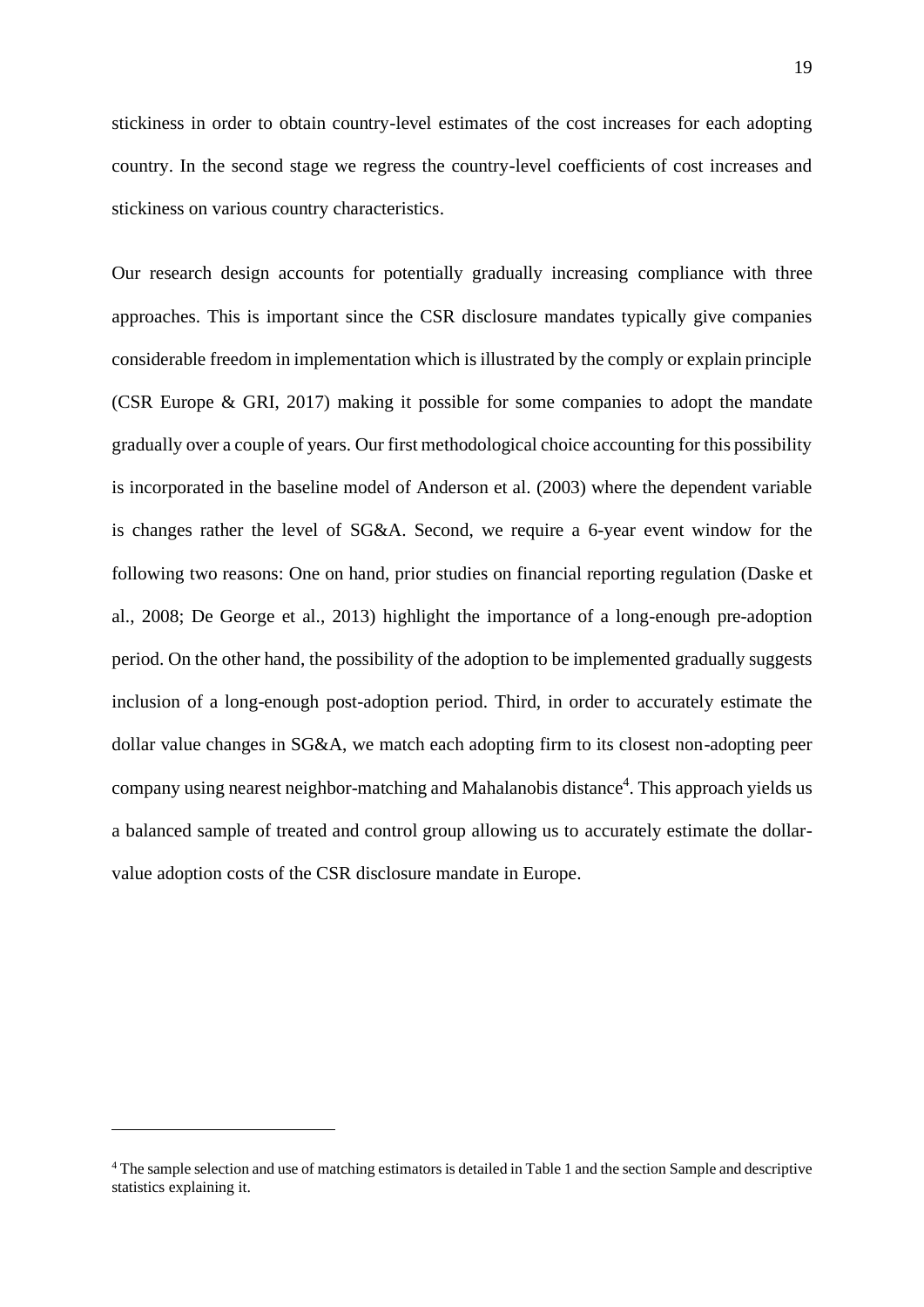stickiness in order to obtain country-level estimates of the cost increases for each adopting country. In the second stage we regress the country-level coefficients of cost increases and stickiness on various country characteristics.

Our research design accounts for potentially gradually increasing compliance with three approaches. This is important since the CSR disclosure mandates typically give companies considerable freedom in implementation which is illustrated by the comply or explain principle (CSR Europe & GRI, 2017) making it possible for some companies to adopt the mandate gradually over a couple of years. Our first methodological choice accounting for this possibility is incorporated in the baseline model of Anderson et al. (2003) where the dependent variable is changes rather the level of SG&A. Second, we require a 6-year event window for the following two reasons: One on hand, prior studies on financial reporting regulation (Daske et al., 2008; De George et al., 2013) highlight the importance of a long-enough pre-adoption period. On the other hand, the possibility of the adoption to be implemented gradually suggests inclusion of a long-enough post-adoption period. Third, in order to accurately estimate the dollar value changes in SG&A, we match each adopting firm to its closest non-adopting peer company using nearest neighbor-matching and Mahalanobis distance[4]. This approach yields us a balanced sample of treated and control group allowing us to accurately estimate the dollar-value adoption costs of the CSR disclosure mandate in Europe.

[4] The sample selection and use of matching estimators is detailed in Table 1 and the section Sample and descriptive statistics explaining it.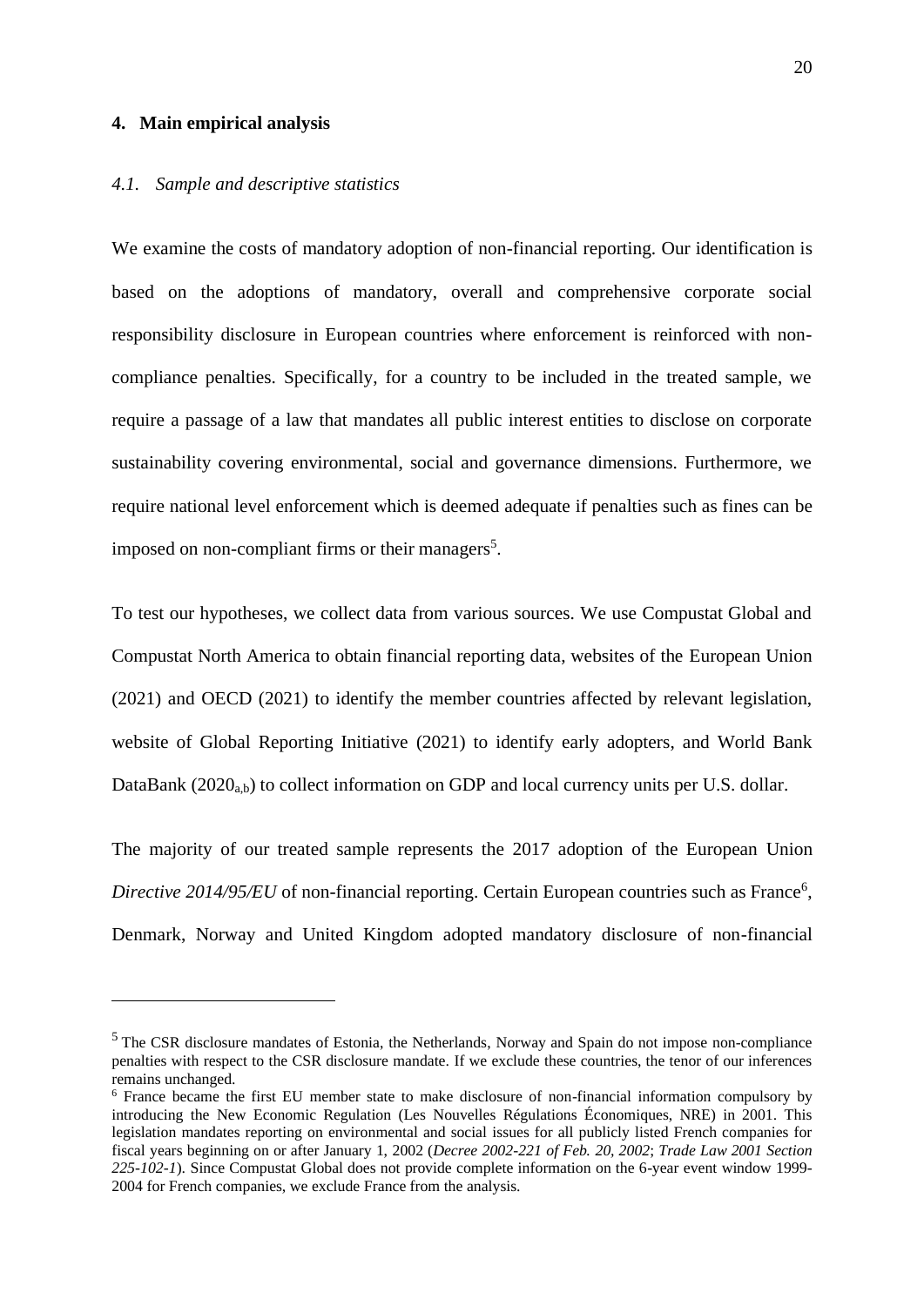## 4. Main empirical analysis

### *4.1. Sample and descriptive statistics*

We examine the costs of mandatory adoption of non-financial reporting. Our identification is based on the adoptions of mandatory, overall and comprehensive corporate social responsibility disclosure in European countries where enforcement is reinforced with non-compliance penalties. Specifically, for a country to be included in the treated sample, we require a passage of a law that mandates all public interest entities to disclose on corporate sustainability covering environmental, social and governance dimensions. Furthermore, we require national level enforcement which is deemed adequate if penalties such as fines can be imposed on non-compliant firms or their managers[5].

To test our hypotheses, we collect data from various sources. We use Compustat Global and Compustat North America to obtain financial reporting data, websites of the European Union (2021) and OECD (2021) to identify the member countries affected by relevant legislation, website of Global Reporting Initiative (2021) to identify early adopters, and World Bank DataBank ($2020_{a,b}$) to collect information on GDP and local currency units per U.S. dollar.

The majority of our treated sample represents the 2017 adoption of the European Union *Directive 2014/95/EU* of non-financial reporting. Certain European countries such as France[6], Denmark, Norway and United Kingdom adopted mandatory disclosure of non-financial

---

[5] The CSR disclosure mandates of Estonia, the Netherlands, Norway and Spain do not impose non-compliance penalties with respect to the CSR disclosure mandate. If we exclude these countries, the tenor of our inferences remains unchanged.

[6] France became the first EU member state to make disclosure of non-financial information compulsory by introducing the New Economic Regulation (Les Nouvelles Régulations Économiques, NRE) in 2001. This legislation mandates reporting on environmental and social issues for all publicly listed French companies for fiscal years beginning on or after January 1, 2002 (*Decree 2002-221 of Feb. 20, 2002*; *Trade Law 2001 Section 225-102-1*). Since Compustat Global does not provide complete information on the 6-year event window 1999-2004 for French companies, we exclude France from the analysis.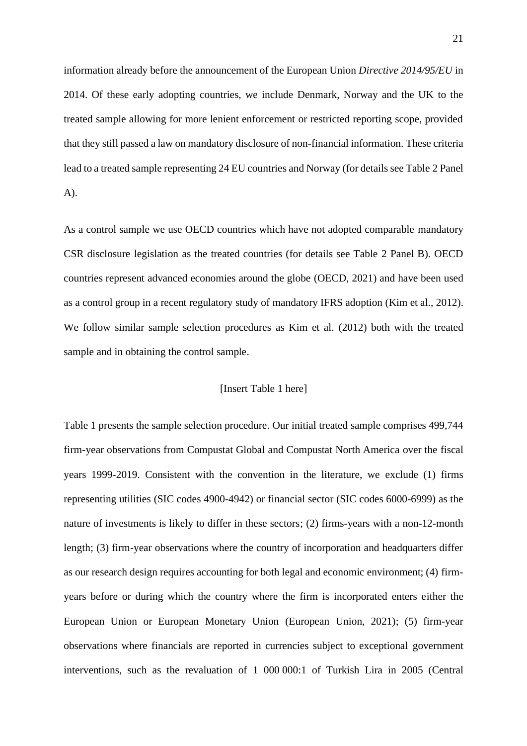information already before the announcement of the European Union *Directive 2014/95/EU* in 2014. Of these early adopting countries, we include Denmark, Norway and the UK to the treated sample allowing for more lenient enforcement or restricted reporting scope, provided that they still passed a law on mandatory disclosure of non-financial information. These criteria lead to a treated sample representing 24 EU countries and Norway (for details see Table 2 Panel A).

As a control sample we use OECD countries which have not adopted comparable mandatory CSR disclosure legislation as the treated countries (for details see Table 2 Panel B). OECD countries represent advanced economies around the globe (OECD, 2021) and have been used as a control group in a recent regulatory study of mandatory IFRS adoption (Kim et al., 2012). We follow similar sample selection procedures as Kim et al. (2012) both with the treated sample and in obtaining the control sample.

[Insert Table 1 here]

Table 1 presents the sample selection procedure. Our initial treated sample comprises 499,744 firm-year observations from Compustat Global and Compustat North America over the fiscal years 1999-2019. Consistent with the convention in the literature, we exclude (1) firms representing utilities (SIC codes 4900-4942) or financial sector (SIC codes 6000-6999) as the nature of investments is likely to differ in these sectors; (2) firms-years with a non-12-month length; (3) firm-year observations where the country of incorporation and headquarters differ as our research design requires accounting for both legal and economic environment; (4) firm-years before or during which the country where the firm is incorporated enters either the European Union or European Monetary Union (European Union, 2021); (5) firm-year observations where financials are reported in currencies subject to exceptional government interventions, such as the revaluation of 1 000 000:1 of Turkish Lira in 2005 (Central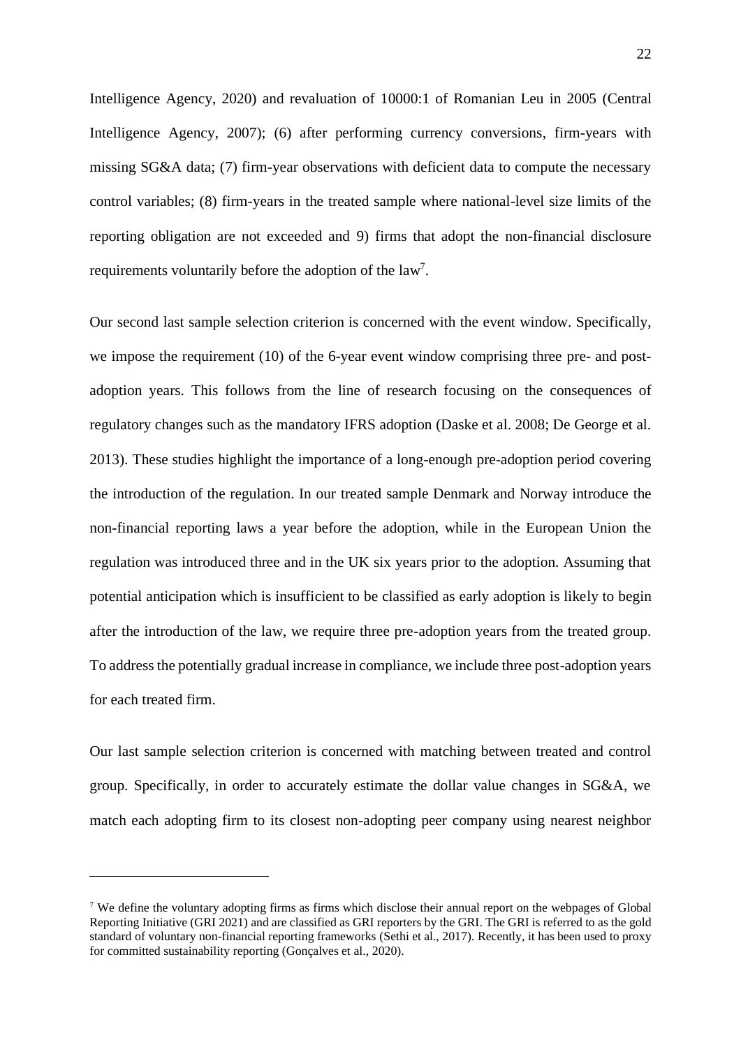Intelligence Agency, 2020) and revaluation of 10000:1 of Romanian Leu in 2005 (Central Intelligence Agency, 2007); (6) after performing currency conversions, firm-years with missing SG&A data; (7) firm-year observations with deficient data to compute the necessary control variables; (8) firm-years in the treated sample where national-level size limits of the reporting obligation are not exceeded and 9) firms that adopt the non-financial disclosure requirements voluntarily before the adoption of the law[7].

Our second last sample selection criterion is concerned with the event window. Specifically, we impose the requirement (10) of the 6-year event window comprising three pre- and post-adoption years. This follows from the line of research focusing on the consequences of regulatory changes such as the mandatory IFRS adoption (Daske et al. 2008; De George et al. 2013). These studies highlight the importance of a long-enough pre-adoption period covering the introduction of the regulation. In our treated sample Denmark and Norway introduce the non-financial reporting laws a year before the adoption, while in the European Union the regulation was introduced three and in the UK six years prior to the adoption. Assuming that potential anticipation which is insufficient to be classified as early adoption is likely to begin after the introduction of the law, we require three pre-adoption years from the treated group. To address the potentially gradual increase in compliance, we include three post-adoption years for each treated firm.

Our last sample selection criterion is concerned with matching between treated and control group. Specifically, in order to accurately estimate the dollar value changes in SG&A, we match each adopting firm to its closest non-adopting peer company using nearest neighbor

---

[7] We define the voluntary adopting firms as firms which disclose their annual report on the webpages of Global Reporting Initiative (GRI 2021) and are classified as GRI reporters by the GRI. The GRI is referred to as the gold standard of voluntary non-financial reporting frameworks (Sethi et al., 2017). Recently, it has been used to proxy for committed sustainability reporting (Gonçalves et al., 2020).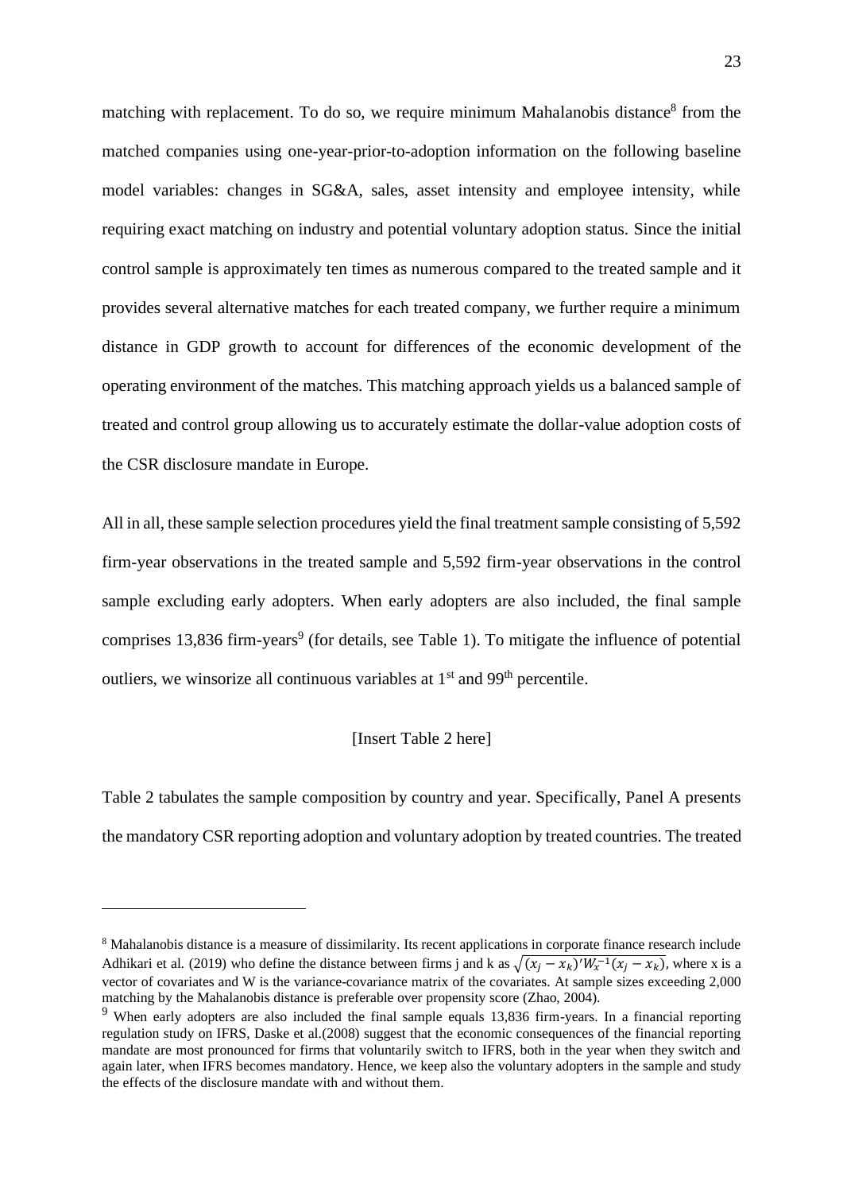matching with replacement. To do so, we require minimum Mahalanobis distance[8] from the matched companies using one-year-prior-to-adoption information on the following baseline model variables: changes in SG&A, sales, asset intensity and employee intensity, while requiring exact matching on industry and potential voluntary adoption status. Since the initial control sample is approximately ten times as numerous compared to the treated sample and it provides several alternative matches for each treated company, we further require a minimum distance in GDP growth to account for differences of the economic development of the operating environment of the matches. This matching approach yields us a balanced sample of treated and control group allowing us to accurately estimate the dollar-value adoption costs of the CSR disclosure mandate in Europe.

All in all, these sample selection procedures yield the final treatment sample consisting of 5,592 firm-year observations in the treated sample and 5,592 firm-year observations in the control sample excluding early adopters. When early adopters are also included, the final sample comprises 13,836 firm-years[9] (for details, see Table 1). To mitigate the influence of potential outliers, we winsorize all continuous variables at 1st and 99th percentile.

[Insert Table 2 here]

Table 2 tabulates the sample composition by country and year. Specifically, Panel A presents the mandatory CSR reporting adoption and voluntary adoption by treated countries. The treated

---

[8] Mahalanobis distance is a measure of dissimilarity. Its recent applications in corporate finance research include Adhikari et al. (2019) who define the distance between firms j and k as $\sqrt{(x_j - x_k)' W_x^{-1} (x_j - x_k)}$, where x is a vector of covariates and W is the variance-covariance matrix of the covariates. At sample sizes exceeding 2,000 matching by the Mahalanobis distance is preferable over propensity score (Zhao, 2004).

[9] When early adopters are also included the final sample equals 13,836 firm-years. In a financial reporting regulation study on IFRS, Daske et al.(2008) suggest that the economic consequences of the financial reporting mandate are most pronounced for firms that voluntarily switch to IFRS, both in the year when they switch and again later, when IFRS becomes mandatory. Hence, we keep also the voluntary adopters in the sample and study the effects of the disclosure mandate with and without them.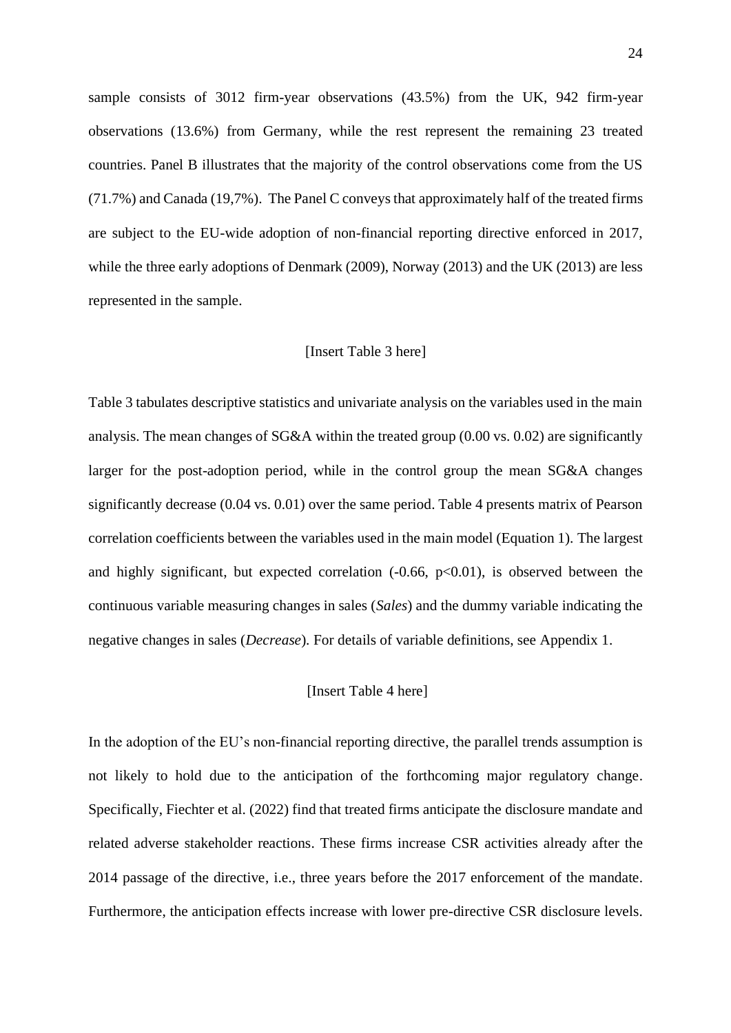sample consists of 3012 firm-year observations (43.5%) from the UK, 942 firm-year observations (13.6%) from Germany, while the rest represent the remaining 23 treated countries. Panel B illustrates that the majority of the control observations come from the US (71.7%) and Canada (19,7%). The Panel C conveys that approximately half of the treated firms are subject to the EU-wide adoption of non-financial reporting directive enforced in 2017, while the three early adoptions of Denmark (2009), Norway (2013) and the UK (2013) are less represented in the sample.

[Insert Table 3 here]

Table 3 tabulates descriptive statistics and univariate analysis on the variables used in the main analysis. The mean changes of SG&A within the treated group (0.00 vs. 0.02) are significantly larger for the post-adoption period, while in the control group the mean SG&A changes significantly decrease (0.04 vs. 0.01) over the same period. Table 4 presents matrix of Pearson correlation coefficients between the variables used in the main model (Equation 1). The largest and highly significant, but expected correlation (-0.66, $p<0.01$), is observed between the continuous variable measuring changes in sales (*Sales*) and the dummy variable indicating the negative changes in sales (*Decrease*). For details of variable definitions, see Appendix 1.

[Insert Table 4 here]

In the adoption of the EU's non-financial reporting directive, the parallel trends assumption is not likely to hold due to the anticipation of the forthcoming major regulatory change. Specifically, Fiechter et al. (2022) find that treated firms anticipate the disclosure mandate and related adverse stakeholder reactions. These firms increase CSR activities already after the 2014 passage of the directive, i.e., three years before the 2017 enforcement of the mandate. Furthermore, the anticipation effects increase with lower pre-directive CSR disclosure levels.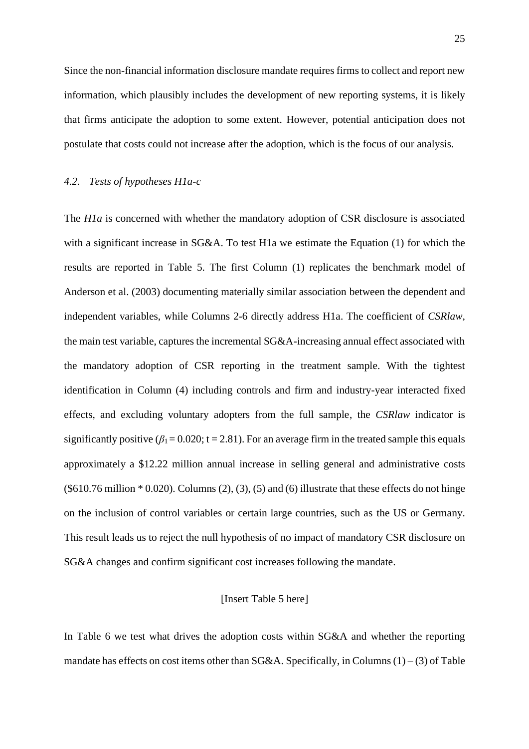Since the non-financial information disclosure mandate requires firms to collect and report new information, which plausibly includes the development of new reporting systems, it is likely that firms anticipate the adoption to some extent. However, potential anticipation does not postulate that costs could not increase after the adoption, which is the focus of our analysis.

### *4.2. Tests of hypotheses H1a-c*

The *H1a* is concerned with whether the mandatory adoption of CSR disclosure is associated with a significant increase in SG&A. To test H1a we estimate the Equation (1) for which the results are reported in Table 5. The first Column (1) replicates the benchmark model of Anderson et al. (2003) documenting materially similar association between the dependent and independent variables, while Columns 2-6 directly address H1a. The coefficient of *CSRlaw*, the main test variable, captures the incremental SG&A-increasing annual effect associated with the mandatory adoption of CSR reporting in the treatment sample. With the tightest identification in Column (4) including controls and firm and industry-year interacted fixed effects, and excluding voluntary adopters from the full sample, the *CSRlaw* indicator is significantly positive ($\beta_1 = 0.020$; $t = 2.81$). For an average firm in the treated sample this equals approximately a $12.22 million annual increase in selling general and administrative costs ($610.76 million * 0.020). Columns (2), (3), (5) and (6) illustrate that these effects do not hinge on the inclusion of control variables or certain large countries, such as the US or Germany. This result leads us to reject the null hypothesis of no impact of mandatory CSR disclosure on SG&A changes and confirm significant cost increases following the mandate.

[Insert Table 5 here]

In Table 6 we test what drives the adoption costs within SG&A and whether the reporting mandate has effects on cost items other than SG&A. Specifically, in Columns (1) – (3) of Table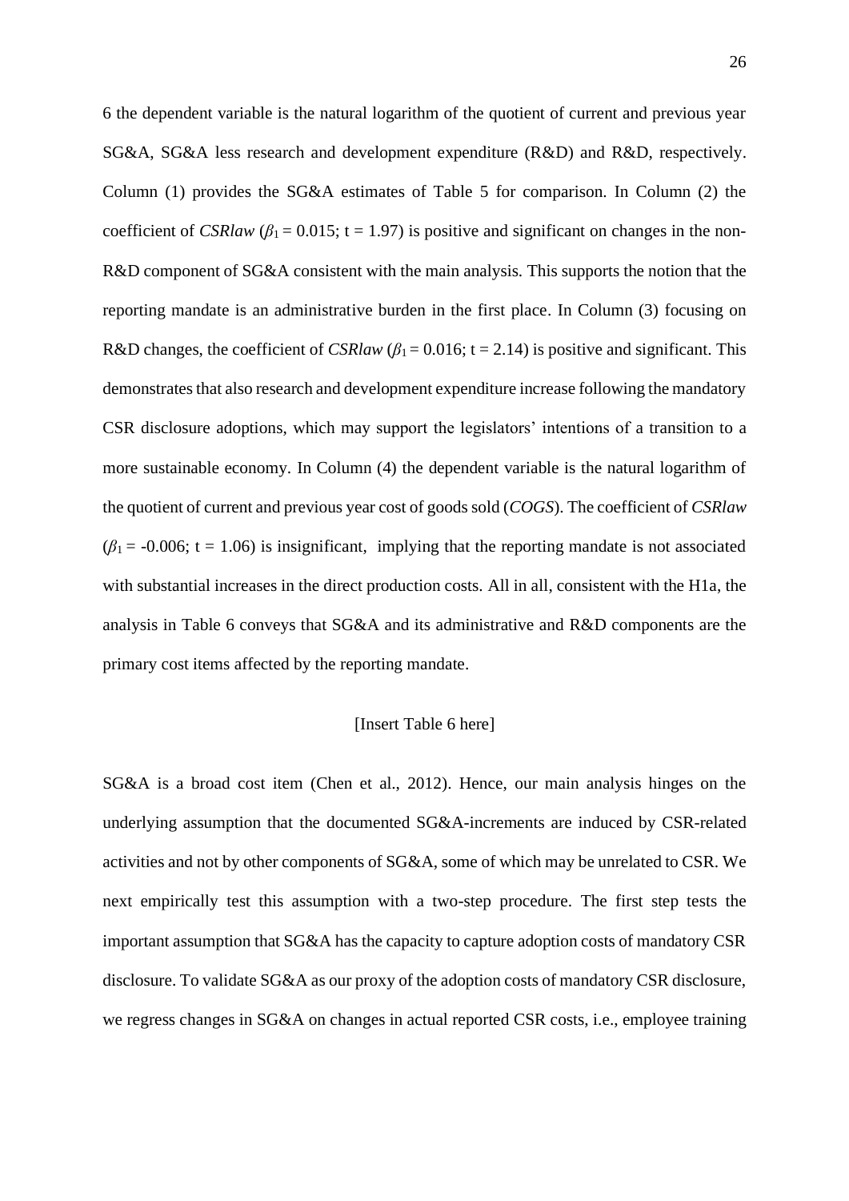6 the dependent variable is the natural logarithm of the quotient of current and previous year SG&A, SG&A less research and development expenditure (R&D) and R&D, respectively. Column (1) provides the SG&A estimates of Table 5 for comparison. In Column (2) the coefficient of *CSRlaw* ($\beta_1 = 0.015$; t = 1.97) is positive and significant on changes in the non-R&D component of SG&A consistent with the main analysis. This supports the notion that the reporting mandate is an administrative burden in the first place. In Column (3) focusing on R&D changes, the coefficient of *CSRlaw* ($\beta_1 = 0.016$; t = 2.14) is positive and significant. This demonstrates that also research and development expenditure increase following the mandatory CSR disclosure adoptions, which may support the legislators' intentions of a transition to a more sustainable economy. In Column (4) the dependent variable is the natural logarithm of the quotient of current and previous year cost of goods sold (*COGS*). The coefficient of *CSRlaw* ($\beta_1 = -0.006$; t = 1.06) is insignificant, implying that the reporting mandate is not associated with substantial increases in the direct production costs. All in all, consistent with the H1a, the analysis in Table 6 conveys that SG&A and its administrative and R&D components are the primary cost items affected by the reporting mandate.

[Insert Table 6 here]

SG&A is a broad cost item (Chen et al., 2012). Hence, our main analysis hinges on the underlying assumption that the documented SG&A-increments are induced by CSR-related activities and not by other components of SG&A, some of which may be unrelated to CSR. We next empirically test this assumption with a two-step procedure. The first step tests the important assumption that SG&A has the capacity to capture adoption costs of mandatory CSR disclosure. To validate SG&A as our proxy of the adoption costs of mandatory CSR disclosure, we regress changes in SG&A on changes in actual reported CSR costs, i.e., employee training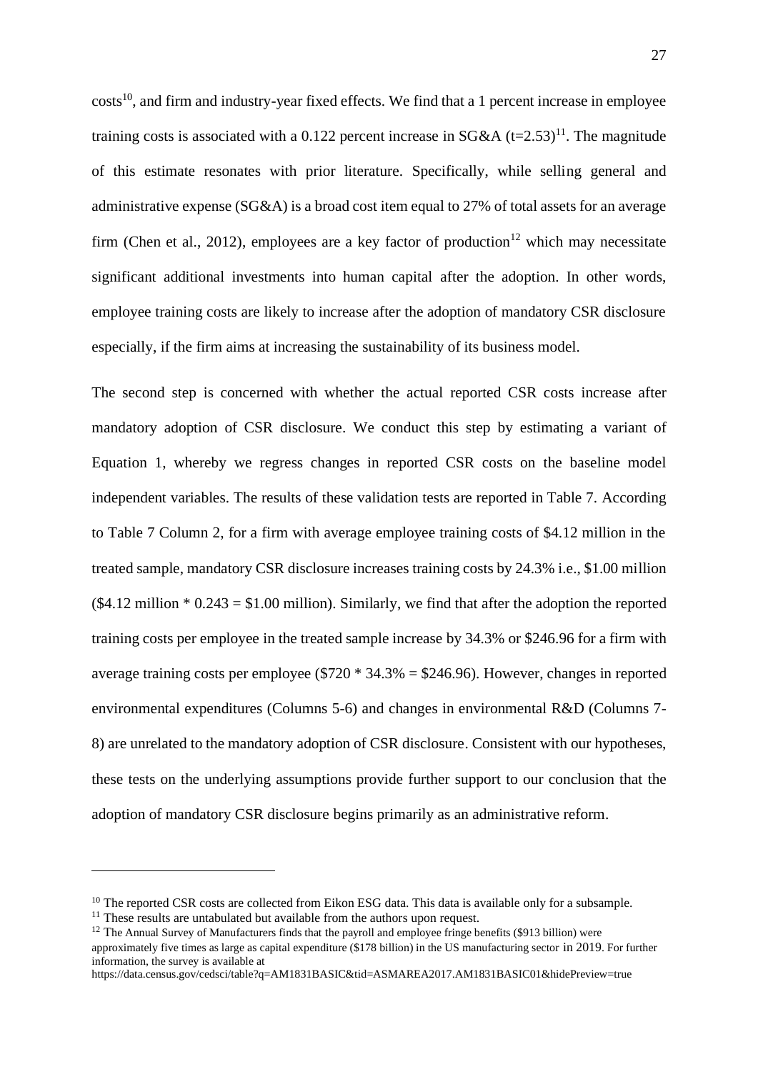costs[10], and firm and industry-year fixed effects. We find that a 1 percent increase in employee training costs is associated with a 0.122 percent increase in SG&A (t=2.53)[11]. The magnitude of this estimate resonates with prior literature. Specifically, while selling general and administrative expense (SG&A) is a broad cost item equal to 27% of total assets for an average firm (Chen et al., 2012), employees are a key factor of production[12] which may necessitate significant additional investments into human capital after the adoption. In other words, employee training costs are likely to increase after the adoption of mandatory CSR disclosure especially, if the firm aims at increasing the sustainability of its business model.

The second step is concerned with whether the actual reported CSR costs increase after mandatory adoption of CSR disclosure. We conduct this step by estimating a variant of Equation 1, whereby we regress changes in reported CSR costs on the baseline model independent variables. The results of these validation tests are reported in Table 7. According to Table 7 Column 2, for a firm with average employee training costs of $4.12 million in the treated sample, mandatory CSR disclosure increases training costs by 24.3% i.e., $1.00 million ($4.12 million * 0.243 = $1.00 million). Similarly, we find that after the adoption the reported training costs per employee in the treated sample increase by 34.3% or $246.96 for a firm with average training costs per employee ($720 * 34.3% = $246.96). However, changes in reported environmental expenditures (Columns 5-6) and changes in environmental R&D (Columns 7-8) are unrelated to the mandatory adoption of CSR disclosure. Consistent with our hypotheses, these tests on the underlying assumptions provide further support to our conclusion that the adoption of mandatory CSR disclosure begins primarily as an administrative reform.

---

[10] The reported CSR costs are collected from Eikon ESG data. This data is available only for a subsample.

[11] These results are untabulated but available from the authors upon request.

[12] The Annual Survey of Manufacturers finds that the payroll and employee fringe benefits ($913 billion) were approximately five times as large as capital expenditure ($178 billion) in the US manufacturing sector in 2019. For further information, the survey is available at https://data.census.gov/cedsci/table?q=AM1831BASIC&tid=ASMAREA2017.AM1831BASIC01&hidePreview=true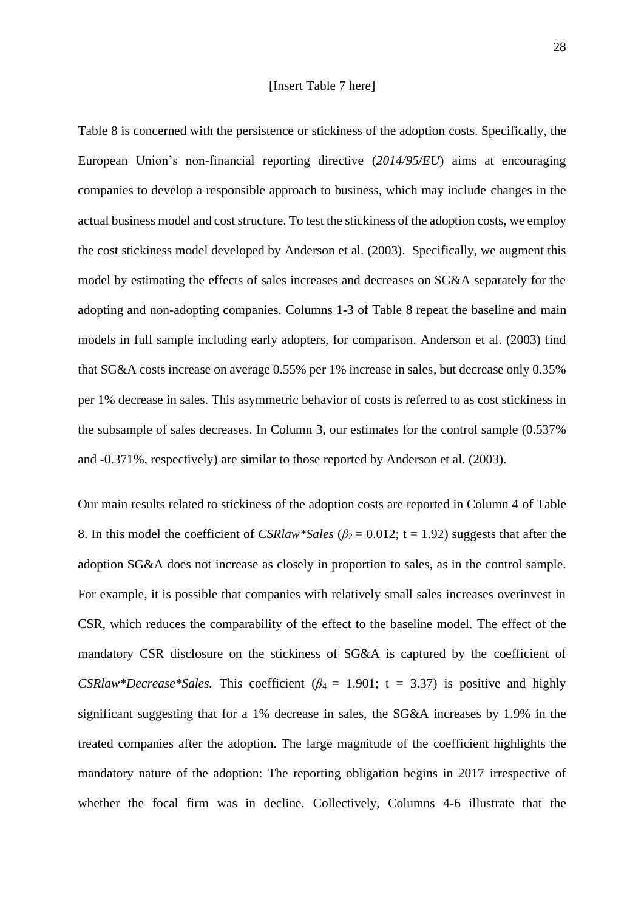[Insert Table 7 here]

Table 8 is concerned with the persistence or stickiness of the adoption costs. Specifically, the European Union's non-financial reporting directive (*2014/95/EU*) aims at encouraging companies to develop a responsible approach to business, which may include changes in the actual business model and cost structure. To test the stickiness of the adoption costs, we employ the cost stickiness model developed by Anderson et al. (2003). Specifically, we augment this model by estimating the effects of sales increases and decreases on SG&A separately for the adopting and non-adopting companies. Columns 1-3 of Table 8 repeat the baseline and main models in full sample including early adopters, for comparison. Anderson et al. (2003) find that SG&A costs increase on average 0.55% per 1% increase in sales, but decrease only 0.35% per 1% decrease in sales. This asymmetric behavior of costs is referred to as cost stickiness in the subsample of sales decreases. In Column 3, our estimates for the control sample (0.537% and -0.371%, respectively) are similar to those reported by Anderson et al. (2003).

Our main results related to stickiness of the adoption costs are reported in Column 4 of Table 8. In this model the coefficient of *CSRlaw*Sales* ($\beta_2 = 0.012$; $t = 1.92$) suggests that after the adoption SG&A does not increase as closely in proportion to sales, as in the control sample. For example, it is possible that companies with relatively small sales increases overinvest in CSR, which reduces the comparability of the effect to the baseline model. The effect of the mandatory CSR disclosure on the stickiness of SG&A is captured by the coefficient of *CSRlaw*Decrease*Sales.* This coefficient ($\beta_4 = 1.901$; $t = 3.37$) is positive and highly significant suggesting that for a 1% decrease in sales, the SG&A increases by 1.9% in the treated companies after the adoption. The large magnitude of the coefficient highlights the mandatory nature of the adoption: The reporting obligation begins in 2017 irrespective of whether the focal firm was in decline. Collectively, Columns 4-6 illustrate that the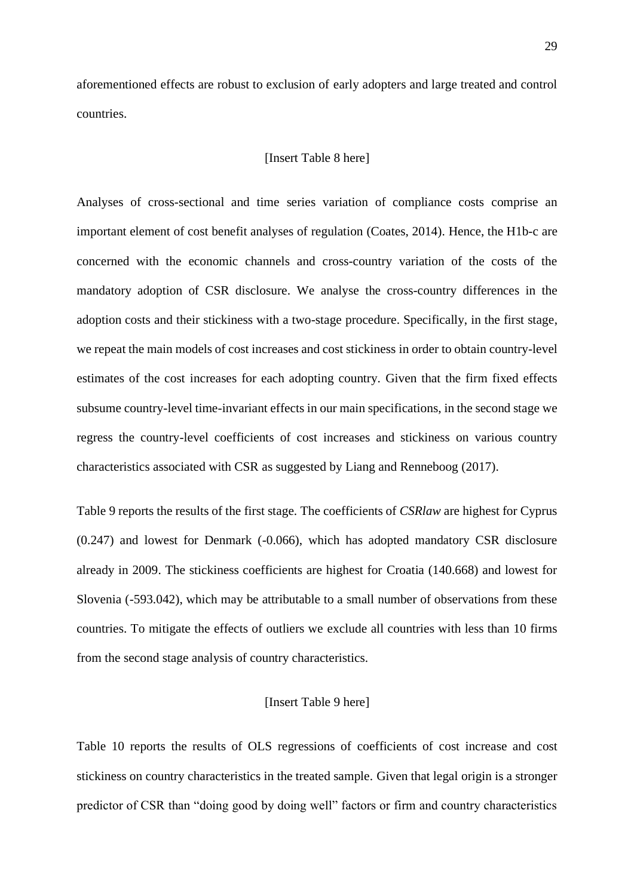aforementioned effects are robust to exclusion of early adopters and large treated and control countries.

[Insert Table 8 here]

Analyses of cross-sectional and time series variation of compliance costs comprise an important element of cost benefit analyses of regulation (Coates, 2014). Hence, the H1b-c are concerned with the economic channels and cross-country variation of the costs of the mandatory adoption of CSR disclosure. We analyse the cross-country differences in the adoption costs and their stickiness with a two-stage procedure. Specifically, in the first stage, we repeat the main models of cost increases and cost stickiness in order to obtain country-level estimates of the cost increases for each adopting country. Given that the firm fixed effects subsume country-level time-invariant effects in our main specifications, in the second stage we regress the country-level coefficients of cost increases and stickiness on various country characteristics associated with CSR as suggested by Liang and Renneboog (2017).

Table 9 reports the results of the first stage. The coefficients of *CSRlaw* are highest for Cyprus (0.247) and lowest for Denmark (-0.066), which has adopted mandatory CSR disclosure already in 2009. The stickiness coefficients are highest for Croatia (140.668) and lowest for Slovenia (-593.042), which may be attributable to a small number of observations from these countries. To mitigate the effects of outliers we exclude all countries with less than 10 firms from the second stage analysis of country characteristics.

[Insert Table 9 here]

Table 10 reports the results of OLS regressions of coefficients of cost increase and cost stickiness on country characteristics in the treated sample. Given that legal origin is a stronger predictor of CSR than "doing good by doing well" factors or firm and country characteristics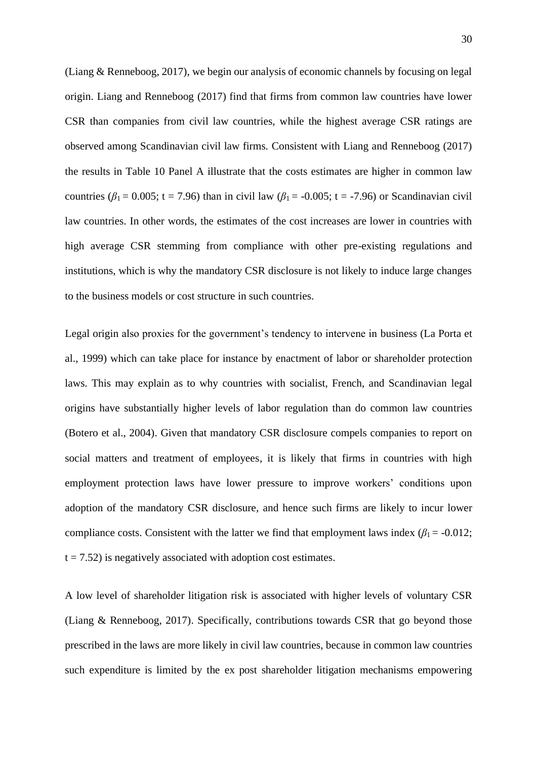(Liang & Renneboog, 2017), we begin our analysis of economic channels by focusing on legal origin. Liang and Renneboog (2017) find that firms from common law countries have lower CSR than companies from civil law countries, while the highest average CSR ratings are observed among Scandinavian civil law firms. Consistent with Liang and Renneboog (2017) the results in Table 10 Panel A illustrate that the costs estimates are higher in common law countries ($\beta_1 = 0.005$; $t = 7.96$) than in civil law ($\beta_1 = -0.005$; $t = -7.96$) or Scandinavian civil law countries. In other words, the estimates of the cost increases are lower in countries with high average CSR stemming from compliance with other pre-existing regulations and institutions, which is why the mandatory CSR disclosure is not likely to induce large changes to the business models or cost structure in such countries.

Legal origin also proxies for the government's tendency to intervene in business (La Porta et al., 1999) which can take place for instance by enactment of labor or shareholder protection laws. This may explain as to why countries with socialist, French, and Scandinavian legal origins have substantially higher levels of labor regulation than do common law countries (Botero et al., 2004). Given that mandatory CSR disclosure compels companies to report on social matters and treatment of employees, it is likely that firms in countries with high employment protection laws have lower pressure to improve workers' conditions upon adoption of the mandatory CSR disclosure, and hence such firms are likely to incur lower compliance costs. Consistent with the latter we find that employment laws index ($\beta_1 = -0.012$; $t = 7.52$) is negatively associated with adoption cost estimates.

A low level of shareholder litigation risk is associated with higher levels of voluntary CSR (Liang & Renneboog, 2017). Specifically, contributions towards CSR that go beyond those prescribed in the laws are more likely in civil law countries, because in common law countries such expenditure is limited by the ex post shareholder litigation mechanisms empowering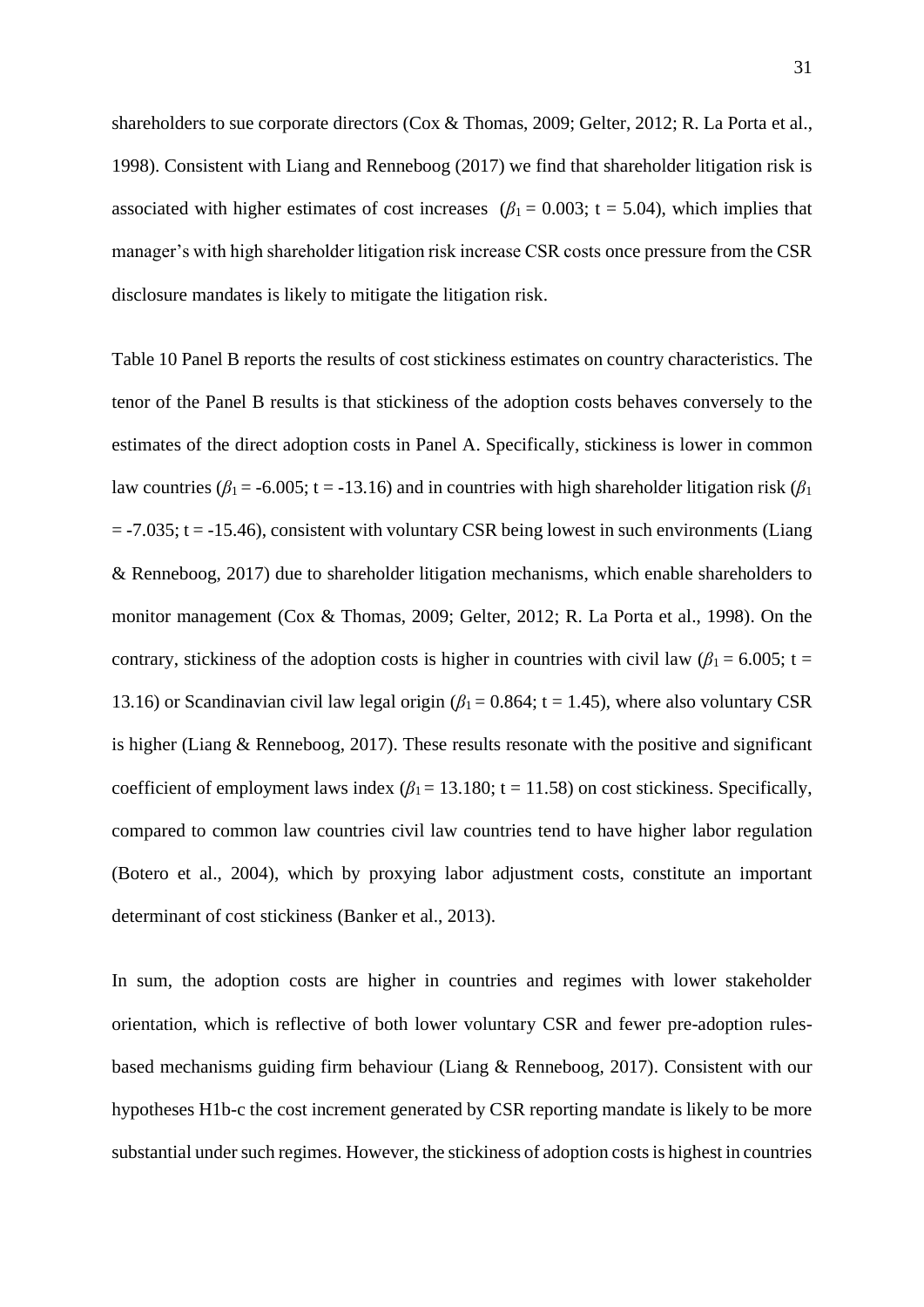shareholders to sue corporate directors (Cox & Thomas, 2009; Gelter, 2012; R. La Porta et al., 1998). Consistent with Liang and Renneboog (2017) we find that shareholder litigation risk is associated with higher estimates of cost increases ($\beta_1$ = 0.003; t = 5.04), which implies that manager's with high shareholder litigation risk increase CSR costs once pressure from the CSR disclosure mandates is likely to mitigate the litigation risk.

Table 10 Panel B reports the results of cost stickiness estimates on country characteristics. The tenor of the Panel B results is that stickiness of the adoption costs behaves conversely to the estimates of the direct adoption costs in Panel A. Specifically, stickiness is lower in common law countries ($\beta_1$ = -6.005; t = -13.16) and in countries with high shareholder litigation risk ($\beta_1$ = -7.035; t = -15.46), consistent with voluntary CSR being lowest in such environments (Liang & Renneboog, 2017) due to shareholder litigation mechanisms, which enable shareholders to monitor management (Cox & Thomas, 2009; Gelter, 2012; R. La Porta et al., 1998). On the contrary, stickiness of the adoption costs is higher in countries with civil law ($\beta_1$ = 6.005; t = 13.16) or Scandinavian civil law legal origin ($\beta_1$ = 0.864; t = 1.45), where also voluntary CSR is higher (Liang & Renneboog, 2017). These results resonate with the positive and significant coefficient of employment laws index ($\beta_1$ = 13.180; t = 11.58) on cost stickiness. Specifically, compared to common law countries civil law countries tend to have higher labor regulation (Botero et al., 2004), which by proxying labor adjustment costs, constitute an important determinant of cost stickiness (Banker et al., 2013).

In sum, the adoption costs are higher in countries and regimes with lower stakeholder orientation, which is reflective of both lower voluntary CSR and fewer pre-adoption rules-based mechanisms guiding firm behaviour (Liang & Renneboog, 2017). Consistent with our hypotheses H1b-c the cost increment generated by CSR reporting mandate is likely to be more substantial under such regimes. However, the stickiness of adoption costs is highest in countries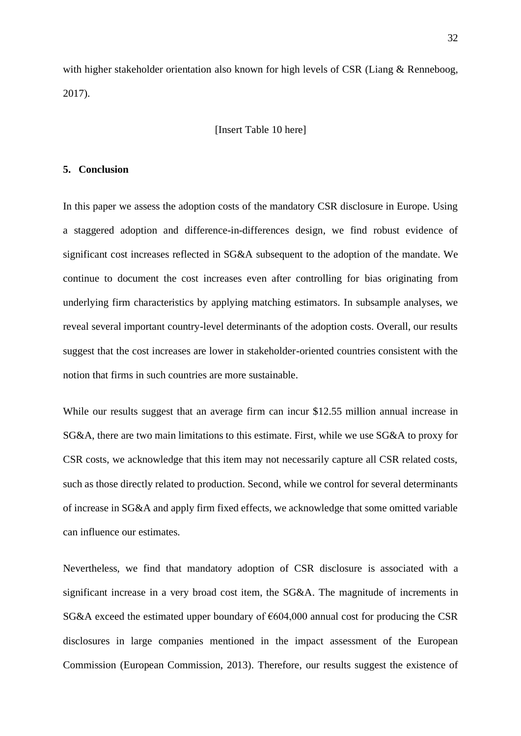with higher stakeholder orientation also known for high levels of CSR (Liang & Renneboog, 2017).

[Insert Table 10 here]

## 5. Conclusion

In this paper we assess the adoption costs of the mandatory CSR disclosure in Europe. Using a staggered adoption and difference-in-differences design, we find robust evidence of significant cost increases reflected in SG&A subsequent to the adoption of the mandate. We continue to document the cost increases even after controlling for bias originating from underlying firm characteristics by applying matching estimators. In subsample analyses, we reveal several important country-level determinants of the adoption costs. Overall, our results suggest that the cost increases are lower in stakeholder-oriented countries consistent with the notion that firms in such countries are more sustainable.

While our results suggest that an average firm can incur $12.55 million annual increase in SG&A, there are two main limitations to this estimate. First, while we use SG&A to proxy for CSR costs, we acknowledge that this item may not necessarily capture all CSR related costs, such as those directly related to production. Second, while we control for several determinants of increase in SG&A and apply firm fixed effects, we acknowledge that some omitted variable can influence our estimates.

Nevertheless, we find that mandatory adoption of CSR disclosure is associated with a significant increase in a very broad cost item, the SG&A. The magnitude of increments in SG&A exceed the estimated upper boundary of €604,000 annual cost for producing the CSR disclosures in large companies mentioned in the impact assessment of the European Commission (European Commission, 2013). Therefore, our results suggest the existence of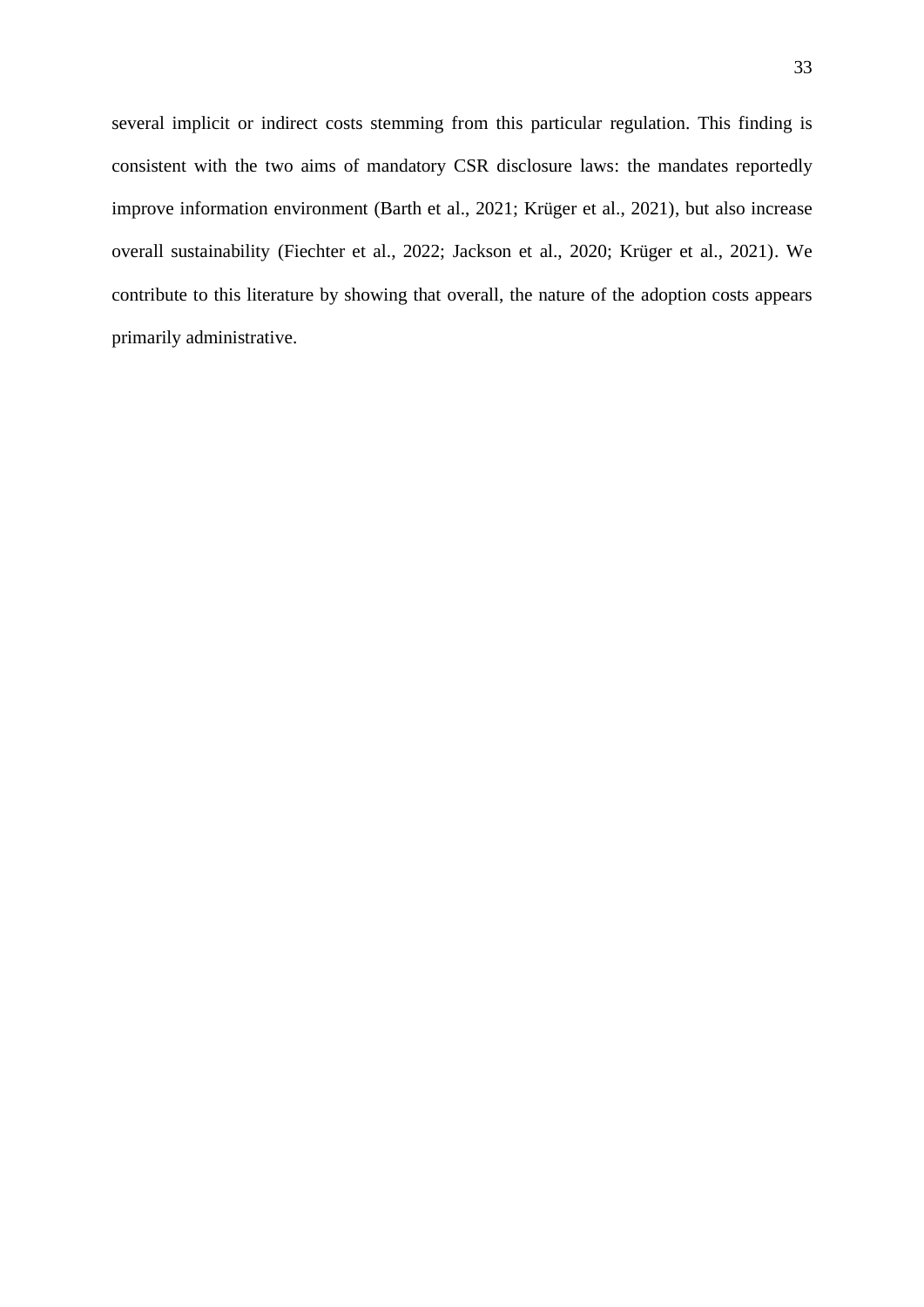several implicit or indirect costs stemming from this particular regulation. This finding is consistent with the two aims of mandatory CSR disclosure laws: the mandates reportedly improve information environment (Barth et al., 2021; Krüger et al., 2021), but also increase overall sustainability (Fiechter et al., 2022; Jackson et al., 2020; Krüger et al., 2021). We contribute to this literature by showing that overall, the nature of the adoption costs appears primarily administrative.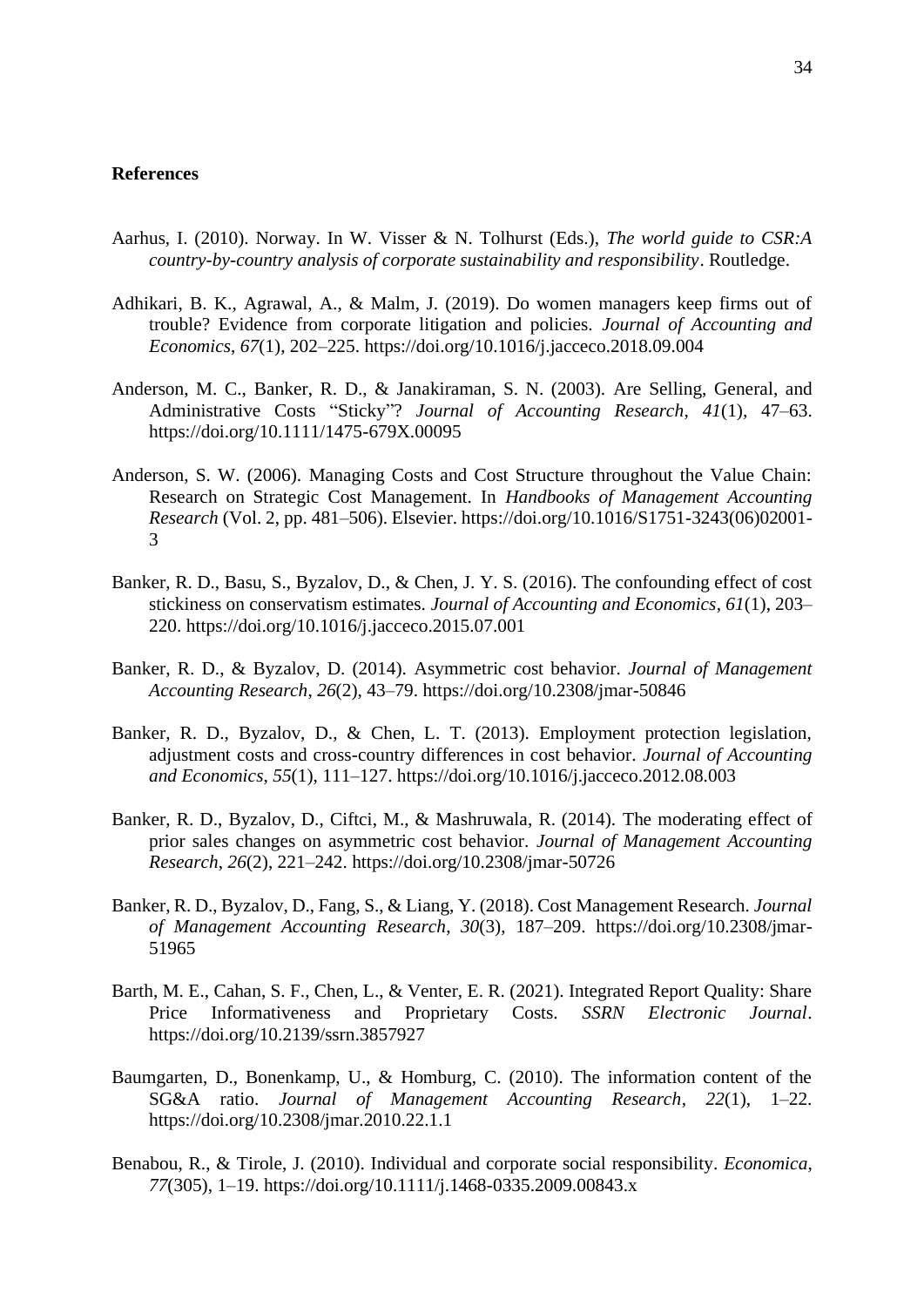## References

Aarhus, I. (2010). Norway. In W. Visser & N. Tolhurst (Eds.), *The world guide to CSR:A country-by-country analysis of corporate sustainability and responsibility*. Routledge.

Adhikari, B. K., Agrawal, A., & Malm, J. (2019). Do women managers keep firms out of trouble? Evidence from corporate litigation and policies. *Journal of Accounting and Economics*, *67*(1), 202–225. https://doi.org/10.1016/j.jacceco.2018.09.004

Anderson, M. C., Banker, R. D., & Janakiraman, S. N. (2003). Are Selling, General, and Administrative Costs "Sticky"? *Journal of Accounting Research*, *41*(1), 47–63. https://doi.org/10.1111/1475-679X.00095

Anderson, S. W. (2006). Managing Costs and Cost Structure throughout the Value Chain: Research on Strategic Cost Management. In *Handbooks of Management Accounting Research* (Vol. 2, pp. 481–506). Elsevier. https://doi.org/10.1016/S1751-3243(06)02001-3

Banker, R. D., Basu, S., Byzalov, D., & Chen, J. Y. S. (2016). The confounding effect of cost stickiness on conservatism estimates. *Journal of Accounting and Economics*, *61*(1), 203–220. https://doi.org/10.1016/j.jacceco.2015.07.001

Banker, R. D., & Byzalov, D. (2014). Asymmetric cost behavior. *Journal of Management Accounting Research*, *26*(2), 43–79. https://doi.org/10.2308/jmar-50846

Banker, R. D., Byzalov, D., & Chen, L. T. (2013). Employment protection legislation, adjustment costs and cross-country differences in cost behavior. *Journal of Accounting and Economics*, *55*(1), 111–127. https://doi.org/10.1016/j.jacceco.2012.08.003

Banker, R. D., Byzalov, D., Ciftci, M., & Mashruwala, R. (2014). The moderating effect of prior sales changes on asymmetric cost behavior. *Journal of Management Accounting Research*, *26*(2), 221–242. https://doi.org/10.2308/jmar-50726

Banker, R. D., Byzalov, D., Fang, S., & Liang, Y. (2018). Cost Management Research. *Journal of Management Accounting Research*, *30*(3), 187–209. https://doi.org/10.2308/jmar-51965

Barth, M. E., Cahan, S. F., Chen, L., & Venter, E. R. (2021). Integrated Report Quality: Share Price Informativeness and Proprietary Costs. *SSRN Electronic Journal*. https://doi.org/10.2139/ssrn.3857927

Baumgarten, D., Bonenkamp, U., & Homburg, C. (2010). The information content of the SG&A ratio. *Journal of Management Accounting Research*, *22*(1), 1–22. https://doi.org/10.2308/jmar.2010.22.1.1

Benabou, R., & Tirole, J. (2010). Individual and corporate social responsibility. *Economica*, *77*(305), 1–19. https://doi.org/10.1111/j.1468-0335.2009.00843.x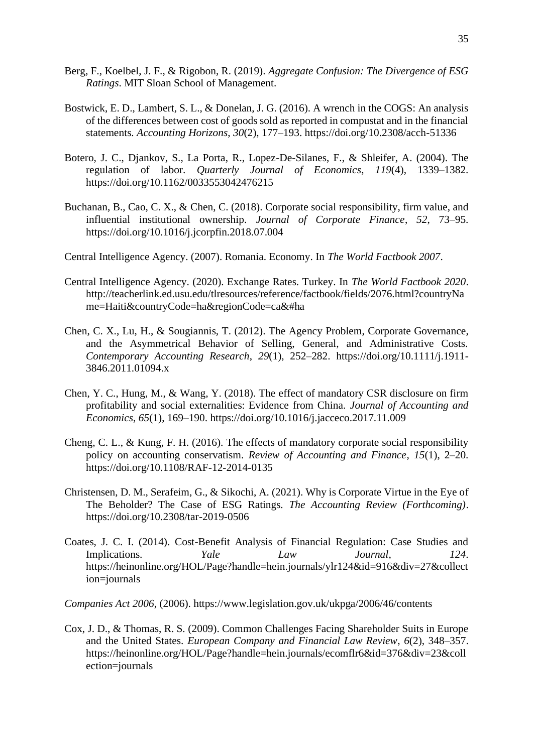Berg, F., Koelbel, J. F., & Rigobon, R. (2019). *Aggregate Confusion: The Divergence of ESG Ratings*. MIT Sloan School of Management.

Bostwick, E. D., Lambert, S. L., & Donelan, J. G. (2016). A wrench in the COGS: An analysis of the differences between cost of goods sold as reported in compustat and in the financial statements. *Accounting Horizons*, *30*(2), 177–193. https://doi.org/10.2308/acch-51336

Botero, J. C., Djankov, S., La Porta, R., Lopez-De-Silanes, F., & Shleifer, A. (2004). The regulation of labor. *Quarterly Journal of Economics*, *119*(4), 1339–1382. https://doi.org/10.1162/0033553042476215

Buchanan, B., Cao, C. X., & Chen, C. (2018). Corporate social responsibility, firm value, and influential institutional ownership. *Journal of Corporate Finance*, *52*, 73–95. https://doi.org/10.1016/j.jcorpfin.2018.07.004

Central Intelligence Agency. (2007). Romania. Economy. In *The World Factbook 2007*.

Central Intelligence Agency. (2020). Exchange Rates. Turkey. In *The World Factbook 2020*. http://teacherlink.ed.usu.edu/tlresources/reference/factbook/fields/2076.html?countryName=Haiti&countryCode=ha&regionCode=ca&#ha

Chen, C. X., Lu, H., & Sougiannis, T. (2012). The Agency Problem, Corporate Governance, and the Asymmetrical Behavior of Selling, General, and Administrative Costs. *Contemporary Accounting Research*, *29*(1), 252–282. https://doi.org/10.1111/j.1911-3846.2011.01094.x

Chen, Y. C., Hung, M., & Wang, Y. (2018). The effect of mandatory CSR disclosure on firm profitability and social externalities: Evidence from China. *Journal of Accounting and Economics*, *65*(1), 169–190. https://doi.org/10.1016/j.jacceco.2017.11.009

Cheng, C. L., & Kung, F. H. (2016). The effects of mandatory corporate social responsibility policy on accounting conservatism. *Review of Accounting and Finance*, *15*(1), 2–20. https://doi.org/10.1108/RAF-12-2014-0135

Christensen, D. M., Serafeim, G., & Sikochi, A. (2021). Why is Corporate Virtue in the Eye of The Beholder? The Case of ESG Ratings. *The Accounting Review (Forthcoming)*. https://doi.org/10.2308/tar-2019-0506

Coates, J. C. I. (2014). Cost-Benefit Analysis of Financial Regulation: Case Studies and Implications. *Yale Law Journal*, *124*. https://heinonline.org/HOL/Page?handle=hein.journals/ylr124&id=916&div=27&collection=journals

*Companies Act 2006*, (2006). https://www.legislation.gov.uk/ukpga/2006/46/contents

Cox, J. D., & Thomas, R. S. (2009). Common Challenges Facing Shareholder Suits in Europe and the United States. *European Company and Financial Law Review*, *6*(2), 348–357. https://heinonline.org/HOL/Page?handle=hein.journals/ecomflr6&id=376&div=23&collection=journals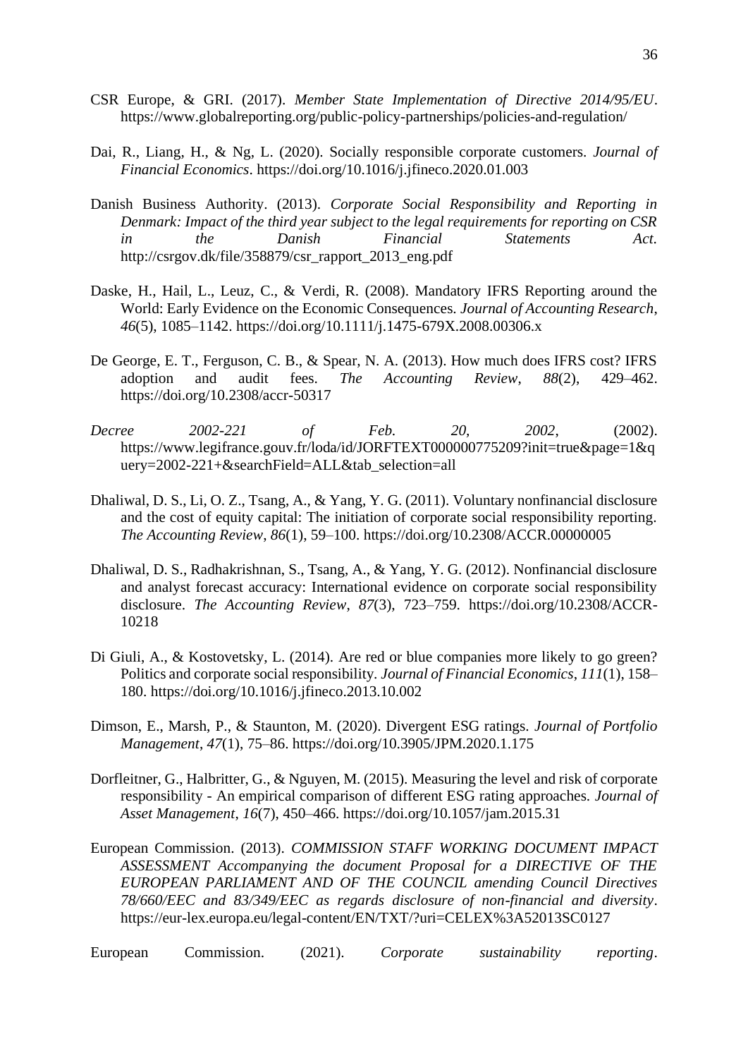CSR Europe, & GRI. (2017). *Member State Implementation of Directive 2014/95/EU*. https://www.globalreporting.org/public-policy-partnerships/policies-and-regulation/

Dai, R., Liang, H., & Ng, L. (2020). Socially responsible corporate customers. *Journal of Financial Economics*. https://doi.org/10.1016/j.jfineco.2020.01.003

Danish Business Authority. (2013). *Corporate Social Responsibility and Reporting in Denmark: Impact of the third year subject to the legal requirements for reporting on CSR in the Danish Financial Statements Act*. http://csrgov.dk/file/358879/csr_rapport_2013_eng.pdf

Daske, H., Hail, L., Leuz, C., & Verdi, R. (2008). Mandatory IFRS Reporting around the World: Early Evidence on the Economic Consequences. *Journal of Accounting Research*, *46*(5), 1085–1142. https://doi.org/10.1111/j.1475-679X.2008.00306.x

De George, E. T., Ferguson, C. B., & Spear, N. A. (2013). How much does IFRS cost? IFRS adoption and audit fees. *The Accounting Review*, *88*(2), 429–462. https://doi.org/10.2308/accr-50317

*Decree 2002-221 of Feb. 20, 2002*, (2002). https://www.legifrance.gouv.fr/loda/id/JORFTEXT000000775209?init=true&page=1&query=2002-221+&searchField=ALL&tab_selection=all

Dhaliwal, D. S., Li, O. Z., Tsang, A., & Yang, Y. G. (2011). Voluntary nonfinancial disclosure and the cost of equity capital: The initiation of corporate social responsibility reporting. *The Accounting Review*, *86*(1), 59–100. https://doi.org/10.2308/ACCR.00000005

Dhaliwal, D. S., Radhakrishnan, S., Tsang, A., & Yang, Y. G. (2012). Nonfinancial disclosure and analyst forecast accuracy: International evidence on corporate social responsibility disclosure. *The Accounting Review*, *87*(3), 723–759. https://doi.org/10.2308/ACCR-10218

Di Giuli, A., & Kostovetsky, L. (2014). Are red or blue companies more likely to go green? Politics and corporate social responsibility. *Journal of Financial Economics*, *111*(1), 158–180. https://doi.org/10.1016/j.jfineco.2013.10.002

Dimson, E., Marsh, P., & Staunton, M. (2020). Divergent ESG ratings. *Journal of Portfolio Management*, *47*(1), 75–86. https://doi.org/10.3905/JPM.2020.1.175

Dorfleitner, G., Halbritter, G., & Nguyen, M. (2015). Measuring the level and risk of corporate responsibility - An empirical comparison of different ESG rating approaches. *Journal of Asset Management*, *16*(7), 450–466. https://doi.org/10.1057/jam.2015.31

European Commission. (2013). *COMMISSION STAFF WORKING DOCUMENT IMPACT ASSESSMENT Accompanying the document Proposal for a DIRECTIVE OF THE EUROPEAN PARLIAMENT AND OF THE COUNCIL amending Council Directives 78/660/EEC and 83/349/EEC as regards disclosure of non-financial and diversity*. https://eur-lex.europa.eu/legal-content/EN/TXT/?uri=CELEX%3A52013SC0127

European Commission. (2021). *Corporate sustainability reporting*.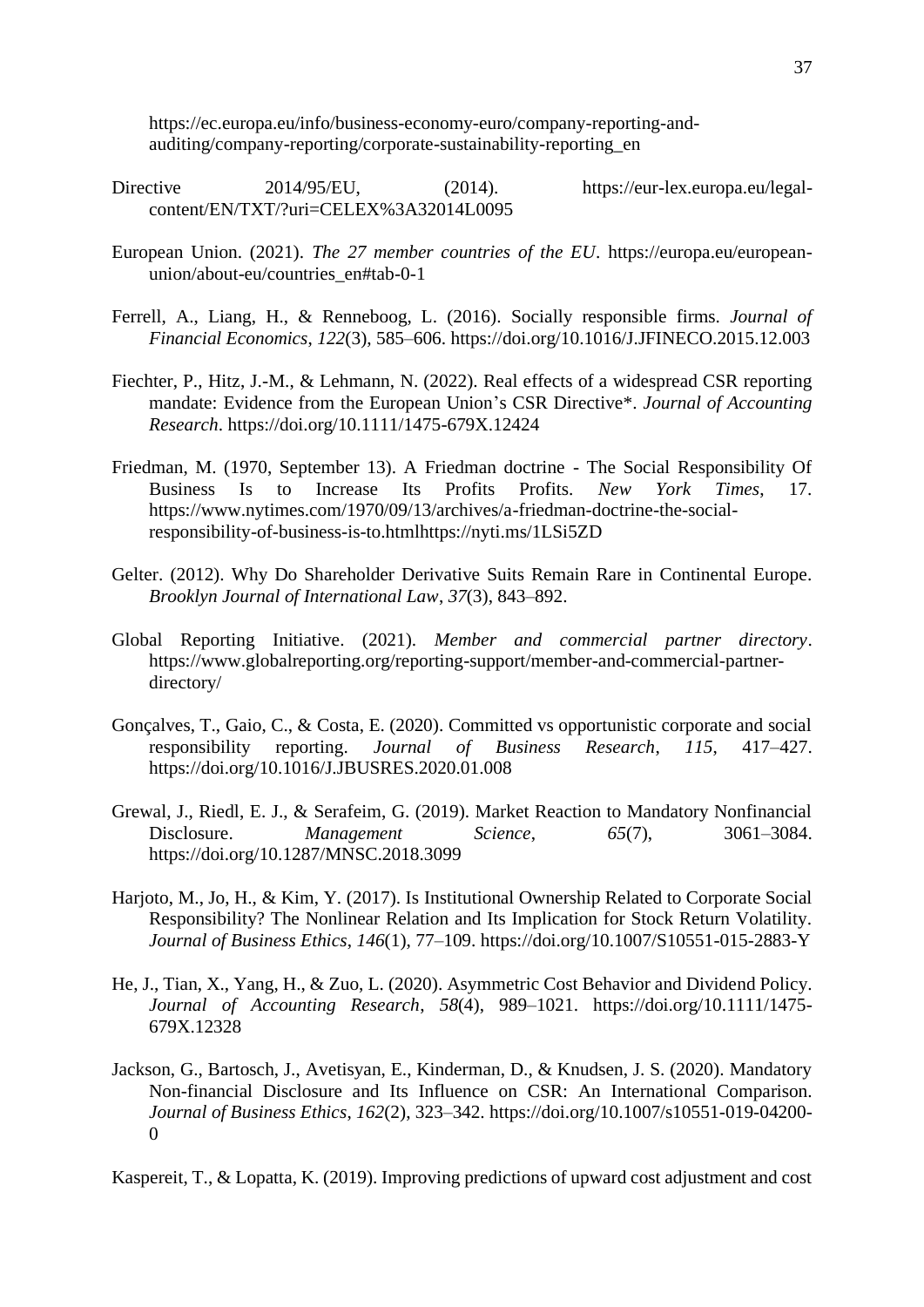https://ec.europa.eu/info/business-economy-euro/company-reporting-and-auditing/company-reporting/corporate-sustainability-reporting_en

Directive 2014/95/EU, (2014). https://eur-lex.europa.eu/legal-content/EN/TXT/?uri=CELEX%3A32014L0095

European Union. (2021). *The 27 member countries of the EU*. https://europa.eu/european-union/about-eu/countries_en#tab-0-1

Ferrell, A., Liang, H., & Renneboog, L. (2016). Socially responsible firms. *Journal of Financial Economics*, *122*(3), 585–606. https://doi.org/10.1016/J.JFINECO.2015.12.003

Fiechter, P., Hitz, J.-M., & Lehmann, N. (2022). Real effects of a widespread CSR reporting mandate: Evidence from the European Union's CSR Directive*. *Journal of Accounting Research*. https://doi.org/10.1111/1475-679X.12424

Friedman, M. (1970, September 13). A Friedman doctrine - The Social Responsibility Of Business Is to Increase Its Profits Profits. *New York Times*, 17. https://www.nytimes.com/1970/09/13/archives/a-friedman-doctrine-the-social-responsibility-of-business-is-to.htmlhttps://nyti.ms/1LSi5ZD

Gelter. (2012). Why Do Shareholder Derivative Suits Remain Rare in Continental Europe. *Brooklyn Journal of International Law*, *37*(3), 843–892.

Global Reporting Initiative. (2021). *Member and commercial partner directory*. https://www.globalreporting.org/reporting-support/member-and-commercial-partner-directory/

Gonçalves, T., Gaio, C., & Costa, E. (2020). Committed vs opportunistic corporate and social responsibility reporting. *Journal of Business Research*, *115*, 417–427. https://doi.org/10.1016/J.JBUSRES.2020.01.008

Grewal, J., Riedl, E. J., & Serafeim, G. (2019). Market Reaction to Mandatory Nonfinancial Disclosure. *Management Science*, *65*(7), 3061–3084. https://doi.org/10.1287/MNSC.2018.3099

Harjoto, M., Jo, H., & Kim, Y. (2017). Is Institutional Ownership Related to Corporate Social Responsibility? The Nonlinear Relation and Its Implication for Stock Return Volatility. *Journal of Business Ethics*, *146*(1), 77–109. https://doi.org/10.1007/S10551-015-2883-Y

He, J., Tian, X., Yang, H., & Zuo, L. (2020). Asymmetric Cost Behavior and Dividend Policy. *Journal of Accounting Research*, *58*(4), 989–1021. https://doi.org/10.1111/1475-679X.12328

Jackson, G., Bartosch, J., Avetisyan, E., Kinderman, D., & Knudsen, J. S. (2020). Mandatory Non-financial Disclosure and Its Influence on CSR: An International Comparison. *Journal of Business Ethics*, *162*(2), 323–342. https://doi.org/10.1007/s10551-019-04200-0

Kaspereit, T., & Lopatta, K. (2019). Improving predictions of upward cost adjustment and cost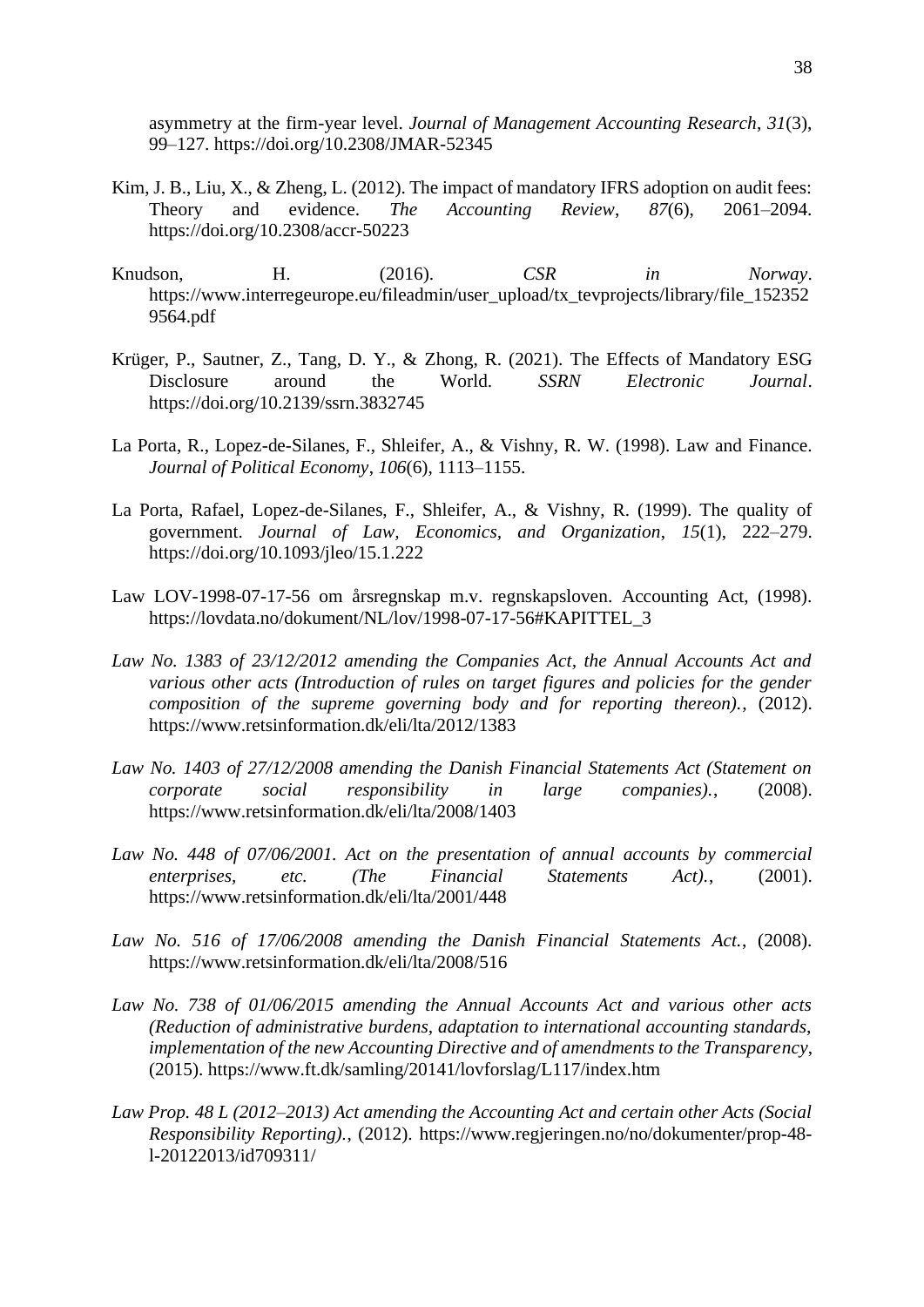asymmetry at the firm-year level. *Journal of Management Accounting Research*, *31*(3), 99–127. https://doi.org/10.2308/JMAR-52345

Kim, J. B., Liu, X., & Zheng, L. (2012). The impact of mandatory IFRS adoption on audit fees: Theory and evidence. *The Accounting Review*, *87*(6), 2061–2094. https://doi.org/10.2308/accr-50223

Knudson, H. (2016). *CSR in Norway*. https://www.interregeurope.eu/fileadmin/user_upload/tx_tevprojects/library/file_1523529564.pdf

Krüger, P., Sautner, Z., Tang, D. Y., & Zhong, R. (2021). The Effects of Mandatory ESG Disclosure around the World. *SSRN Electronic Journal*. https://doi.org/10.2139/ssrn.3832745

La Porta, R., Lopez-de-Silanes, F., Shleifer, A., & Vishny, R. W. (1998). Law and Finance. *Journal of Political Economy*, *106*(6), 1113–1155.

La Porta, Rafael, Lopez-de-Silanes, F., Shleifer, A., & Vishny, R. (1999). The quality of government. *Journal of Law, Economics, and Organization*, *15*(1), 222–279. https://doi.org/10.1093/jleo/15.1.222

Law LOV-1998-07-17-56 om årsregnskap m.v. regnskapsloven. Accounting Act, (1998). https://lovdata.no/dokument/NL/lov/1998-07-17-56#KAPITTEL_3

*Law No. 1383 of 23/12/2012 amending the Companies Act, the Annual Accounts Act and various other acts (Introduction of rules on target figures and policies for the gender composition of the supreme governing body and for reporting thereon).*, (2012). https://www.retsinformation.dk/eli/lta/2012/1383

*Law No. 1403 of 27/12/2008 amending the Danish Financial Statements Act (Statement on corporate social responsibility in large companies).*, (2008). https://www.retsinformation.dk/eli/lta/2008/1403

*Law No. 448 of 07/06/2001. Act on the presentation of annual accounts by commercial enterprises, etc. (The Financial Statements Act).*, (2001). https://www.retsinformation.dk/eli/lta/2001/448

*Law No. 516 of 17/06/2008 amending the Danish Financial Statements Act.*, (2008). https://www.retsinformation.dk/eli/lta/2008/516

*Law No. 738 of 01/06/2015 amending the Annual Accounts Act and various other acts (Reduction of administrative burdens, adaptation to international accounting standards, implementation of the new Accounting Directive and of amendments to the Transparency*, (2015). https://www.ft.dk/samling/20141/lovforslag/L117/index.htm

*Law Prop. 48 L (2012–2013) Act amending the Accounting Act and certain other Acts (Social Responsibility Reporting).*, (2012). https://www.regjeringen.no/no/dokumenter/prop-48-l-20122013/id709311/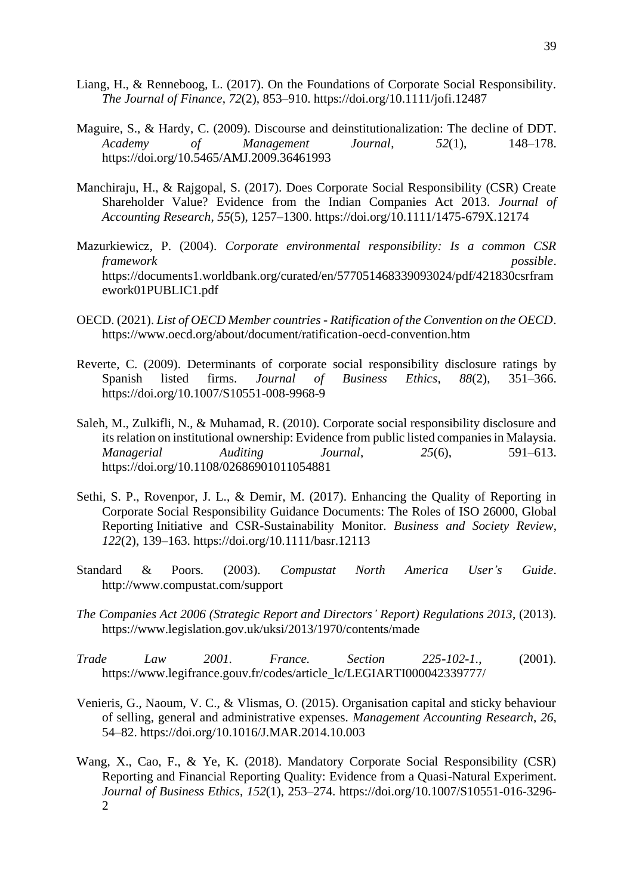Liang, H., & Renneboog, L. (2017). On the Foundations of Corporate Social Responsibility. *The Journal of Finance*, *72*(2), 853–910. https://doi.org/10.1111/jofi.12487

Maguire, S., & Hardy, C. (2009). Discourse and deinstitutionalization: The decline of DDT. *Academy of Management Journal*, *52*(1), 148–178. https://doi.org/10.5465/AMJ.2009.36461993

Manchiraju, H., & Rajgopal, S. (2017). Does Corporate Social Responsibility (CSR) Create Shareholder Value? Evidence from the Indian Companies Act 2013. *Journal of Accounting Research*, *55*(5), 1257–1300. https://doi.org/10.1111/1475-679X.12174

Mazurkiewicz, P. (2004). *Corporate environmental responsibility: Is a common CSR framework possible*. https://documents1.worldbank.org/curated/en/577051468339093024/pdf/421830csrframework01PUBLIC1.pdf

OECD. (2021). *List of OECD Member countries - Ratification of the Convention on the OECD*. https://www.oecd.org/about/document/ratification-oecd-convention.htm

Reverte, C. (2009). Determinants of corporate social responsibility disclosure ratings by Spanish listed firms. *Journal of Business Ethics*, *88*(2), 351–366. https://doi.org/10.1007/S10551-008-9968-9

Saleh, M., Zulkifli, N., & Muhamad, R. (2010). Corporate social responsibility disclosure and its relation on institutional ownership: Evidence from public listed companies in Malaysia. *Managerial Auditing Journal*, *25*(6), 591–613. https://doi.org/10.1108/02686901011054881

Sethi, S. P., Rovenpor, J. L., & Demir, M. (2017). Enhancing the Quality of Reporting in Corporate Social Responsibility Guidance Documents: The Roles of ISO 26000, Global Reporting Initiative and CSR-Sustainability Monitor. *Business and Society Review*, *122*(2), 139–163. https://doi.org/10.1111/basr.12113

Standard & Poors. (2003). *Compustat North America User's Guide*. http://www.compustat.com/support

*The Companies Act 2006 (Strategic Report and Directors' Report) Regulations 2013*, (2013). https://www.legislation.gov.uk/uksi/2013/1970/contents/made

*Trade Law 2001. France. Section 225-102-1.*, (2001). https://www.legifrance.gouv.fr/codes/article_lc/LEGIARTI000042339777/

Venieris, G., Naoum, V. C., & Vlismas, O. (2015). Organisation capital and sticky behaviour of selling, general and administrative expenses. *Management Accounting Research*, *26*, 54–82. https://doi.org/10.1016/J.MAR.2014.10.003

Wang, X., Cao, F., & Ye, K. (2018). Mandatory Corporate Social Responsibility (CSR) Reporting and Financial Reporting Quality: Evidence from a Quasi-Natural Experiment. *Journal of Business Ethics*, *152*(1), 253–274. https://doi.org/10.1007/S10551-016-3296-2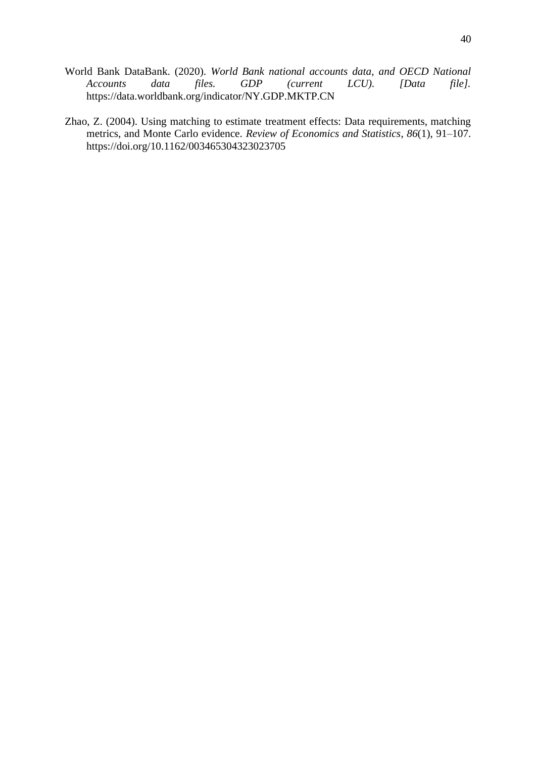World Bank DataBank. (2020). *World Bank national accounts data, and OECD National Accounts data files. GDP (current LCU). [Data file].* https://data.worldbank.org/indicator/NY.GDP.MKTP.CN

Zhao, Z. (2004). Using matching to estimate treatment effects: Data requirements, matching metrics, and Monte Carlo evidence. *Review of Economics and Statistics*, *86*(1), 91–107. https://doi.org/10.1162/003465304323023705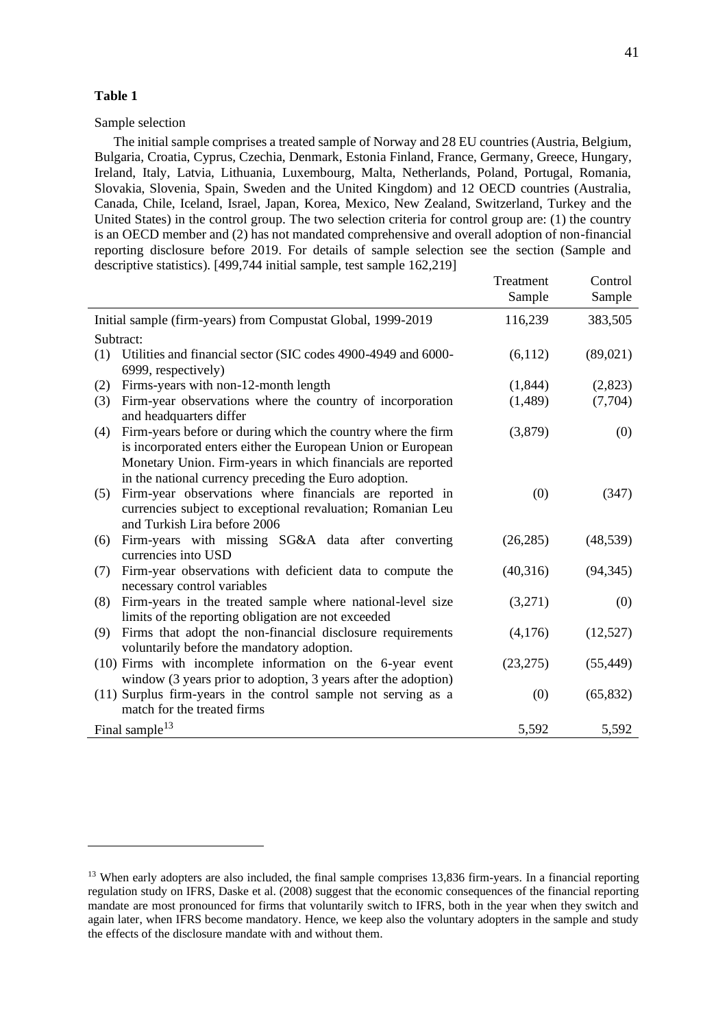**Table 1**

Sample selection

The initial sample comprises a treated sample of Norway and 28 EU countries (Austria, Belgium, Bulgaria, Croatia, Cyprus, Czechia, Denmark, Estonia Finland, France, Germany, Greece, Hungary, Ireland, Italy, Latvia, Lithuania, Luxembourg, Malta, Netherlands, Poland, Portugal, Romania, Slovakia, Slovenia, Spain, Sweden and the United Kingdom) and 12 OECD countries (Australia, Canada, Chile, Iceland, Israel, Japan, Korea, Mexico, New Zealand, Switzerland, Turkey and the United States) in the control group. The two selection criteria for control group are: (1) the country is an OECD member and (2) has not mandated comprehensive and overall adoption of non-financial reporting disclosure before 2019. For details of sample selection see the section (Sample and descriptive statistics). [499,744 initial sample, test sample 162,219]

| | Treatment Sample | Control Sample |
|---|---|---|
| Initial sample (firm-years) from Compustat Global, 1999-2019 | 116,239 | 383,505 |
| Subtract: | | |
| (1) Utilities and financial sector (SIC codes 4900-4949 and 6000-6999, respectively) | (6,112) | (89,021) |
| (2) Firms-years with non-12-month length | (1,844) | (2,823) |
| (3) Firm-year observations where the country of incorporation and headquarters differ | (1,489) | (7,704) |
| (4) Firm-years before or during which the country where the firm is incorporated enters either the European Union or European Monetary Union. Firm-years in which financials are reported in the national currency preceding the Euro adoption. | (3,879) | (0) |
| (5) Firm-year observations where financials are reported in currencies subject to exceptional revaluation; Romanian Leu and Turkish Lira before 2006 | (0) | (347) |
| (6) Firm-years with missing SG&A data after converting currencies into USD | (26,285) | (48,539) |
| (7) Firm-year observations with deficient data to compute the necessary control variables | (40,316) | (94,345) |
| (8) Firm-years in the treated sample where national-level size limits of the reporting obligation are not exceeded | (3,271) | (0) |
| (9) Firms that adopt the non-financial disclosure requirements voluntarily before the mandatory adoption. | (4,176) | (12,527) |
| (10) Firms with incomplete information on the 6-year event window (3 years prior to adoption, 3 years after the adoption) | (23,275) | (55,449) |
| (11) Surplus firm-years in the control sample not serving as a match for the treated firms | (0) | (65,832) |
| Final sample[13] | 5,592 | 5,592 |

[13] When early adopters are also included, the final sample comprises 13,836 firm-years. In a financial reporting regulation study on IFRS, Daske et al. (2008) suggest that the economic consequences of the financial reporting mandate are most pronounced for firms that voluntarily switch to IFRS, both in the year when they switch and again later, when IFRS become mandatory. Hence, we keep also the voluntary adopters in the sample and study the effects of the disclosure mandate with and without them.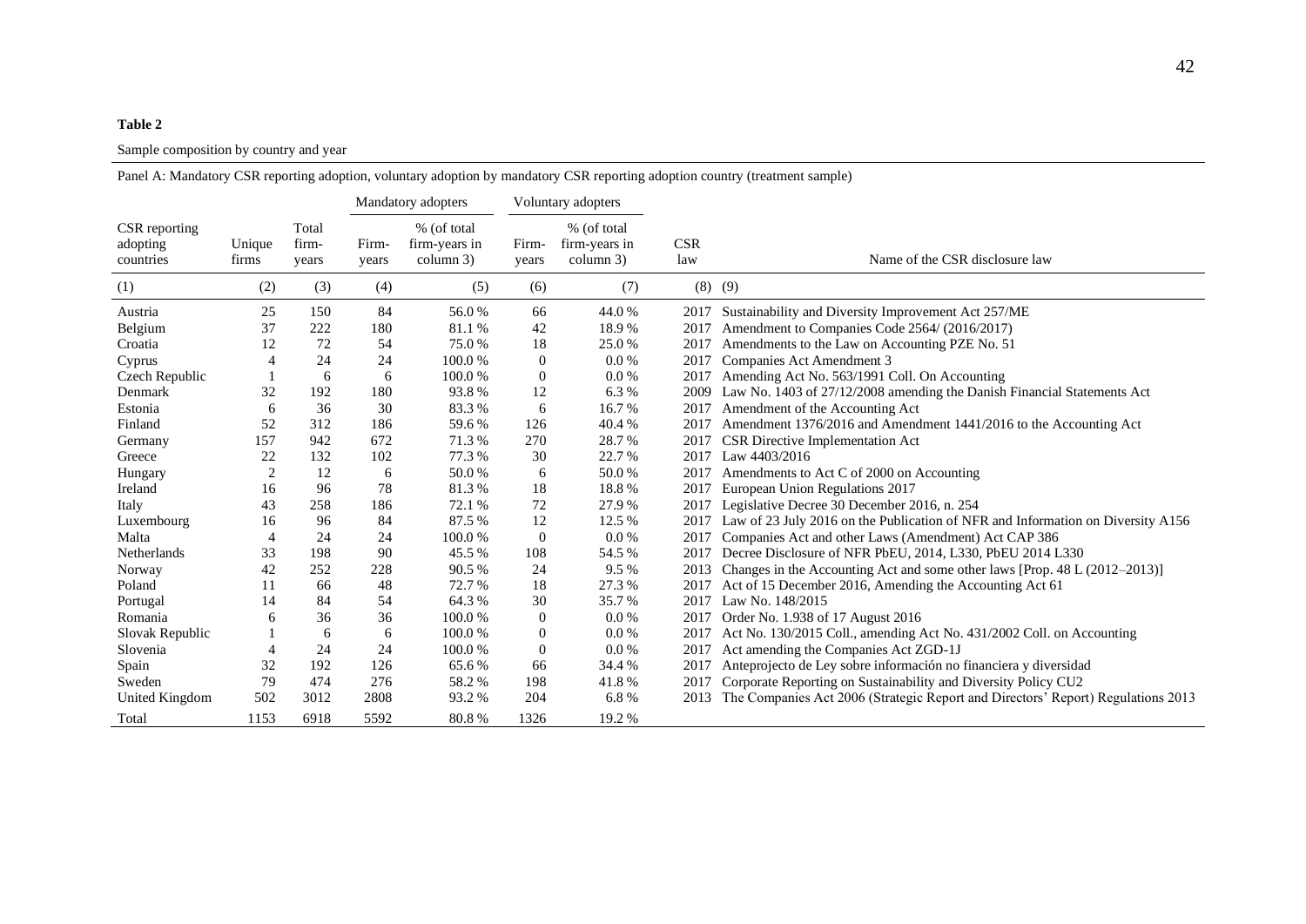**Table 2**

Sample composition by country and year

Panel A: Mandatory CSR reporting adoption, voluntary adoption by mandatory CSR reporting adoption country (treatment sample)

| | | | Mandatory adopters | | Voluntary adopters | | | |
|---|---|---|---|---|---|---|---|---|
| CSR reporting adopting countries | Unique firms | Total firm-years | Firm-years | % (of total firm-years in column 3) | Firm-years | % (of total firm-years in column 3) | CSR law | Name of the CSR disclosure law |
| (1) | (2) | (3) | (4) | (5) | (6) | (7) | (8) | (9) |
| Austria | 25 | 150 | 84 | 56.0 % | 66 | 44.0 % | 2017 | Sustainability and Diversity Improvement Act 257/ME |
| Belgium | 37 | 222 | 180 | 81.1 % | 42 | 18.9 % | 2017 | Amendment to Companies Code 2564/ (2016/2017) |
| Croatia | 12 | 72 | 54 | 75.0 % | 18 | 25.0 % | 2017 | Amendments to the Law on Accounting PZE No. 51 |
| Cyprus | 4 | 24 | 24 | 100.0 % | 0 | 0.0 % | 2017 | Companies Act Amendment 3 |
| Czech Republic | 1 | 6 | 6 | 100.0 % | 0 | 0.0 % | 2017 | Amending Act No. 563/1991 Coll. On Accounting |
| Denmark | 32 | 192 | 180 | 93.8 % | 12 | 6.3 % | 2009 | Law No. 1403 of 27/12/2008 amending the Danish Financial Statements Act |
| Estonia | 6 | 36 | 30 | 83.3 % | 6 | 16.7 % | 2017 | Amendment of the Accounting Act |
| Finland | 52 | 312 | 186 | 59.6 % | 126 | 40.4 % | 2017 | Amendment 1376/2016 and Amendment 1441/2016 to the Accounting Act |
| Germany | 157 | 942 | 672 | 71.3 % | 270 | 28.7 % | 2017 | CSR Directive Implementation Act |
| Greece | 22 | 132 | 102 | 77.3 % | 30 | 22.7 % | 2017 | Law 4403/2016 |
| Hungary | 2 | 12 | 6 | 50.0 % | 6 | 50.0 % | 2017 | Amendments to Act C of 2000 on Accounting |
| Ireland | 16 | 96 | 78 | 81.3 % | 18 | 18.8 % | 2017 | European Union Regulations 2017 |
| Italy | 43 | 258 | 186 | 72.1 % | 72 | 27.9 % | 2017 | Legislative Decree 30 December 2016, n. 254 |
| Luxembourg | 16 | 96 | 84 | 87.5 % | 12 | 12.5 % | 2017 | Law of 23 July 2016 on the Publication of NFR and Information on Diversity A156 |
| Malta | 4 | 24 | 24 | 100.0 % | 0 | 0.0 % | 2017 | Companies Act and other Laws (Amendment) Act CAP 386 |
| Netherlands | 33 | 198 | 90 | 45.5 % | 108 | 54.5 % | 2017 | Decree Disclosure of NFR PbEU, 2014, L330, PbEU 2014 L330 |
| Norway | 42 | 252 | 228 | 90.5 % | 24 | 9.5 % | 2013 | Changes in the Accounting Act and some other laws [Prop. 48 L (2012–2013)] |
| Poland | 11 | 66 | 48 | 72.7 % | 18 | 27.3 % | 2017 | Act of 15 December 2016, Amending the Accounting Act 61 |
| Portugal | 14 | 84 | 54 | 64.3 % | 30 | 35.7 % | 2017 | Law No. 148/2015 |
| Romania | 6 | 36 | 36 | 100.0 % | 0 | 0.0 % | 2017 | Order No. 1.938 of 17 August 2016 |
| Slovak Republic | 1 | 6 | 6 | 100.0 % | 0 | 0.0 % | 2017 | Act No. 130/2015 Coll., amending Act No. 431/2002 Coll. on Accounting |
| Slovenia | 4 | 24 | 24 | 100.0 % | 0 | 0.0 % | 2017 | Act amending the Companies Act ZGD-1J |
| Spain | 32 | 192 | 126 | 65.6 % | 66 | 34.4 % | 2017 | Anteprojecto de Ley sobre información no financiera y diversidad |
| Sweden | 79 | 474 | 276 | 58.2 % | 198 | 41.8 % | 2017 | Corporate Reporting on Sustainability and Diversity Policy CU2 |
| United Kingdom | 502 | 3012 | 2808 | 93.2 % | 204 | 6.8 % | 2013 | The Companies Act 2006 (Strategic Report and Directors' Report) Regulations 2013 |
| Total | 1153 | 6918 | 5592 | 80.8 % | 1326 | 19.2 % | | |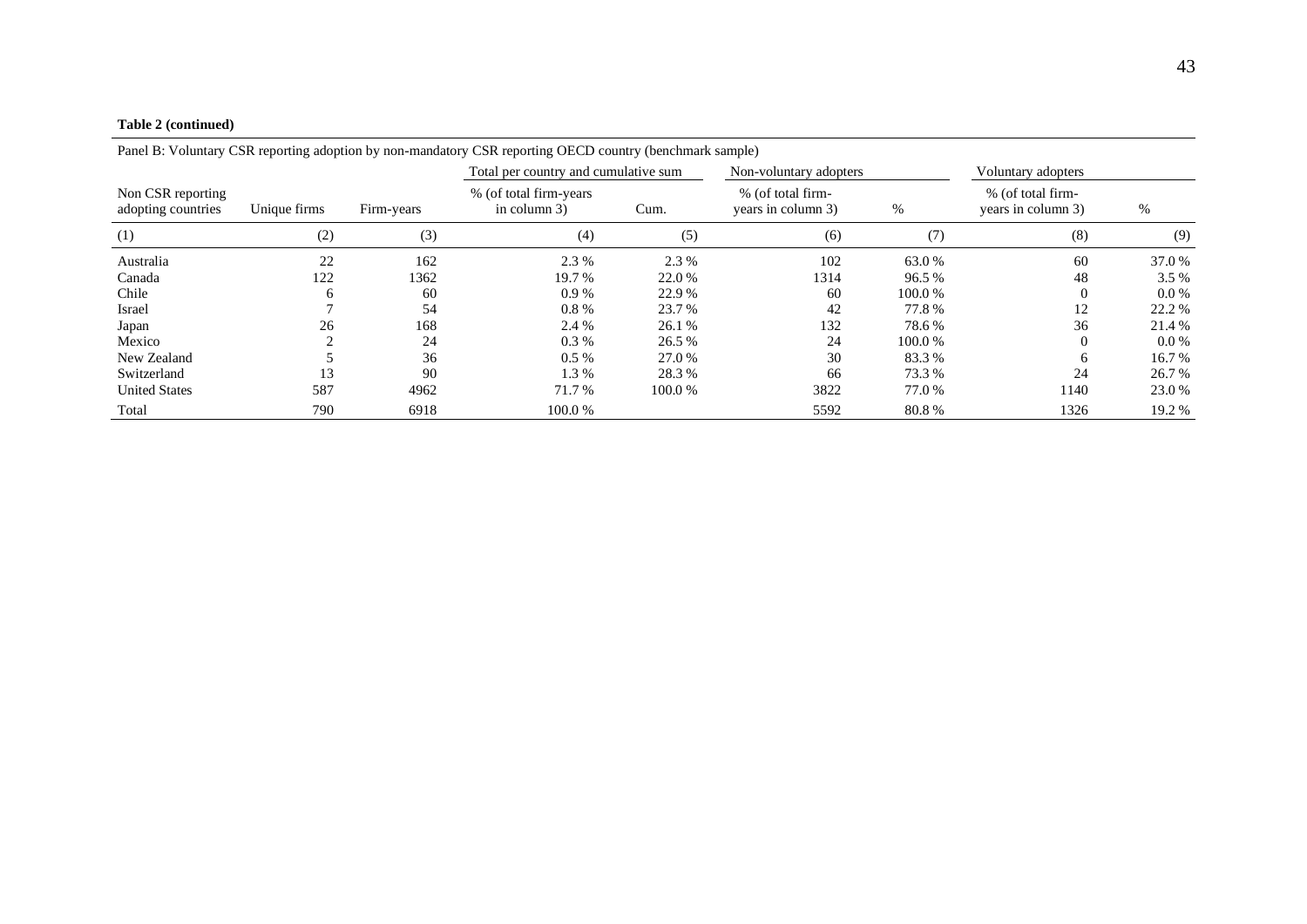**Table 2 (continued)**

Panel B: Voluntary CSR reporting adoption by non-mandatory CSR reporting OECD country (benchmark sample)

| | | | Total per country and cumulative sum | | Non-voluntary adopters | | Voluntary adopters | |
|---|---|---|---|---|---|---|---|---|
| Non CSR reporting adopting countries | Unique firms | Firm-years | % (of total firm-years in column 3) | Cum. | % (of total firm-years in column 3) | % | % (of total firm-years in column 3) | % |
| (1) | (2) | (3) | (4) | (5) | (6) | (7) | (8) | (9) |
| Australia | 22 | 162 | 2.3 % | 2.3 % | 102 | 63.0 % | 60 | 37.0 % |
| Canada | 122 | 1362 | 19.7 % | 22.0 % | 1314 | 96.5 % | 48 | 3.5 % |
| Chile | 6 | 60 | 0.9 % | 22.9 % | 60 | 100.0 % | 0 | 0.0 % |
| Israel | 7 | 54 | 0.8 % | 23.7 % | 42 | 77.8 % | 12 | 22.2 % |
| Japan | 26 | 168 | 2.4 % | 26.1 % | 132 | 78.6 % | 36 | 21.4 % |
| Mexico | 2 | 24 | 0.3 % | 26.5 % | 24 | 100.0 % | 0 | 0.0 % |
| New Zealand | 5 | 36 | 0.5 % | 27.0 % | 30 | 83.3 % | 6 | 16.7 % |
| Switzerland | 13 | 90 | 1.3 % | 28.3 % | 66 | 73.3 % | 24 | 26.7 % |
| United States | 587 | 4962 | 71.7 % | 100.0 % | 3822 | 77.0 % | 1140 | 23.0 % |
| Total | 790 | 6918 | 100.0 % | | 5592 | 80.8 % | 1326 | 19.2 % |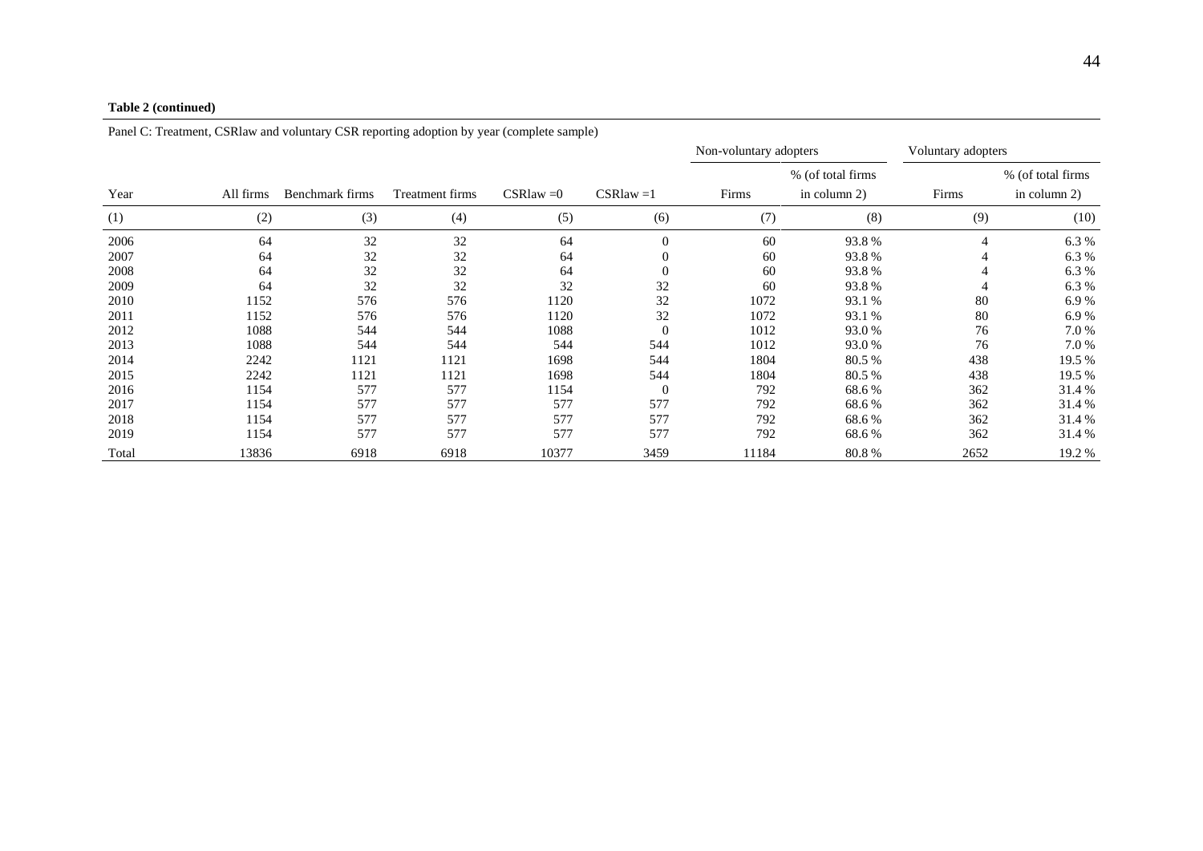**Table 2 (continued)**

Panel C: Treatment, CSRlaw and voluntary CSR reporting adoption by year (complete sample)

| | | | | | | Non-voluntary adopters | | Voluntary adopters | |
|---|---|---|---|---|---|---|---|---|---|
| Year | All firms | Benchmark firms | Treatment firms | CSRlaw =0 | CSRlaw =1 | Firms | % (of total firms in column 2) | Firms | % (of total firms in column 2) |
| (1) | (2) | (3) | (4) | (5) | (6) | (7) | (8) | (9) | (10) |
| 2006 | 64 | 32 | 32 | 64 | 0 | 60 | 93.8 % | 4 | 6.3 % |
| 2007 | 64 | 32 | 32 | 64 | 0 | 60 | 93.8 % | 4 | 6.3 % |
| 2008 | 64 | 32 | 32 | 64 | 0 | 60 | 93.8 % | 4 | 6.3 % |
| 2009 | 64 | 32 | 32 | 32 | 32 | 60 | 93.8 % | 4 | 6.3 % |
| 2010 | 1152 | 576 | 576 | 1120 | 32 | 1072 | 93.1 % | 80 | 6.9 % |
| 2011 | 1152 | 576 | 576 | 1120 | 32 | 1072 | 93.1 % | 80 | 6.9 % |
| 2012 | 1088 | 544 | 544 | 1088 | 0 | 1012 | 93.0 % | 76 | 7.0 % |
| 2013 | 1088 | 544 | 544 | 544 | 544 | 1012 | 93.0 % | 76 | 7.0 % |
| 2014 | 2242 | 1121 | 1121 | 1698 | 544 | 1804 | 80.5 % | 438 | 19.5 % |
| 2015 | 2242 | 1121 | 1121 | 1698 | 544 | 1804 | 80.5 % | 438 | 19.5 % |
| 2016 | 1154 | 577 | 577 | 1154 | 0 | 792 | 68.6 % | 362 | 31.4 % |
| 2017 | 1154 | 577 | 577 | 577 | 577 | 792 | 68.6 % | 362 | 31.4 % |
| 2018 | 1154 | 577 | 577 | 577 | 577 | 792 | 68.6 % | 362 | 31.4 % |
| 2019 | 1154 | 577 | 577 | 577 | 577 | 792 | 68.6 % | 362 | 31.4 % |
| Total | 13836 | 6918 | 6918 | 10377 | 3459 | 11184 | 80.8 % | 2652 | 19.2 % |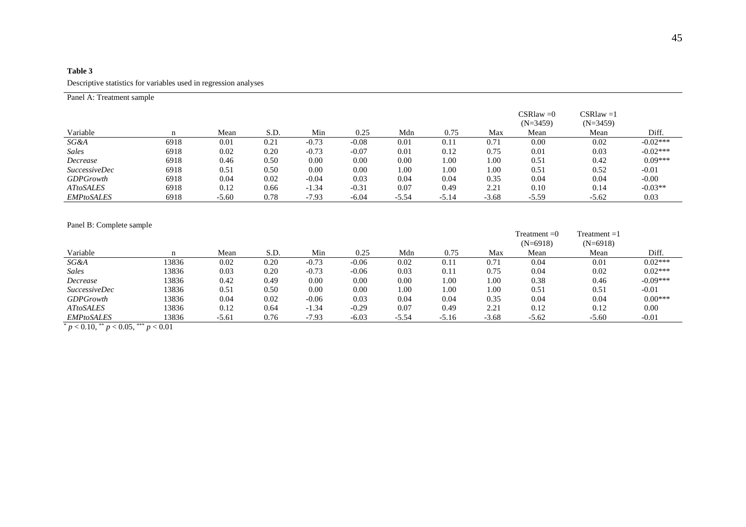**Table 3**

Descriptive statistics for variables used in regression analyses

Panel A: Treatment sample

| Variable | n | Mean | S.D. | Min | 0.25 | Mdn | 0.75 | Max | CSRlaw =0 (N=3459) Mean | CSRlaw =1 (N=3459) Mean | Diff. |
|---|---|---|---|---|---|---|---|---|---|---|---|
| *SG&A* | 6918 | 0.01 | 0.21 | -0.73 | -0.08 | 0.01 | 0.11 | 0.71 | 0.00 | 0.02 | -0.02*** |
| *Sales* | 6918 | 0.02 | 0.20 | -0.73 | -0.07 | 0.01 | 0.12 | 0.75 | 0.01 | 0.03 | -0.02*** |
| *Decrease* | 6918 | 0.46 | 0.50 | 0.00 | 0.00 | 0.00 | 1.00 | 1.00 | 0.51 | 0.42 | 0.09*** |
| *SuccessiveDec* | 6918 | 0.51 | 0.50 | 0.00 | 0.00 | 1.00 | 1.00 | 1.00 | 0.51 | 0.52 | -0.01 |
| *GDPGrowth* | 6918 | 0.04 | 0.02 | -0.04 | 0.03 | 0.04 | 0.04 | 0.35 | 0.04 | 0.04 | -0.00 |
| *ATtoSALES* | 6918 | 0.12 | 0.66 | -1.34 | -0.31 | 0.07 | 0.49 | 2.21 | 0.10 | 0.14 | -0.03** |
| *EMPtoSALES* | 6918 | -5.60 | 0.78 | -7.93 | -6.04 | -5.54 | -5.14 | -3.68 | -5.59 | -5.62 | 0.03 |

Panel B: Complete sample

| Variable | n | Mean | S.D. | Min | 0.25 | Mdn | 0.75 | Max | Treatment =0 (N=6918) Mean | Treatment =1 (N=6918) Mean | Diff. |
|---|---|---|---|---|---|---|---|---|---|---|---|
| *SG&A* | 13836 | 0.02 | 0.20 | -0.73 | -0.06 | 0.02 | 0.11 | 0.71 | 0.04 | 0.01 | 0.02*** |
| *Sales* | 13836 | 0.03 | 0.20 | -0.73 | -0.06 | 0.03 | 0.11 | 0.75 | 0.04 | 0.02 | 0.02*** |
| *Decrease* | 13836 | 0.42 | 0.49 | 0.00 | 0.00 | 0.00 | 1.00 | 1.00 | 0.38 | 0.46 | -0.09*** |
| *SuccessiveDec* | 13836 | 0.51 | 0.50 | 0.00 | 0.00 | 1.00 | 1.00 | 1.00 | 0.51 | 0.51 | -0.01 |
| *GDPGrowth* | 13836 | 0.04 | 0.02 | -0.06 | 0.03 | 0.04 | 0.04 | 0.35 | 0.04 | 0.04 | 0.00*** |
| *ATtoSALES* | 13836 | 0.12 | 0.64 | -1.34 | -0.29 | 0.07 | 0.49 | 2.21 | 0.12 | 0.12 | 0.00 |
| *EMPtoSALES* | 13836 | -5.61 | 0.76 | -7.93 | -6.03 | -5.54 | -5.16 | -3.68 | -5.62 | -5.60 | -0.01 |

\* $p < 0.10$, \*\* $p < 0.05$, \*\*\* $p < 0.01$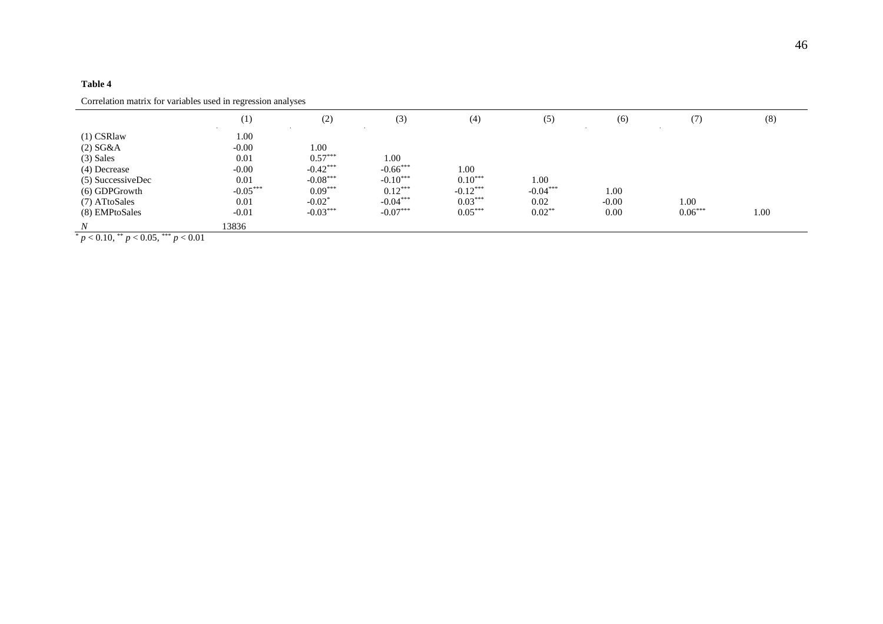**Table 4**

Correlation matrix for variables used in regression analyses

| | (1) | (2) | (3) | (4) | (5) | (6) | (7) | (8) |
|---|---|---|---|---|---|---|---|---|
| (1) CSRlaw | 1.00 | | | | | | | |
| (2) SG&A | -0.00 | 1.00 | | | | | | |
| (3) Sales | 0.01 | $0.57^{***}$ | 1.00 | | | | | |
| (4) Decrease | -0.00 | $-0.42^{***}$ | $-0.66^{***}$ | 1.00 | | | | |
| (5) SuccessiveDec | 0.01 | $-0.08^{***}$ | $-0.10^{***}$ | $0.10^{***}$ | 1.00 | | | |
| (6) GDPGrowth | $-0.05^{***}$ | $0.09^{***}$ | $0.12^{***}$ | $-0.12^{***}$ | $-0.04^{***}$ | 1.00 | | |
| (7) ATtoSales | 0.01 | $-0.02^{*}$ | $-0.04^{***}$ | $0.03^{***}$ | 0.02 | -0.00 | 1.00 | |
| (8) EMPtoSales | -0.01 | $-0.03^{***}$ | $-0.07^{***}$ | $0.05^{***}$ | $0.02^{**}$ | 0.00 | $0.06^{***}$ | 1.00 |
| *N* | 13836 | | | | | | | |

$^{*}$ $p < 0.10$, $^{**}$ $p < 0.05$, $^{***}$ $p < 0.01$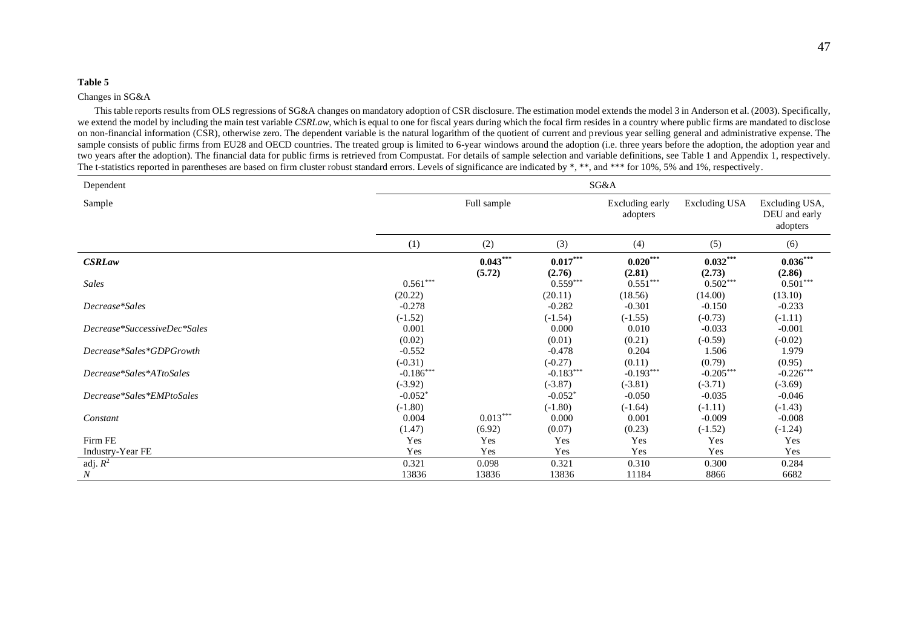**Table 5**

Changes in SG&A

This table reports results from OLS regressions of SG&A changes on mandatory adoption of CSR disclosure. The estimation model extends the model 3 in Anderson et al. (2003). Specifically, we extend the model by including the main test variable *CSRLaw*, which is equal to one for fiscal years during which the focal firm resides in a country where public firms are mandated to disclose on non-financial information (CSR), otherwise zero. The dependent variable is the natural logarithm of the quotient of current and previous year selling general and administrative expense. The sample consists of public firms from EU28 and OECD countries. The treated group is limited to 6-year windows around the adoption (i.e. three years before the adoption, the adoption year and two years after the adoption). The financial data for public firms is retrieved from Compustat. For details of sample selection and variable definitions, see Table 1 and Appendix 1, respectively. The t-statistics reported in parentheses are based on firm cluster robust standard errors. Levels of significance are indicated by *, **, and *** for 10%, 5% and 1%, respectively.

| Dependent | SG&A | | | | | |
|---|---|---|---|---|---|---|
| Sample | Full sample | | | Excluding early adopters | Excluding USA | Excluding USA, DEU and early adopters |
| | (1) | (2) | (3) | (4) | (5) | (6) |
| ***CSRLaw*** | | **0.043*****<br>**(5.72)** | **0.017*****<br>**(2.76)** | **0.020*****<br>**(2.81)** | **0.032*****<br>**(2.73)** | **0.036*****<br>**(2.86)** |
| *Sales* | 0.561***<br>(20.22) | | 0.559***<br>(20.11) | 0.551***<br>(18.56) | 0.502***<br>(14.00) | 0.501***<br>(13.10) |
| *Decrease\*Sales* | -0.278<br>(-1.52) | | -0.282<br>(-1.54) | -0.301<br>(-1.55) | -0.150<br>(-0.73) | -0.233<br>(-1.11) |
| *Decrease\*SuccessiveDec\*Sales* | 0.001<br>(0.02) | | 0.000<br>(0.01) | 0.010<br>(0.21) | -0.033<br>(-0.59) | -0.001<br>(-0.02) |
| *Decrease\*Sales\*GDPGrowth* | -0.552<br>(-0.31) | | -0.478<br>(-0.27) | 0.204<br>(0.11) | 1.506<br>(0.79) | 1.979<br>(0.95) |
| *Decrease\*Sales\*ATtoSales* | -0.186***<br>(-3.92) | | -0.183***<br>(-3.87) | -0.193***<br>(-3.81) | -0.205***<br>(-3.71) | -0.226***<br>(-3.69) |
| *Decrease\*Sales\*EMPtoSales* | -0.052*<br>(-1.80) | | -0.052*<br>(-1.80) | -0.050<br>(-1.64) | -0.035<br>(-1.11) | -0.046<br>(-1.43) |
| *Constant* | 0.004<br>(1.47) | 0.013***<br>(6.92) | 0.000<br>(0.07) | 0.001<br>(0.23) | -0.009<br>(-1.52) | -0.008<br>(-1.24) |
| Firm FE | Yes | Yes | Yes | Yes | Yes | Yes |
| Industry-Year FE | Yes | Yes | Yes | Yes | Yes | Yes |
| adj. $R^2$ | 0.321 | 0.098 | 0.321 | 0.310 | 0.300 | 0.284 |
| *N* | 13836 | 13836 | 13836 | 11184 | 8866 | 6682 |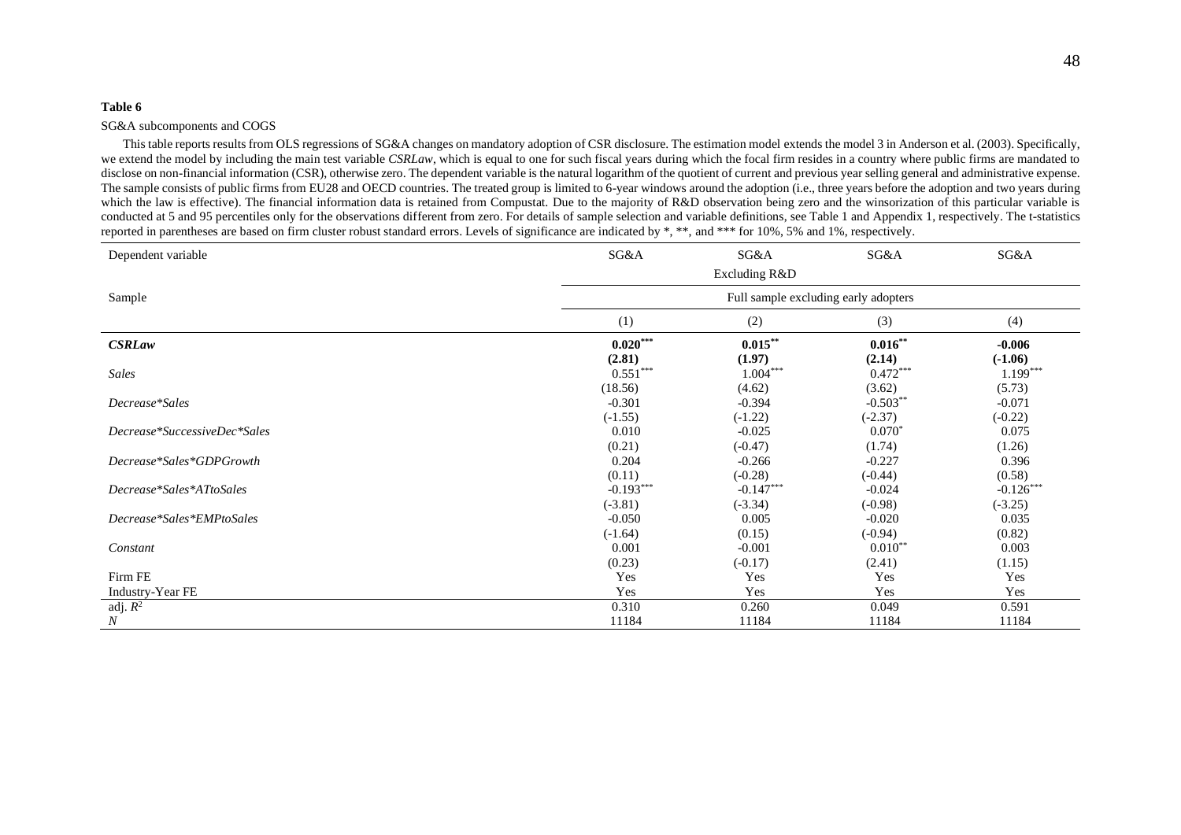**Table 6**

SG&A subcomponents and COGS

This table reports results from OLS regressions of SG&A changes on mandatory adoption of CSR disclosure. The estimation model extends the model 3 in Anderson et al. (2003). Specifically, we extend the model by including the main test variable *CSRLaw*, which is equal to one for such fiscal years during which the focal firm resides in a country where public firms are mandated to disclose on non-financial information (CSR), otherwise zero. The dependent variable is the natural logarithm of the quotient of current and previous year selling general and administrative expense. The sample consists of public firms from EU28 and OECD countries. The treated group is limited to 6-year windows around the adoption (i.e., three years before the adoption and two years during which the law is effective). The financial information data is retained from Compustat. Due to the majority of R&D observation being zero and the winsorization of this particular variable is conducted at 5 and 95 percentiles only for the observations different from zero. For details of sample selection and variable definitions, see Table 1 and Appendix 1, respectively. The t-statistics reported in parentheses are based on firm cluster robust standard errors. Levels of significance are indicated by *, **, and *** for 10%, 5% and 1%, respectively.

| Dependent variable | SG&A | SG&A | SG&A | SG&A |
|---|---|---|---|---|
| | | Excluding R&D | | |
| Sample | Full sample excluding early adopters | | | |
| | (1) | (2) | (3) | (4) |
| ***CSRLaw*** | **0.020*****| **0.015**** | **0.016**** | **-0.006** |
| | **(2.81)** | **(1.97)** | **(2.14)** | **(-1.06)** |
| *Sales* | 0.551*** | 1.004*** | 0.472*** | 1.199*** |
| | (18.56) | (4.62) | (3.62) | (5.73) |
| *Decrease*Sales* | -0.301 | -0.394 | -0.503** | -0.071 |
| | (-1.55) | (-1.22) | (-2.37) | (-0.22) |
| *Decrease*SuccessiveDec*Sales* | 0.010 | -0.025 | 0.070* | 0.075 |
| | (0.21) | (-0.47) | (1.74) | (1.26) |
| *Decrease*Sales*GDPGrowth* | 0.204 | -0.266 | -0.227 | 0.396 |
| | (0.11) | (-0.28) | (-0.44) | (0.58) |
| *Decrease*Sales*ATtoSales* | -0.193*** | -0.147*** | -0.024 | -0.126*** |
| | (-3.81) | (-3.34) | (-0.98) | (-3.25) |
| *Decrease*Sales*EMPtoSales* | -0.050 | 0.005 | -0.020 | 0.035 |
| | (-1.64) | (0.15) | (-0.94) | (0.82) |
| *Constant* | 0.001 | -0.001 | 0.010** | 0.003 |
| | (0.23) | (-0.17) | (2.41) | (1.15) |
| Firm FE | Yes | Yes | Yes | Yes |
| Industry-Year FE | Yes | Yes | Yes | Yes |
| adj. $R^2$ | 0.310 | 0.260 | 0.049 | 0.591 |
| *N* | 11184 | 11184 | 11184 | 11184 |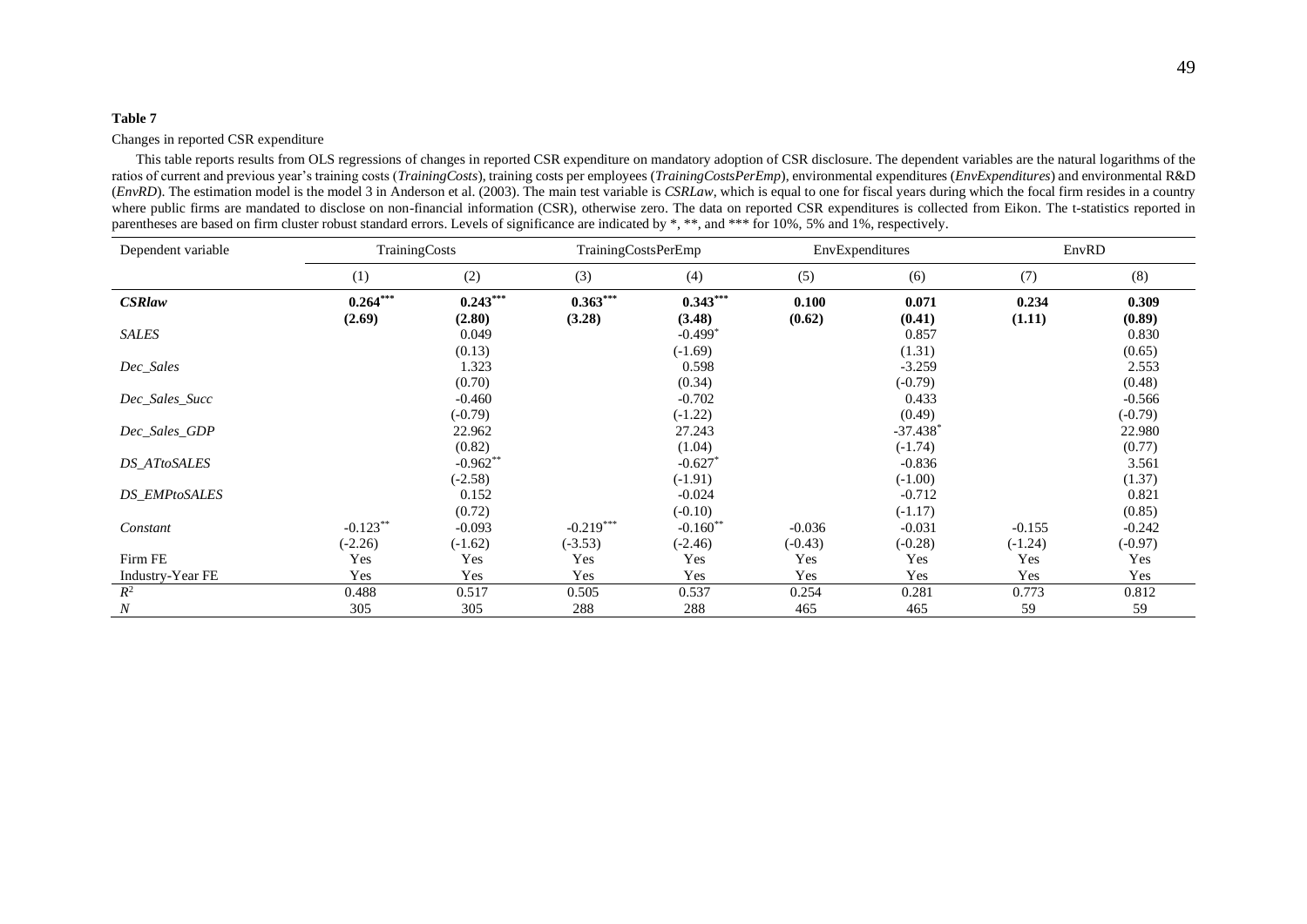**Table 7**

Changes in reported CSR expenditure

This table reports results from OLS regressions of changes in reported CSR expenditure on mandatory adoption of CSR disclosure. The dependent variables are the natural logarithms of the ratios of current and previous year's training costs (*TrainingCosts*), training costs per employees (*TrainingCostsPerEmp*), environmental expenditures (*EnvExpenditures*) and environmental R&D (*EnvRD*). The estimation model is the model 3 in Anderson et al. (2003). The main test variable is *CSRLaw*, which is equal to one for fiscal years during which the focal firm resides in a country where public firms are mandated to disclose on non-financial information (CSR), otherwise zero. The data on reported CSR expenditures is collected from Eikon. The t-statistics reported in parentheses are based on firm cluster robust standard errors. Levels of significance are indicated by *, **, and *** for 10%, 5% and 1%, respectively.

| Dependent variable | TrainingCosts | | TrainingCostsPerEmp | | EnvExpenditures | | EnvRD | |
|---|---|---|---|---|---|---|---|---|
| | (1) | (2) | (3) | (4) | (5) | (6) | (7) | (8) |
| ***CSRlaw*** | **0.264*****  | **0.243***** | **0.363***** | **0.343***** | **0.100** | **0.071** | **0.234** | **0.309** |
| | **(2.69)** | **(2.80)** | **(3.28)** | **(3.48)** | **(0.62)** | **(0.41)** | **(1.11)** | **(0.89)** |
| *SALES* | | 0.049 | | -0.499* | | 0.857 | | 0.830 |
| | | (0.13) | | (-1.69) | | (1.31) | | (0.65) |
| *Dec_Sales* | | 1.323 | | 0.598 | | -3.259 | | 2.553 |
| | | (0.70) | | (0.34) | | (-0.79) | | (0.48) |
| *Dec_Sales_Succ* | | -0.460 | | -0.702 | | 0.433 | | -0.566 |
| | | (-0.79) | | (-1.22) | | (0.49) | | (-0.79) |
| *Dec_Sales_GDP* | | 22.962 | | 27.243 | | -37.438* | | 22.980 |
| | | (0.82) | | (1.04) | | (-1.74) | | (0.77) |
| *DS_ATtoSALES* | | -0.962** | | -0.627* | | -0.836 | | 3.561 |
| | | (-2.58) | | (-1.91) | | (-1.00) | | (1.37) |
| *DS_EMPtoSALES* | | 0.152 | | -0.024 | | -0.712 | | 0.821 |
| | | (0.72) | | (-0.10) | | (-1.17) | | (0.85) |
| *Constant* | -0.123** | -0.093 | -0.219*** | -0.160** | -0.036 | -0.031 | -0.155 | -0.242 |
| | (-2.26) | (-1.62) | (-3.53) | (-2.46) | (-0.43) | (-0.28) | (-1.24) | (-0.97) |
| Firm FE | Yes | Yes | Yes | Yes | Yes | Yes | Yes | Yes |
| Industry-Year FE | Yes | Yes | Yes | Yes | Yes | Yes | Yes | Yes |
| $R^2$ | 0.488 | 0.517 | 0.505 | 0.537 | 0.254 | 0.281 | 0.773 | 0.812 |
| *N* | 305 | 305 | 288 | 288 | 465 | 465 | 59 | 59 |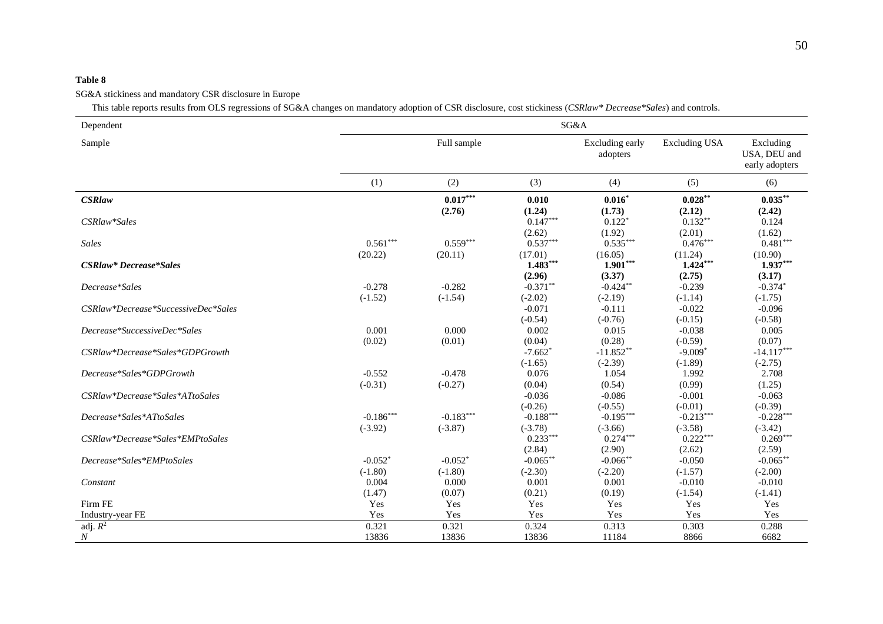**Table 8**

SG&A stickiness and mandatory CSR disclosure in Europe

This table reports results from OLS regressions of SG&A changes on mandatory adoption of CSR disclosure, cost stickiness (*CSRlaw\* Decrease\*Sales*) and controls.

| Dependent | SG&A | | | | | |
|---|---|---|---|---|---|---|
| Sample | Full sample | | | Excluding early adopters | Excluding USA | Excluding USA, DEU and early adopters |
| | (1) | (2) | (3) | (4) | (5) | (6) |
| ***CSRlaw*** | | **0.017\*\*\*** | **0.010** | **0.016\*** | **0.028\*\*** | **0.035\*\*** |
| | | **(2.76)** | **(1.24)** | **(1.73)** | **(2.12)** | **(2.42)** |
| *CSRlaw\*Sales* | | | 0.147\*\*\* | 0.122\* | 0.132\*\* | 0.124 |
| | | | (2.62) | (1.92) | (2.01) | (1.62) |
| *Sales* | 0.561\*\*\* | 0.559\*\*\* | 0.537\*\*\* | 0.535\*\*\* | 0.476\*\*\* | 0.481\*\*\* |
| | (20.22) | (20.11) | (17.01) | (16.05) | (11.24) | (10.90) |
| ***CSRlaw\* Decrease\*Sales*** | | | **1.483\*\*\*** | **1.901\*\*\*** | **1.424\*\*\*** | **1.937\*\*\*** |
| | | | **(2.96)** | **(3.37)** | **(2.75)** | **(3.17)** |
| *Decrease\*Sales* | -0.278 | -0.282 | -0.371\*\* | -0.424\*\* | -0.239 | -0.374\* |
| | (-1.52) | (-1.54) | (-2.02) | (-2.19) | (-1.14) | (-1.75) |
| *CSRlaw\*Decrease\*SuccessiveDec\*Sales* | | | -0.071 | -0.111 | -0.022 | -0.096 |
| | | | (-0.54) | (-0.76) | (-0.15) | (-0.58) |
| *Decrease\*SuccessiveDec\*Sales* | 0.001 | 0.000 | 0.002 | 0.015 | -0.038 | 0.005 |
| | (0.02) | (0.01) | (0.04) | (0.28) | (-0.59) | (0.07) |
| *CSRlaw\*Decrease\*Sales\*GDPGrowth* | | | -7.662\* | -11.852\*\* | -9.009\* | -14.117\*\*\* |
| | | | (-1.65) | (-2.39) | (-1.89) | (-2.75) |
| *Decrease\*Sales\*GDPGrowth* | -0.552 | -0.478 | 0.076 | 1.054 | 1.992 | 2.708 |
| | (-0.31) | (-0.27) | (0.04) | (0.54) | (0.99) | (1.25) |
| *CSRlaw\*Decrease\*Sales\*ATtoSales* | | | -0.036 | -0.086 | -0.001 | -0.063 |
| | | | (-0.26) | (-0.55) | (-0.01) | (-0.39) |
| *Decrease\*Sales\*ATtoSales* | -0.186\*\*\* | -0.183\*\*\* | -0.188\*\*\* | -0.195\*\*\* | -0.213\*\*\* | -0.228\*\*\* |
| | (-3.92) | (-3.87) | (-3.78) | (-3.66) | (-3.58) | (-3.42) |
| *CSRlaw\*Decrease\*Sales\*EMPtoSales* | | | 0.233\*\*\* | 0.274\*\*\* | 0.222\*\*\* | 0.269\*\*\* |
| | | | (2.84) | (2.90) | (2.62) | (2.59) |
| *Decrease\*Sales\*EMPtoSales* | -0.052\* | -0.052\* | -0.065\*\* | -0.066\*\* | -0.050 | -0.065\*\* |
| | (-1.80) | (-1.80) | (-2.30) | (-2.20) | (-1.57) | (-2.00) |
| *Constant* | 0.004 | 0.000 | 0.001 | 0.001 | -0.010 | -0.010 |
| | (1.47) | (0.07) | (0.21) | (0.19) | (-1.54) | (-1.41) |
| Firm FE | Yes | Yes | Yes | Yes | Yes | Yes |
| Industry-year FE | Yes | Yes | Yes | Yes | Yes | Yes |
| adj. $R^2$ | 0.321 | 0.321 | 0.324 | 0.313 | 0.303 | 0.288 |
| $N$ | 13836 | 13836 | 13836 | 11184 | 8866 | 6682 |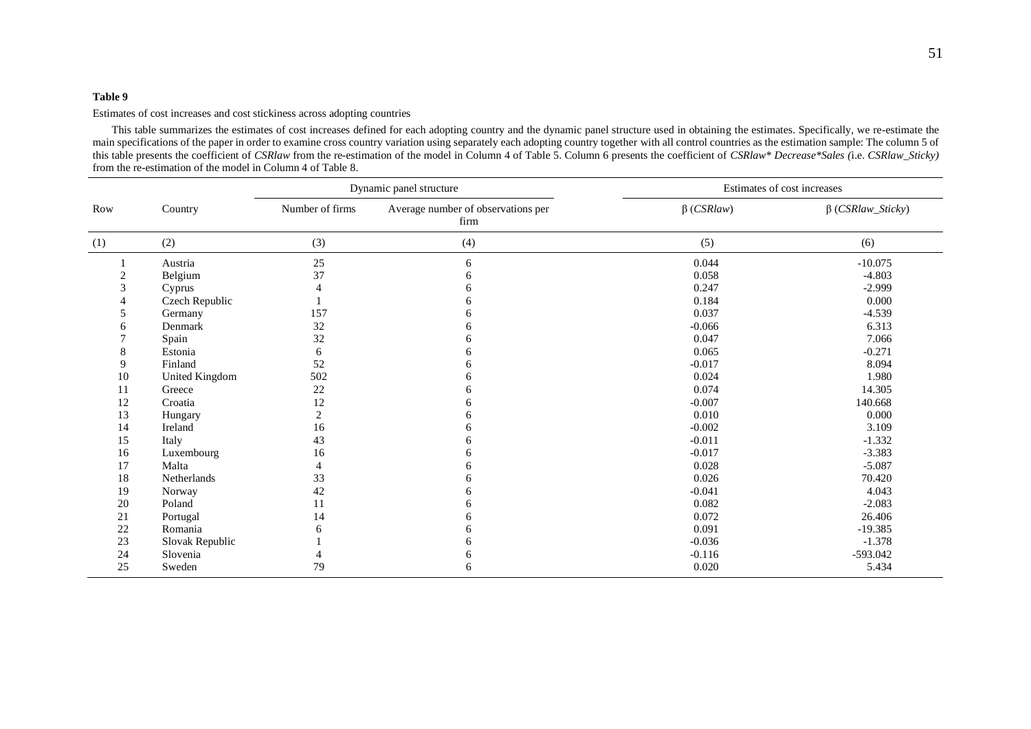**Table 9**

Estimates of cost increases and cost stickiness across adopting countries

This table summarizes the estimates of cost increases defined for each adopting country and the dynamic panel structure used in obtaining the estimates. Specifically, we re-estimate the main specifications of the paper in order to examine cross country variation using separately each adopting country together with all control countries as the estimation sample: The column 5 of this table presents the coefficient of *CSRlaw* from the re-estimation of the model in Column 4 of Table 5. Column 6 presents the coefficient of *CSRlaw\* Decrease\*Sales (*i.e. *CSRlaw_Sticky)* from the re-estimation of the model in Column 4 of Table 8.

| Row | Country | Dynamic panel structure | | Estimates of cost increases | |
|---|---|---|---|---|---|
| | | Number of firms | Average number of observations per firm | β (*CSRlaw*) | β (*CSRlaw_Sticky*) |
| (1) | (2) | (3) | (4) | (5) | (6) |
| 1 | Austria | 25 | 6 | 0.044 | -10.075 |
| 2 | Belgium | 37 | 6 | 0.058 | -4.803 |
| 3 | Cyprus | 4 | 6 | 0.247 | -2.999 |
| 4 | Czech Republic | 1 | 6 | 0.184 | 0.000 |
| 5 | Germany | 157 | 6 | 0.037 | -4.539 |
| 6 | Denmark | 32 | 6 | -0.066 | 6.313 |
| 7 | Spain | 32 | 6 | 0.047 | 7.066 |
| 8 | Estonia | 6 | 6 | 0.065 | -0.271 |
| 9 | Finland | 52 | 6 | -0.017 | 8.094 |
| 10 | United Kingdom | 502 | 6 | 0.024 | 1.980 |
| 11 | Greece | 22 | 6 | 0.074 | 14.305 |
| 12 | Croatia | 12 | 6 | -0.007 | 140.668 |
| 13 | Hungary | 2 | 6 | 0.010 | 0.000 |
| 14 | Ireland | 16 | 6 | -0.002 | 3.109 |
| 15 | Italy | 43 | 6 | -0.011 | -1.332 |
| 16 | Luxembourg | 16 | 6 | -0.017 | -3.383 |
| 17 | Malta | 4 | 6 | 0.028 | -5.087 |
| 18 | Netherlands | 33 | 6 | 0.026 | 70.420 |
| 19 | Norway | 42 | 6 | -0.041 | 4.043 |
| 20 | Poland | 11 | 6 | 0.082 | -2.083 |
| 21 | Portugal | 14 | 6 | 0.072 | 26.406 |
| 22 | Romania | 6 | 6 | 0.091 | -19.385 |
| 23 | Slovak Republic | 1 | 6 | -0.036 | -1.378 |
| 24 | Slovenia | 4 | 6 | -0.116 | -593.042 |
| 25 | Sweden | 79 | 6 | 0.020 | 5.434 |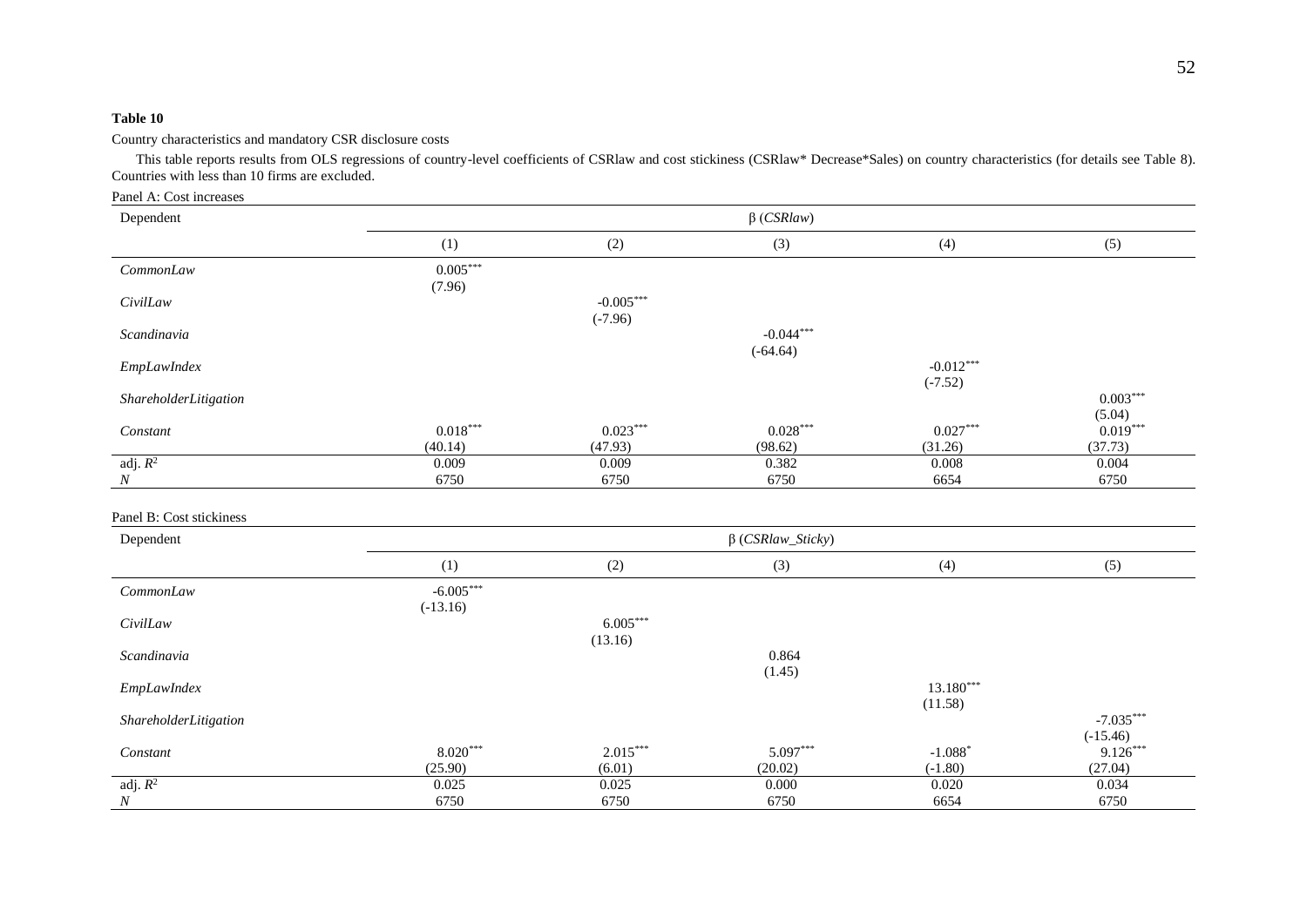**Table 10**

Country characteristics and mandatory CSR disclosure costs

This table reports results from OLS regressions of country-level coefficients of CSRlaw and cost stickiness (CSRlaw* Decrease*Sales) on country characteristics (for details see Table 8). Countries with less than 10 firms are excluded.

Panel A: Cost increases

| Dependent | β (*CSRlaw*) | | | | |
|---|---|---|---|---|---|
| | (1) | (2) | (3) | (4) | (5) |
| *CommonLaw* | 0.005*** | | | | |
| | (7.96) | | | | |
| *CivilLaw* | | -0.005*** | | | |
| | | (-7.96) | | | |
| *Scandinavia* | | | -0.044*** | | |
| | | | (-64.64) | | |
| *EmpLawIndex* | | | | -0.012*** | |
| | | | | (-7.52) | |
| *ShareholderLitigation* | | | | | 0.003*** |
| | | | | | (5.04) |
| *Constant* | 0.018*** | 0.023*** | 0.028*** | 0.027*** | 0.019*** |
| | (40.14) | (47.93) | (98.62) | (31.26) | (37.73) |
| adj. $R^2$ | 0.009 | 0.009 | 0.382 | 0.008 | 0.004 |
| *N* | 6750 | 6750 | 6750 | 6654 | 6750 |

Panel B: Cost stickiness

| Dependent | β (*CSRlaw_Sticky*) | | | | |
|---|---|---|---|---|---|
| | (1) | (2) | (3) | (4) | (5) |
| *CommonLaw* | -6.005*** | | | | |
| | (-13.16) | | | | |
| *CivilLaw* | | 6.005*** | | | |
| | | (13.16) | | | |
| *Scandinavia* | | | 0.864 | | |
| | | | (1.45) | | |
| *EmpLawIndex* | | | | 13.180*** | |
| | | | | (11.58) | |
| *ShareholderLitigation* | | | | | -7.035*** |
| | | | | | (-15.46) |
| *Constant* | 8.020*** | 2.015*** | 5.097*** | -1.088* | 9.126*** |
| | (25.90) | (6.01) | (20.02) | (-1.80) | (27.04) |
| adj. $R^2$ | 0.025 | 0.025 | 0.000 | 0.020 | 0.034 |
| *N* | 6750 | 6750 | 6750 | 6654 | 6750 |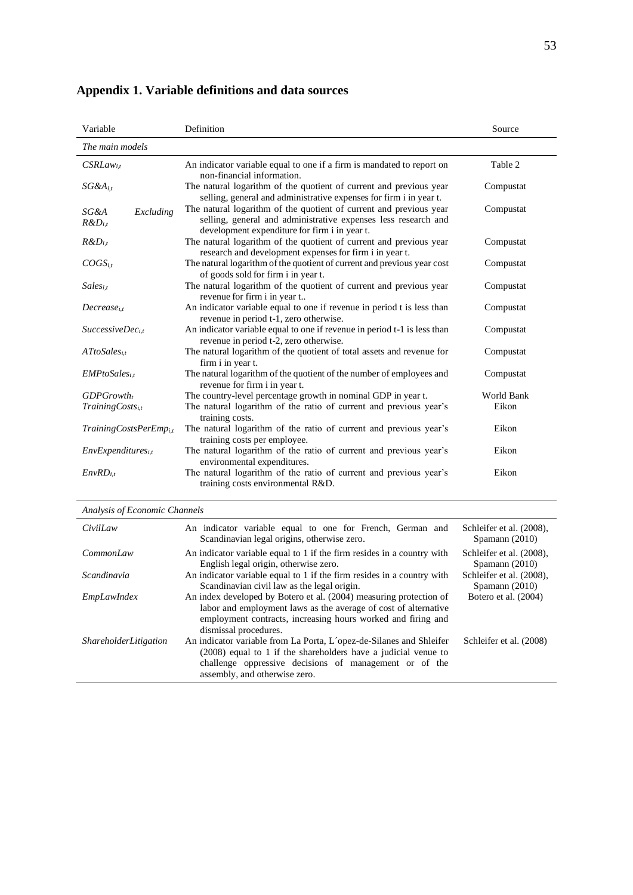## Appendix 1. Variable definitions and data sources

| Variable | Definition | Source |
|---|---|---|
| *The main models* | | |
| $CSRLaw_{i,t}$ | An indicator variable equal to one if a firm is mandated to report on non-financial information. | Table 2 |
| $SG\&A_{i,t}$ | The natural logarithm of the quotient of current and previous year selling, general and administrative expenses for firm i in year t. | Compustat |
| *SG&A Excluding* $R\&D_{i,t}$ | The natural logarithm of the quotient of current and previous year selling, general and administrative expenses less research and development expenditure for firm i in year t. | Compustat |
| $R\&D_{i,t}$ | The natural logarithm of the quotient of current and previous year research and development expenses for firm i in year t. | Compustat |
| $COGS_{i,t}$ | The natural logarithm of the quotient of current and previous year cost of goods sold for firm i in year t. | Compustat |
| $Sales_{i,t}$ | The natural logarithm of the quotient of current and previous year revenue for firm i in year t.. | Compustat |
| $Decrease_{i,t}$ | An indicator variable equal to one if revenue in period t is less than revenue in period t-1, zero otherwise. | Compustat |
| $SuccessiveDec_{i,t}$ | An indicator variable equal to one if revenue in period t-1 is less than revenue in period t-2, zero otherwise. | Compustat |
| $ATtoSales_{i,t}$ | The natural logarithm of the quotient of total assets and revenue for firm i in year t. | Compustat |
| $EMPtoSales_{i,t}$ | The natural logarithm of the quotient of the number of employees and revenue for firm i in year t. | Compustat |
| $GDPGrowth_{t}$ | The country-level percentage growth in nominal GDP in year t. | World Bank |
| $TrainingCosts_{i,t}$ | The natural logarithm of the ratio of current and previous year's training costs. | Eikon |
| $TrainingCostsPerEmp_{i,t}$ | The natural logarithm of the ratio of current and previous year's training costs per employee. | Eikon |
| $EnvExpenditures_{i,t}$ | The natural logarithm of the ratio of current and previous year's environmental expenditures. | Eikon |
| $EnvRD_{i,t}$ | The natural logarithm of the ratio of current and previous year's training costs environmental R&D. | Eikon |
| *Analysis of Economic Channels* | | |
| *CivilLaw* | An indicator variable equal to one for French, German and Scandinavian legal origins, otherwise zero. | Schleifer et al. (2008), Spamann (2010) |
| *CommonLaw* | An indicator variable equal to 1 if the firm resides in a country with English legal origin, otherwise zero. | Schleifer et al. (2008), Spamann (2010) |
| *Scandinavia* | An indicator variable equal to 1 if the firm resides in a country with Scandinavian civil law as the legal origin. | Schleifer et al. (2008), Spamann (2010) |
| *EmpLawIndex* | An index developed by Botero et al. (2004) measuring protection of labor and employment laws as the average of cost of alternative employment contracts, increasing hours worked and firing and dismissal procedures. | Botero et al. (2004) |
| *ShareholderLitigation* | An indicator variable from La Porta, L´opez-de-Silanes and Shleifer (2008) equal to 1 if the shareholders have a judicial venue to challenge oppressive decisions of management or of the assembly, and otherwise zero. | Schleifer et al. (2008) |